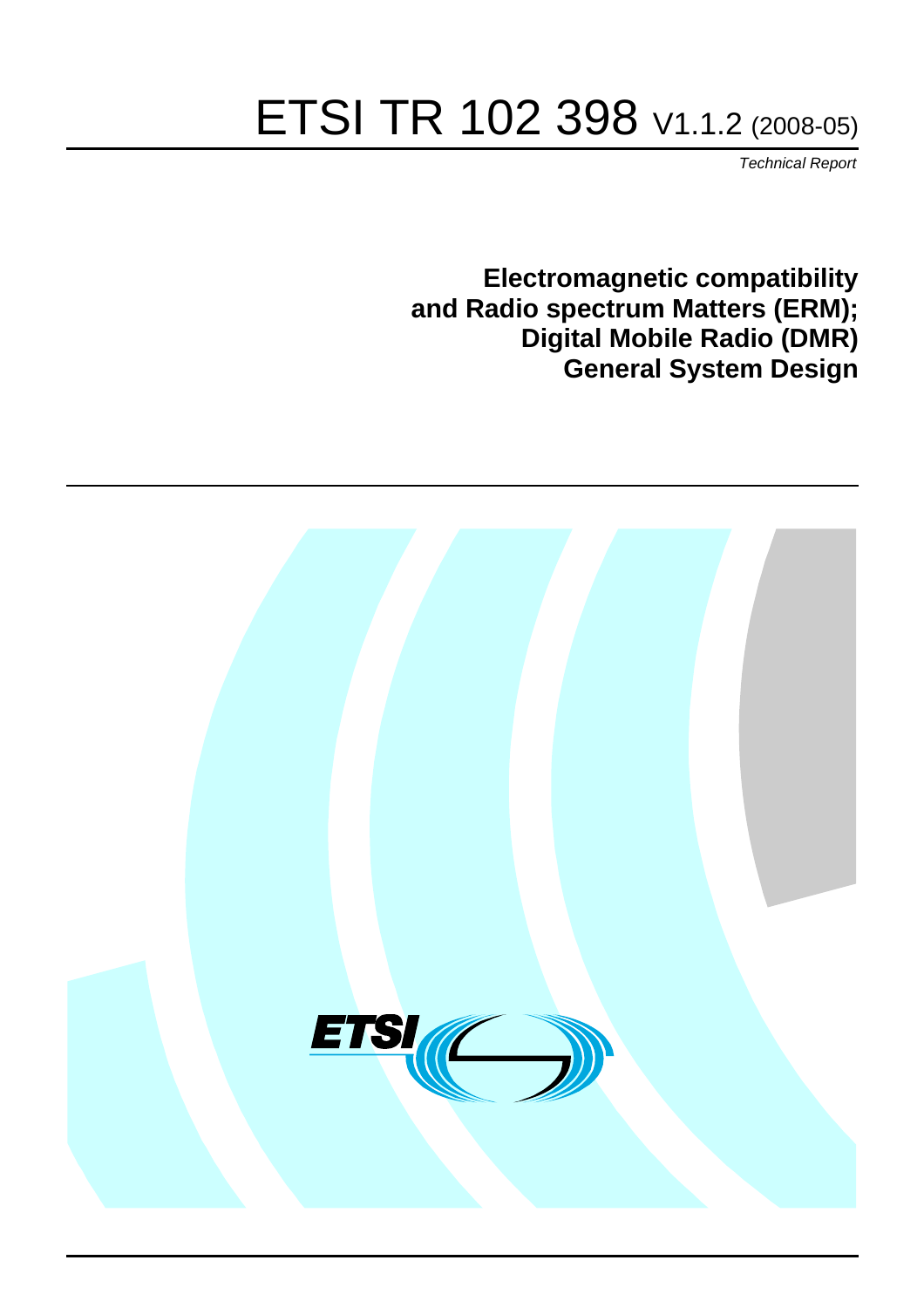# ETSI TR 102 398 V1.1.2 (2008-05)

*Technical Report*

**Electromagnetic compatibility and Radio spectrum Matters (ERM); Digital Mobile Radio (DMR) General System Design**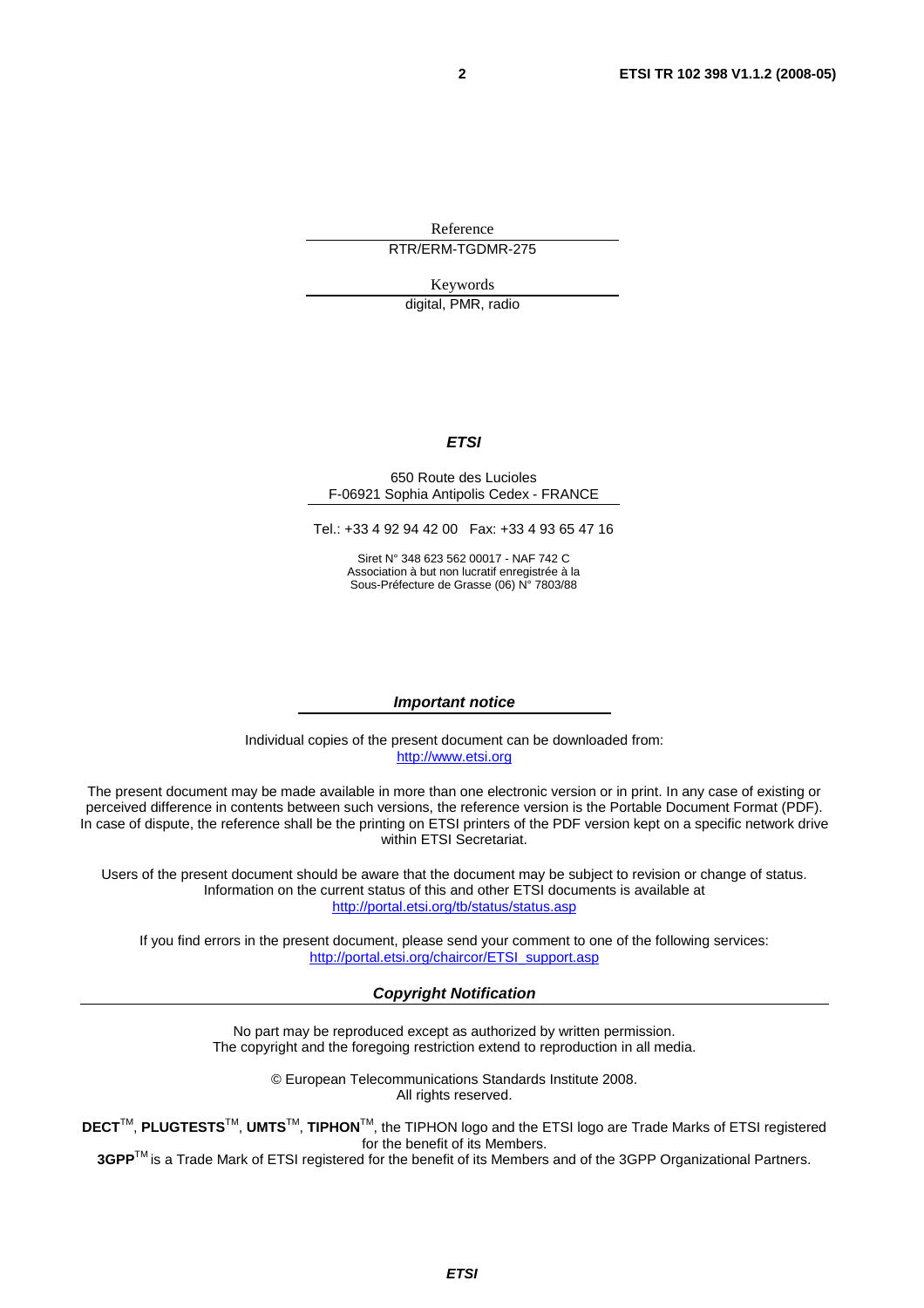Reference

RTR/ERM-TGDMR-275

Keywords

digital, PMR, radio

***ETSI***

650 Route des Lucioles
F-06921 Sophia Antipolis Cedex - FRANCE

Tel.: +33 4 92 94 42 00 Fax: +33 4 93 65 47 16

Siret N° 348 623 562 00017 - NAF 742 C
Association à but non lucratif enregistrée à la
Sous-Préfecture de Grasse (06) N° 7803/88

***Important notice***

Individual copies of the present document can be downloaded from:
http://www.etsi.org

The present document may be made available in more than one electronic version or in print. In any case of existing or perceived difference in contents between such versions, the reference version is the Portable Document Format (PDF). In case of dispute, the reference shall be the printing on ETSI printers of the PDF version kept on a specific network drive within ETSI Secretariat.

Users of the present document should be aware that the document may be subject to revision or change of status. Information on the current status of this and other ETSI documents is available at
http://portal.etsi.org/tb/status/status.asp

If you find errors in the present document, please send your comment to one of the following services:
http://portal.etsi.org/chaircor/ETSI_support.asp

***Copyright Notification***

No part may be reproduced except as authorized by written permission.
The copyright and the foregoing restriction extend to reproduction in all media.

© European Telecommunications Standards Institute 2008.
All rights reserved.

**DECT**TM, **PLUGTESTS**TM, **UMTS**TM, **TIPHON**TM, the TIPHON logo and the ETSI logo are Trade Marks of ETSI registered for the benefit of its Members.
**3GPP**TM is a Trade Mark of ETSI registered for the benefit of its Members and of the 3GPP Organizational Partners.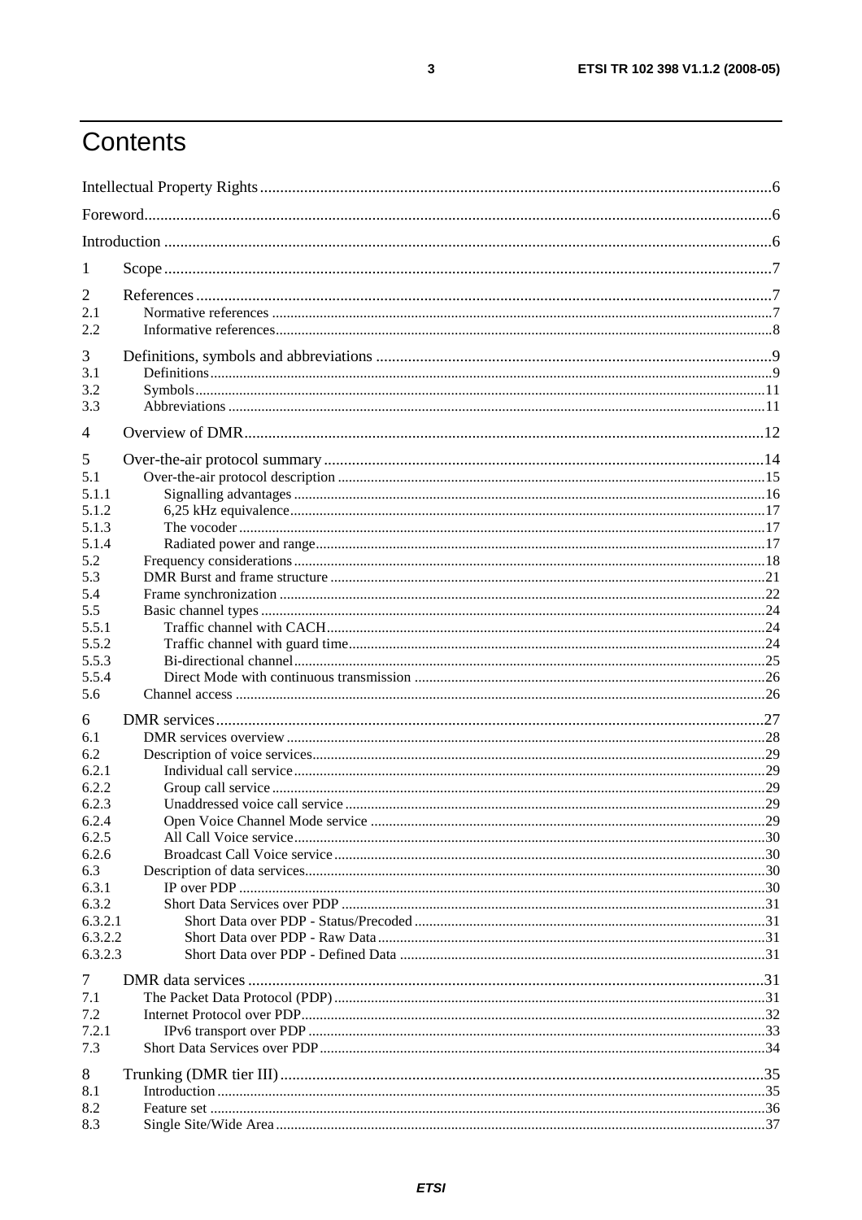# Contents

Intellectual Property Rights ....................................................................................................................6

Foreword ....................................................................................................................................................6

Introduction ..............................................................................................................................................6

1 Scope ......................................................................................................................................................7

2 References ..............................................................................................................................................7
2.1 Normative references ...........................................................................................................................7
2.2 Informative references .........................................................................................................................8

3 Definitions, symbols and abbreviations ...................................................................................................9
3.1 Definitions ............................................................................................................................................9
3.2 Symbols ...............................................................................................................................................11
3.3 Abbreviations ......................................................................................................................................11

4 Overview of DMR ..................................................................................................................................12

5 Over-the-air protocol summary .............................................................................................................14
5.1 Over-the-air protocol description .........................................................................................................15
5.1.1 Signalling advantages .......................................................................................................................16
5.1.2 6,25 kHz equivalence .........................................................................................................................17
5.1.3 The vocoder .......................................................................................................................................17
5.1.4 Radiated power and range ..................................................................................................................17
5.2 Frequency considerations .....................................................................................................................18
5.3 DMR Burst and frame structure ............................................................................................................21
5.4 Frame synchronization .........................................................................................................................22
5.5 Basic channel types ...............................................................................................................................24
5.5.1 Traffic channel with CACH ................................................................................................................24
5.5.2 Traffic channel with guard time ..........................................................................................................24
5.5.3 Bi-directional channel .........................................................................................................................25
5.5.4 Direct Mode with continuous transmission ........................................................................................26
5.6 Channel access .......................................................................................................................................26

6 DMR services ...........................................................................................................................................27
6.1 DMR services overview ..........................................................................................................................28
6.2 Description of voice services ..................................................................................................................29
6.2.1 Individual call service ...........................................................................................................................29
6.2.2 Group call service .................................................................................................................................29
6.2.3 Unaddressed voice call service .............................................................................................................29
6.2.4 Open Voice Channel Mode service .......................................................................................................29
6.2.5 All Call Voice service ...........................................................................................................................30
6.2.6 Broadcast Call Voice service .................................................................................................................30
6.3 Description of data services ....................................................................................................................30
6.3.1 IP over PDP ..........................................................................................................................................30
6.3.2 Short Data Services over PDP ...............................................................................................................31
6.3.2.1 Short Data over PDP - Status/Precoded ..............................................................................................31
6.3.2.2 Short Data over PDP - Raw Data .........................................................................................................31
6.3.2.3 Short Data over PDP - Defined Data ...................................................................................................31

7 DMR data services .....................................................................................................................................31
7.1 The Packet Data Protocol (PDP) ...............................................................................................................31
7.2 Internet Protocol over PDP .......................................................................................................................32
7.2.1 IPv6 transport over PDP .........................................................................................................................33
7.3 Short Data Services over PDP ...................................................................................................................34

8 Trunking (DMR tier III) ...............................................................................................................................35
8.1 Introduction ...............................................................................................................................................35
8.2 Feature set .................................................................................................................................................36
8.3 Single Site/Wide Area ................................................................................................................................37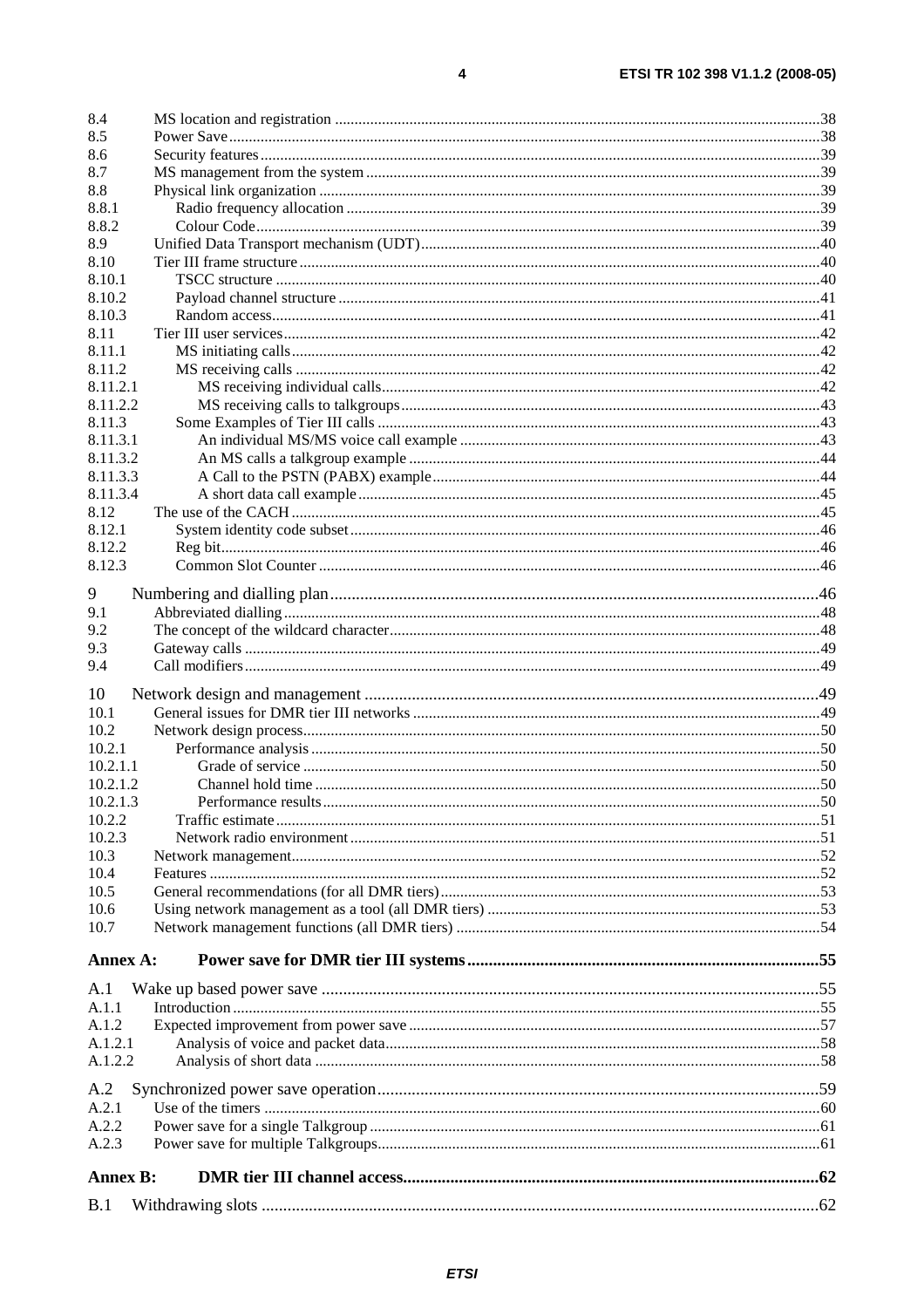8.4 MS location and registration ....38
8.5 Power Save ....38
8.6 Security features ....39
8.7 MS management from the system ....39
8.8 Physical link organization ....39
8.8.1 Radio frequency allocation ....39
8.8.2 Colour Code ....39
8.9 Unified Data Transport mechanism (UDT) ....40
8.10 Tier III frame structure ....40
8.10.1 TSCC structure ....40
8.10.2 Payload channel structure ....41
8.10.3 Random access ....41
8.11 Tier III user services ....42
8.11.1 MS initiating calls ....42
8.11.2 MS receiving calls ....42
8.11.2.1 MS receiving individual calls ....42
8.11.2.2 MS receiving calls to talkgroups ....43
8.11.3 Some Examples of Tier III calls ....43
8.11.3.1 An individual MS/MS voice call example ....43
8.11.3.2 An MS calls a talkgroup example ....44
8.11.3.3 A Call to the PSTN (PABX) example ....44
8.11.3.4 A short data call example ....45
8.12 The use of the CACH ....45
8.12.1 System identity code subset ....46
8.12.2 Reg bit ....46
8.12.3 Common Slot Counter ....46

9 Numbering and dialling plan ....46
9.1 Abbreviated dialling ....48
9.2 The concept of the wildcard character ....48
9.3 Gateway calls ....49
9.4 Call modifiers ....49

10 Network design and management ....49
10.1 General issues for DMR tier III networks ....49
10.2 Network design process ....50
10.2.1 Performance analysis ....50
10.2.1.1 Grade of service ....50
10.2.1.2 Channel hold time ....50
10.2.1.3 Performance results ....50
10.2.2 Traffic estimate ....51
10.2.3 Network radio environment ....51
10.3 Network management ....52
10.4 Features ....52
10.5 General recommendations (for all DMR tiers) ....53
10.6 Using network management as a tool (all DMR tiers) ....53
10.7 Network management functions (all DMR tiers) ....54

**Annex A: Power save for DMR tier III systems ....55**

A.1 Wake up based power save ....55
A.1.1 Introduction ....55
A.1.2 Expected improvement from power save ....57
A.1.2.1 Analysis of voice and packet data ....58
A.1.2.2 Analysis of short data ....58

A.2 Synchronized power save operation ....59
A.2.1 Use of the timers ....60
A.2.2 Power save for a single Talkgroup ....61
A.2.3 Power save for multiple Talkgroups ....61

**Annex B: DMR tier III channel access ....62**

B.1 Withdrawing slots ....62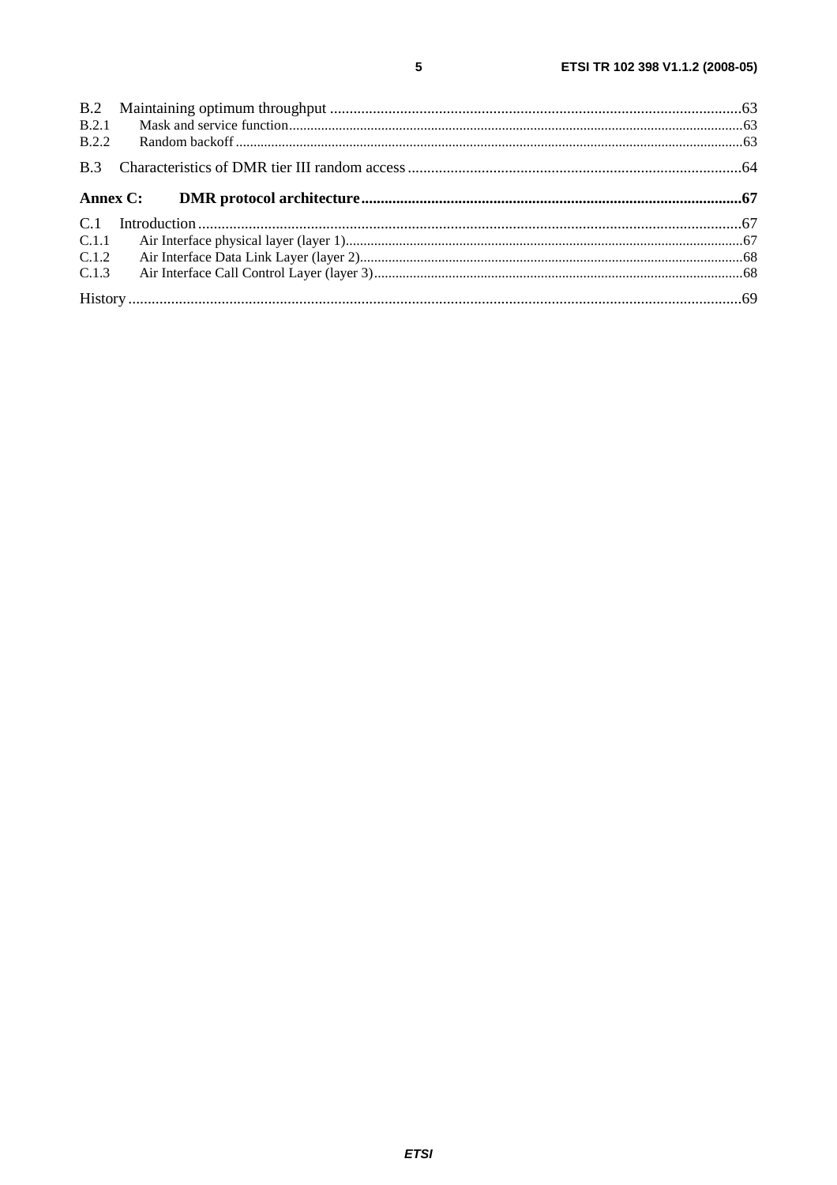B.2 Maintaining optimum throughput ........................................................................................................63
B.2.1 Mask and service function........................................................................................................................63
B.2.2 Random backoff .......................................................................................................................................63

B.3 Characteristics of DMR tier III random access .....................................................................................64

**Annex C: DMR protocol architecture.................................................................................................67**

C.1 Introduction ...........................................................................................................................................67
C.1.1 Air Interface physical layer (layer 1)........................................................................................................67
C.1.2 Air Interface Data Link Layer (layer 2).....................................................................................................68
C.1.3 Air Interface Call Control Layer (layer 3).................................................................................................68

History ............................................................................................................................................................69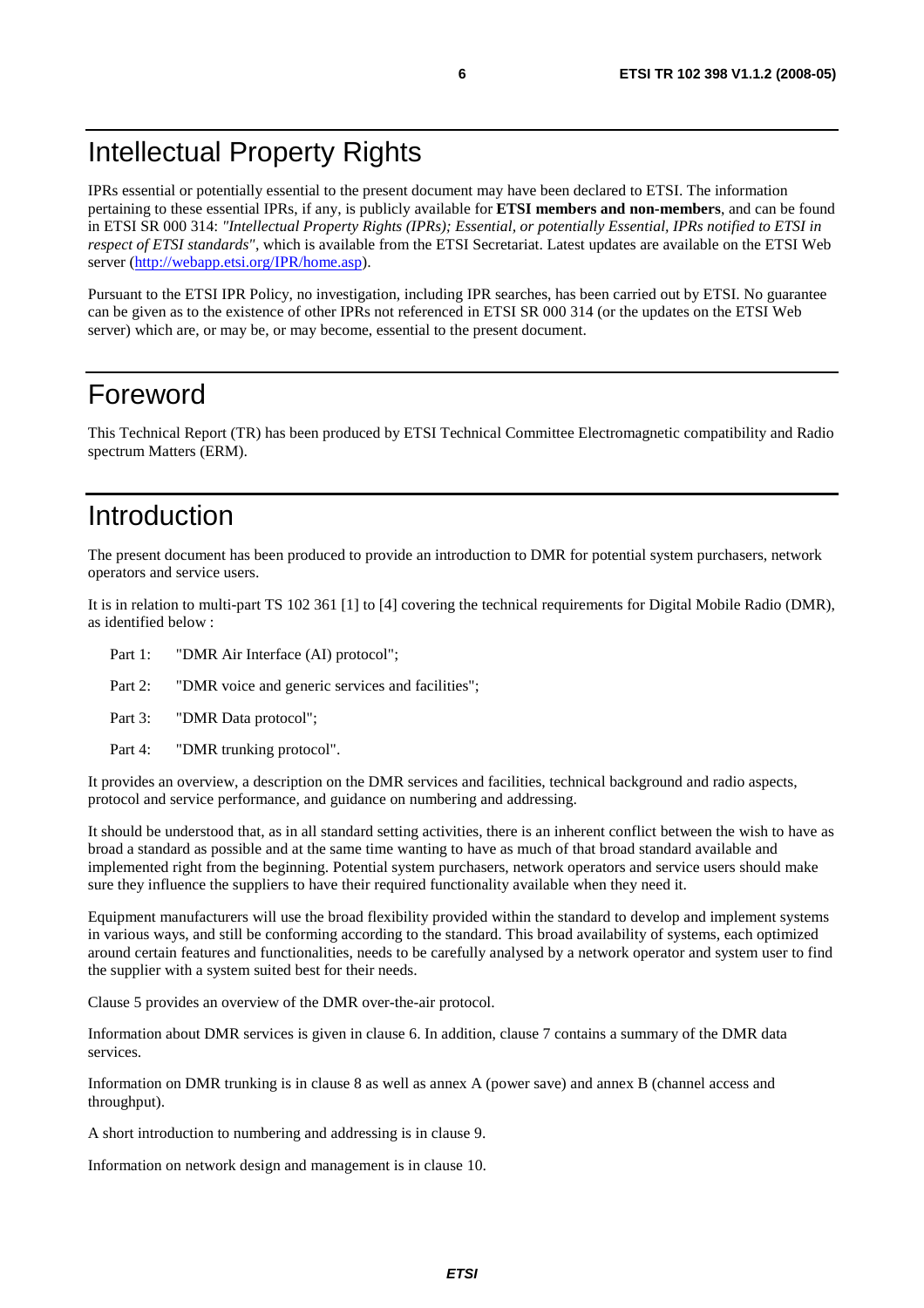# Intellectual Property Rights

IPRs essential or potentially essential to the present document may have been declared to ETSI. The information pertaining to these essential IPRs, if any, is publicly available for **ETSI members and non-members**, and can be found in ETSI SR 000 314: *"Intellectual Property Rights (IPRs); Essential, or potentially Essential, IPRs notified to ETSI in respect of ETSI standards"*, which is available from the ETSI Secretariat. Latest updates are available on the ETSI Web server (http://webapp.etsi.org/IPR/home.asp).

Pursuant to the ETSI IPR Policy, no investigation, including IPR searches, has been carried out by ETSI. No guarantee can be given as to the existence of other IPRs not referenced in ETSI SR 000 314 (or the updates on the ETSI Web server) which are, or may be, or may become, essential to the present document.

# Foreword

This Technical Report (TR) has been produced by ETSI Technical Committee Electromagnetic compatibility and Radio spectrum Matters (ERM).

# Introduction

The present document has been produced to provide an introduction to DMR for potential system purchasers, network operators and service users.

It is in relation to multi-part TS 102 361 [1] to [4] covering the technical requirements for Digital Mobile Radio (DMR), as identified below :

Part 1: "DMR Air Interface (AI) protocol";

Part 2: "DMR voice and generic services and facilities";

Part 3: "DMR Data protocol";

Part 4: "DMR trunking protocol".

It provides an overview, a description on the DMR services and facilities, technical background and radio aspects, protocol and service performance, and guidance on numbering and addressing.

It should be understood that, as in all standard setting activities, there is an inherent conflict between the wish to have as broad a standard as possible and at the same time wanting to have as much of that broad standard available and implemented right from the beginning. Potential system purchasers, network operators and service users should make sure they influence the suppliers to have their required functionality available when they need it.

Equipment manufacturers will use the broad flexibility provided within the standard to develop and implement systems in various ways, and still be conforming according to the standard. This broad availability of systems, each optimized around certain features and functionalities, needs to be carefully analysed by a network operator and system user to find the supplier with a system suited best for their needs.

Clause 5 provides an overview of the DMR over-the-air protocol.

Information about DMR services is given in clause 6. In addition, clause 7 contains a summary of the DMR data services.

Information on DMR trunking is in clause 8 as well as annex A (power save) and annex B (channel access and throughput).

A short introduction to numbering and addressing is in clause 9.

Information on network design and management is in clause 10.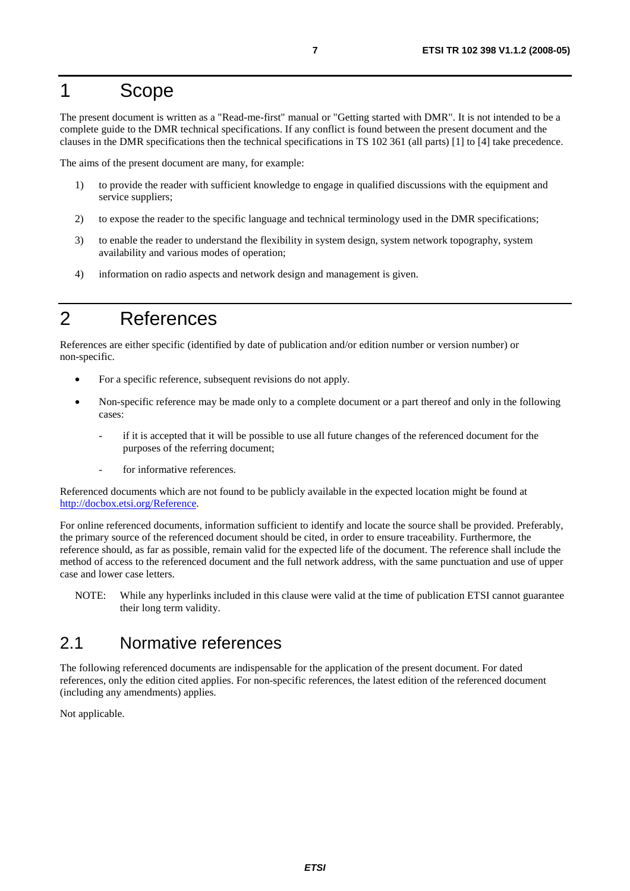# 1 Scope

The present document is written as a "Read-me-first" manual or "Getting started with DMR". It is not intended to be a complete guide to the DMR technical specifications. If any conflict is found between the present document and the clauses in the DMR specifications then the technical specifications in TS 102 361 (all parts) [1] to [4] take precedence.

The aims of the present document are many, for example:

1) to provide the reader with sufficient knowledge to engage in qualified discussions with the equipment and service suppliers;

2) to expose the reader to the specific language and technical terminology used in the DMR specifications;

3) to enable the reader to understand the flexibility in system design, system network topography, system availability and various modes of operation;

4) information on radio aspects and network design and management is given.

# 2 References

References are either specific (identified by date of publication and/or edition number or version number) or non-specific.

- For a specific reference, subsequent revisions do not apply.
- Non-specific reference may be made only to a complete document or a part thereof and only in the following cases:
  - if it is accepted that it will be possible to use all future changes of the referenced document for the purposes of the referring document;
  - for informative references.

Referenced documents which are not found to be publicly available in the expected location might be found at http://docbox.etsi.org/Reference.

For online referenced documents, information sufficient to identify and locate the source shall be provided. Preferably, the primary source of the referenced document should be cited, in order to ensure traceability. Furthermore, the reference should, as far as possible, remain valid for the expected life of the document. The reference shall include the method of access to the referenced document and the full network address, with the same punctuation and use of upper case and lower case letters.

NOTE: While any hyperlinks included in this clause were valid at the time of publication ETSI cannot guarantee their long term validity.

## 2.1 Normative references

The following referenced documents are indispensable for the application of the present document. For dated references, only the edition cited applies. For non-specific references, the latest edition of the referenced document (including any amendments) applies.

Not applicable.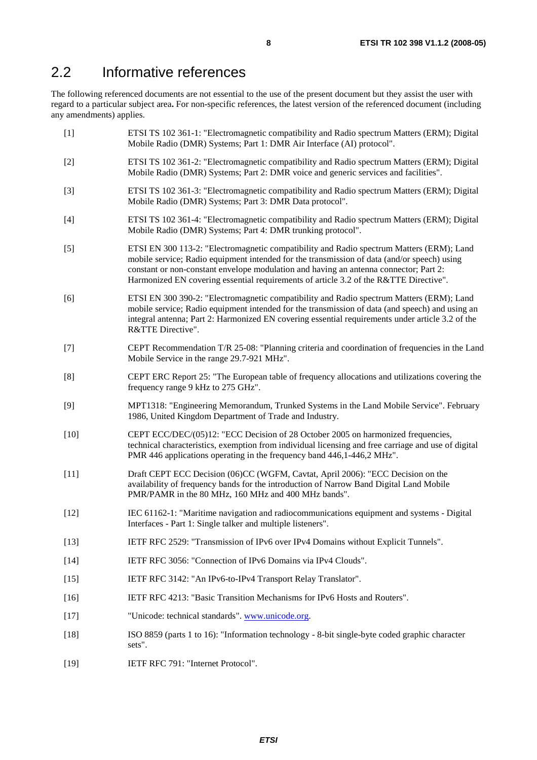## 2.2 Informative references

The following referenced documents are not essential to the use of the present document but they assist the user with regard to a particular subject area**.** For non-specific references, the latest version of the referenced document (including any amendments) applies.

[1] ETSI TS 102 361-1: "Electromagnetic compatibility and Radio spectrum Matters (ERM); Digital Mobile Radio (DMR) Systems; Part 1: DMR Air Interface (AI) protocol".

[2] ETSI TS 102 361-2: "Electromagnetic compatibility and Radio spectrum Matters (ERM); Digital Mobile Radio (DMR) Systems; Part 2: DMR voice and generic services and facilities".

[3] ETSI TS 102 361-3: "Electromagnetic compatibility and Radio spectrum Matters (ERM); Digital Mobile Radio (DMR) Systems; Part 3: DMR Data protocol".

[4] ETSI TS 102 361-4: "Electromagnetic compatibility and Radio spectrum Matters (ERM); Digital Mobile Radio (DMR) Systems; Part 4: DMR trunking protocol".

[5] ETSI EN 300 113-2: "Electromagnetic compatibility and Radio spectrum Matters (ERM); Land mobile service; Radio equipment intended for the transmission of data (and/or speech) using constant or non-constant envelope modulation and having an antenna connector; Part 2: Harmonized EN covering essential requirements of article 3.2 of the R&TTE Directive".

[6] ETSI EN 300 390-2: "Electromagnetic compatibility and Radio spectrum Matters (ERM); Land mobile service; Radio equipment intended for the transmission of data (and speech) and using an integral antenna; Part 2: Harmonized EN covering essential requirements under article 3.2 of the R&TTE Directive".

[7] CEPT Recommendation T/R 25-08: "Planning criteria and coordination of frequencies in the Land Mobile Service in the range 29.7-921 MHz".

[8] CEPT ERC Report 25: "The European table of frequency allocations and utilizations covering the frequency range 9 kHz to 275 GHz".

[9] MPT1318: "Engineering Memorandum, Trunked Systems in the Land Mobile Service". February 1986, United Kingdom Department of Trade and Industry.

[10] CEPT ECC/DEC/(05)12: "ECC Decision of 28 October 2005 on harmonized frequencies, technical characteristics, exemption from individual licensing and free carriage and use of digital PMR 446 applications operating in the frequency band 446,1-446,2 MHz".

[11] Draft CEPT ECC Decision (06)CC (WGFM, Cavtat, April 2006): "ECC Decision on the availability of frequency bands for the introduction of Narrow Band Digital Land Mobile PMR/PAMR in the 80 MHz, 160 MHz and 400 MHz bands".

[12] IEC 61162-1: "Maritime navigation and radiocommunications equipment and systems - Digital Interfaces - Part 1: Single talker and multiple listeners".

[13] IETF RFC 2529: "Transmission of IPv6 over IPv4 Domains without Explicit Tunnels".

[14] IETF RFC 3056: "Connection of IPv6 Domains via IPv4 Clouds".

[15] IETF RFC 3142: "An IPv6-to-IPv4 Transport Relay Translator".

[16] IETF RFC 4213: "Basic Transition Mechanisms for IPv6 Hosts and Routers".

[17] "Unicode: technical standards". www.unicode.org.

[18] ISO 8859 (parts 1 to 16): "Information technology - 8-bit single-byte coded graphic character sets".

[19] IETF RFC 791: "Internet Protocol".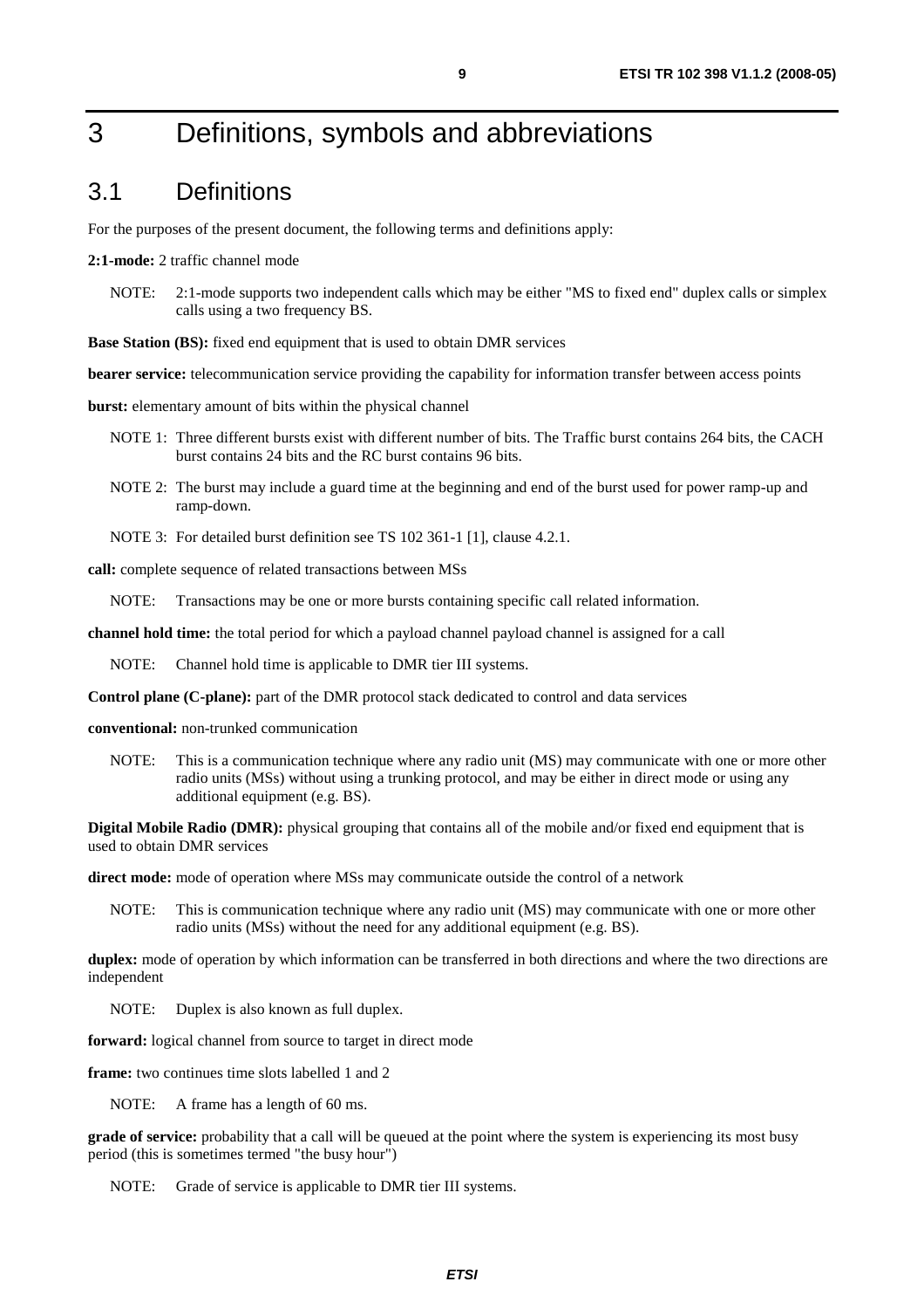# 3 Definitions, symbols and abbreviations

## 3.1 Definitions

For the purposes of the present document, the following terms and definitions apply:

**2:1-mode:** 2 traffic channel mode

NOTE: 2:1-mode supports two independent calls which may be either "MS to fixed end" duplex calls or simplex calls using a two frequency BS.

**Base Station (BS):** fixed end equipment that is used to obtain DMR services

**bearer service:** telecommunication service providing the capability for information transfer between access points

**burst:** elementary amount of bits within the physical channel

NOTE 1: Three different bursts exist with different number of bits. The Traffic burst contains 264 bits, the CACH burst contains 24 bits and the RC burst contains 96 bits.

NOTE 2: The burst may include a guard time at the beginning and end of the burst used for power ramp-up and ramp-down.

NOTE 3: For detailed burst definition see TS 102 361-1 [1], clause 4.2.1.

**call:** complete sequence of related transactions between MSs

NOTE: Transactions may be one or more bursts containing specific call related information.

**channel hold time:** the total period for which a payload channel payload channel is assigned for a call

NOTE: Channel hold time is applicable to DMR tier III systems.

**Control plane (C-plane):** part of the DMR protocol stack dedicated to control and data services

**conventional:** non-trunked communication

NOTE: This is a communication technique where any radio unit (MS) may communicate with one or more other radio units (MSs) without using a trunking protocol, and may be either in direct mode or using any additional equipment (e.g. BS).

**Digital Mobile Radio (DMR):** physical grouping that contains all of the mobile and/or fixed end equipment that is used to obtain DMR services

**direct mode:** mode of operation where MSs may communicate outside the control of a network

NOTE: This is communication technique where any radio unit (MS) may communicate with one or more other radio units (MSs) without the need for any additional equipment (e.g. BS).

**duplex:** mode of operation by which information can be transferred in both directions and where the two directions are independent

NOTE: Duplex is also known as full duplex.

**forward:** logical channel from source to target in direct mode

**frame:** two continues time slots labelled 1 and 2

NOTE: A frame has a length of 60 ms.

**grade of service:** probability that a call will be queued at the point where the system is experiencing its most busy period (this is sometimes termed "the busy hour")

NOTE: Grade of service is applicable to DMR tier III systems.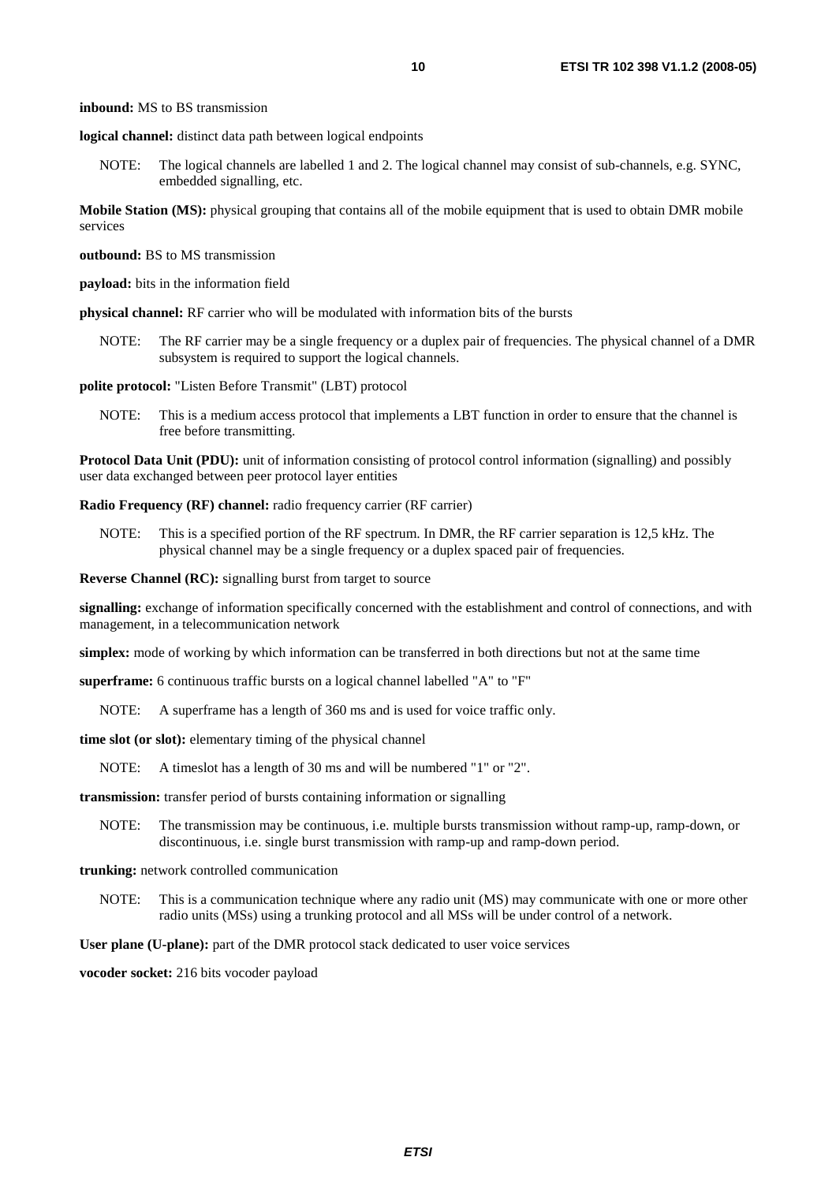**inbound:** MS to BS transmission

**logical channel:** distinct data path between logical endpoints

NOTE: The logical channels are labelled 1 and 2. The logical channel may consist of sub-channels, e.g. SYNC, embedded signalling, etc.

**Mobile Station (MS):** physical grouping that contains all of the mobile equipment that is used to obtain DMR mobile services

**outbound:** BS to MS transmission

**payload:** bits in the information field

**physical channel:** RF carrier who will be modulated with information bits of the bursts

NOTE: The RF carrier may be a single frequency or a duplex pair of frequencies. The physical channel of a DMR subsystem is required to support the logical channels.

**polite protocol:** "Listen Before Transmit" (LBT) protocol

NOTE: This is a medium access protocol that implements a LBT function in order to ensure that the channel is free before transmitting.

**Protocol Data Unit (PDU):** unit of information consisting of protocol control information (signalling) and possibly user data exchanged between peer protocol layer entities

**Radio Frequency (RF) channel:** radio frequency carrier (RF carrier)

NOTE: This is a specified portion of the RF spectrum. In DMR, the RF carrier separation is 12,5 kHz. The physical channel may be a single frequency or a duplex spaced pair of frequencies.

**Reverse Channel (RC):** signalling burst from target to source

**signalling:** exchange of information specifically concerned with the establishment and control of connections, and with management, in a telecommunication network

**simplex:** mode of working by which information can be transferred in both directions but not at the same time

**superframe:** 6 continuous traffic bursts on a logical channel labelled "A" to "F"

NOTE: A superframe has a length of 360 ms and is used for voice traffic only.

**time slot (or slot):** elementary timing of the physical channel

NOTE: A timeslot has a length of 30 ms and will be numbered "1" or "2".

**transmission:** transfer period of bursts containing information or signalling

NOTE: The transmission may be continuous, i.e. multiple bursts transmission without ramp-up, ramp-down, or discontinuous, i.e. single burst transmission with ramp-up and ramp-down period.

**trunking:** network controlled communication

NOTE: This is a communication technique where any radio unit (MS) may communicate with one or more other radio units (MSs) using a trunking protocol and all MSs will be under control of a network.

**User plane (U-plane):** part of the DMR protocol stack dedicated to user voice services

**vocoder socket:** 216 bits vocoder payload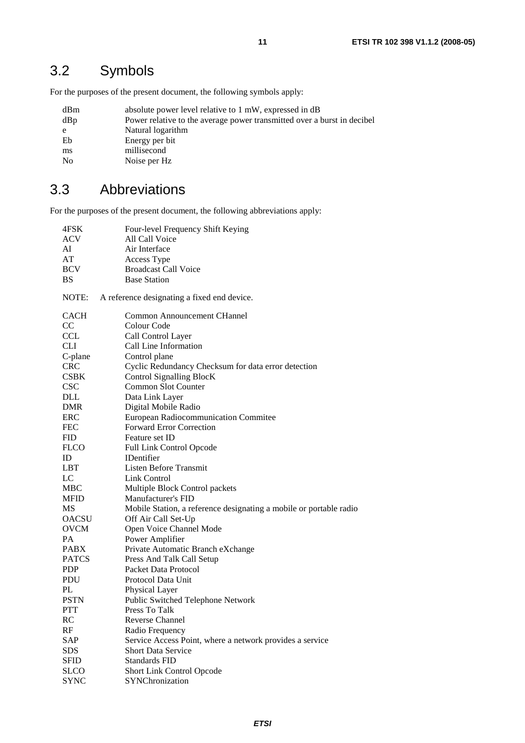## 3.2 Symbols

For the purposes of the present document, the following symbols apply:

| | |
|---|---|
| dBm | absolute power level relative to 1 mW, expressed in dB |
| dBp | Power relative to the average power transmitted over a burst in decibel |
| e | Natural logarithm |
| Eb | Energy per bit |
| ms | millisecond |
| No | Noise per Hz |

## 3.3 Abbreviations

For the purposes of the present document, the following abbreviations apply:

| | |
|---|---|
| 4FSK | Four-level Frequency Shift Keying |
| ACV | All Call Voice |
| AI | Air Interface |
| AT | Access Type |
| BCV | Broadcast Call Voice |
| BS | Base Station |

NOTE: A reference designating a fixed end device.

| | |
|---|---|
| CACH | Common Announcement CHannel |
| CC | Colour Code |
| CCL | Call Control Layer |
| CLI | Call Line Information |
| C-plane | Control plane |
| CRC | Cyclic Redundancy Checksum for data error detection |
| CSBK | Control Signalling BlocK |
| CSC | Common Slot Counter |
| DLL | Data Link Layer |
| DMR | Digital Mobile Radio |
| ERC | European Radiocommunication Commitee |
| FEC | Forward Error Correction |
| FID | Feature set ID |
| FLCO | Full Link Control Opcode |
| ID | IDentifier |
| LBT | Listen Before Transmit |
| LC | Link Control |
| MBC | Multiple Block Control packets |
| MFID | Manufacturer's FID |
| MS | Mobile Station, a reference designating a mobile or portable radio |
| OACSU | Off Air Call Set-Up |
| OVCM | Open Voice Channel Mode |
| PA | Power Amplifier |
| PABX | Private Automatic Branch eXchange |
| PATCS | Press And Talk Call Setup |
| PDP | Packet Data Protocol |
| PDU | Protocol Data Unit |
| PL | Physical Layer |
| PSTN | Public Switched Telephone Network |
| PTT | Press To Talk |
| RC | Reverse Channel |
| RF | Radio Frequency |
| SAP | Service Access Point, where a network provides a service |
| SDS | Short Data Service |
| SFID | Standards FID |
| SLCO | Short Link Control Opcode |
| SYNC | SYNChronization |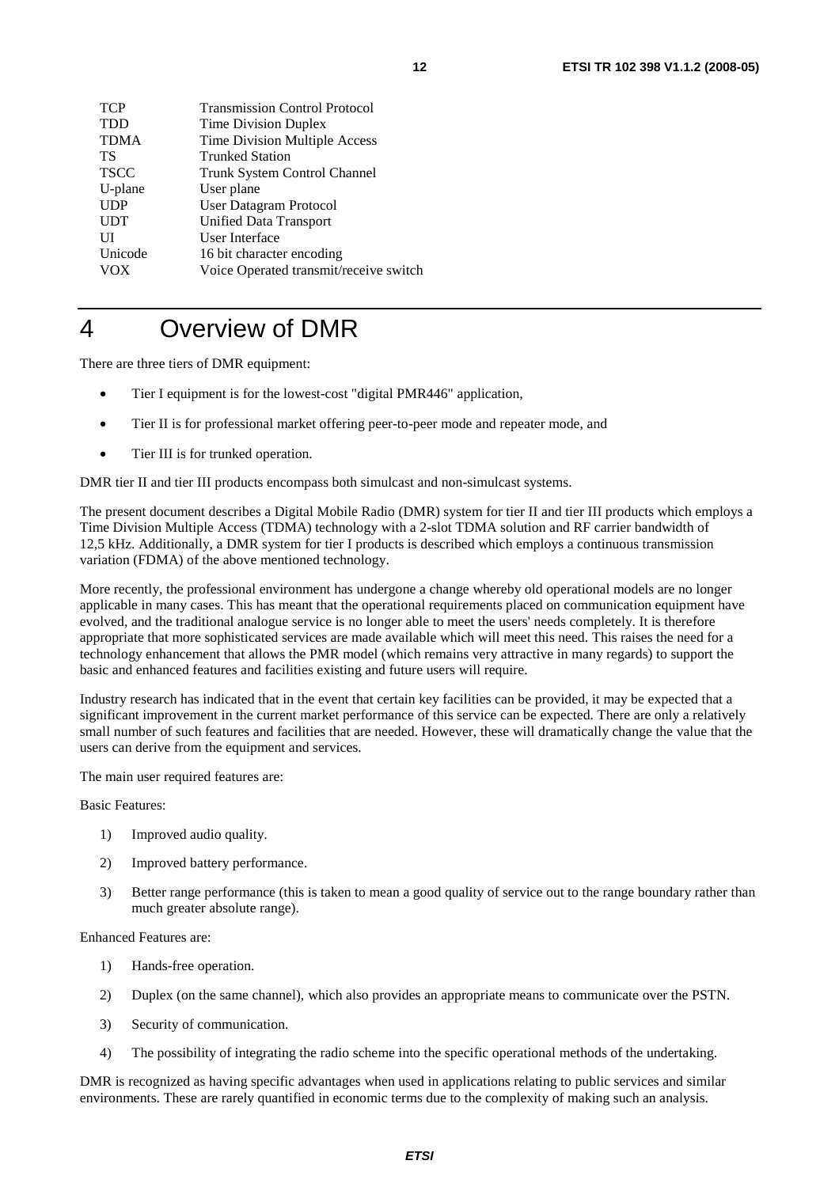| | |
|---|---|
| TCP | Transmission Control Protocol |
| TDD | Time Division Duplex |
| TDMA | Time Division Multiple Access |
| TS | Trunked Station |
| TSCC | Trunk System Control Channel |
| U-plane | User plane |
| UDP | User Datagram Protocol |
| UDT | Unified Data Transport |
| UI | User Interface |
| Unicode | 16 bit character encoding |
| VOX | Voice Operated transmit/receive switch |

# 4 Overview of DMR

There are three tiers of DMR equipment:

- Tier I equipment is for the lowest-cost "digital PMR446" application,
- Tier II is for professional market offering peer-to-peer mode and repeater mode, and
- Tier III is for trunked operation.

DMR tier II and tier III products encompass both simulcast and non-simulcast systems.

The present document describes a Digital Mobile Radio (DMR) system for tier II and tier III products which employs a Time Division Multiple Access (TDMA) technology with a 2-slot TDMA solution and RF carrier bandwidth of 12,5 kHz. Additionally, a DMR system for tier I products is described which employs a continuous transmission variation (FDMA) of the above mentioned technology.

More recently, the professional environment has undergone a change whereby old operational models are no longer applicable in many cases. This has meant that the operational requirements placed on communication equipment have evolved, and the traditional analogue service is no longer able to meet the users' needs completely. It is therefore appropriate that more sophisticated services are made available which will meet this need. This raises the need for a technology enhancement that allows the PMR model (which remains very attractive in many regards) to support the basic and enhanced features and facilities existing and future users will require.

Industry research has indicated that in the event that certain key facilities can be provided, it may be expected that a significant improvement in the current market performance of this service can be expected. There are only a relatively small number of such features and facilities that are needed. However, these will dramatically change the value that the users can derive from the equipment and services.

The main user required features are:

Basic Features:

1) Improved audio quality.
2) Improved battery performance.
3) Better range performance (this is taken to mean a good quality of service out to the range boundary rather than much greater absolute range).

Enhanced Features are:

1) Hands-free operation.
2) Duplex (on the same channel), which also provides an appropriate means to communicate over the PSTN.
3) Security of communication.
4) The possibility of integrating the radio scheme into the specific operational methods of the undertaking.

DMR is recognized as having specific advantages when used in applications relating to public services and similar environments. These are rarely quantified in economic terms due to the complexity of making such an analysis.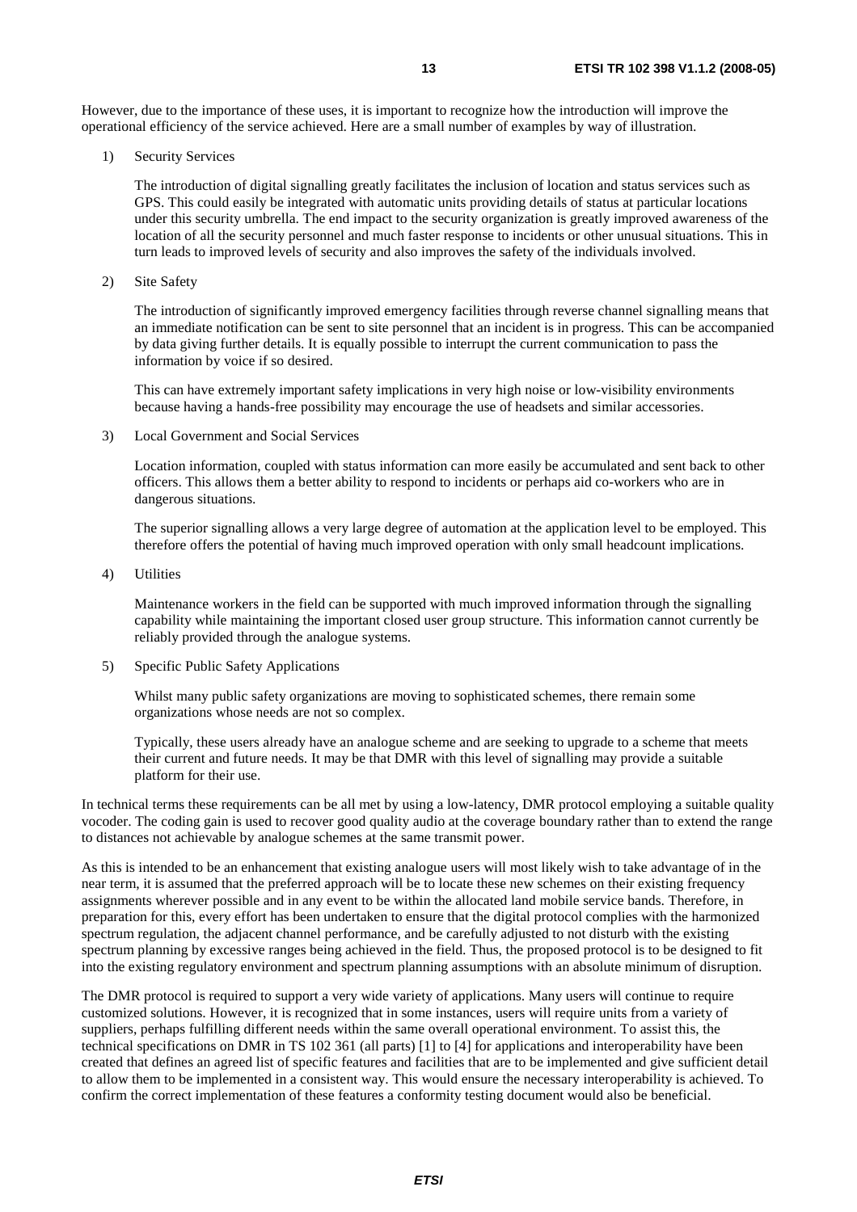However, due to the importance of these uses, it is important to recognize how the introduction will improve the operational efficiency of the service achieved. Here are a small number of examples by way of illustration.

1) Security Services

   The introduction of digital signalling greatly facilitates the inclusion of location and status services such as GPS. This could easily be integrated with automatic units providing details of status at particular locations under this security umbrella. The end impact to the security organization is greatly improved awareness of the location of all the security personnel and much faster response to incidents or other unusual situations. This in turn leads to improved levels of security and also improves the safety of the individuals involved.

2) Site Safety

   The introduction of significantly improved emergency facilities through reverse channel signalling means that an immediate notification can be sent to site personnel that an incident is in progress. This can be accompanied by data giving further details. It is equally possible to interrupt the current communication to pass the information by voice if so desired.

   This can have extremely important safety implications in very high noise or low-visibility environments because having a hands-free possibility may encourage the use of headsets and similar accessories.

3) Local Government and Social Services

   Location information, coupled with status information can more easily be accumulated and sent back to other officers. This allows them a better ability to respond to incidents or perhaps aid co-workers who are in dangerous situations.

   The superior signalling allows a very large degree of automation at the application level to be employed. This therefore offers the potential of having much improved operation with only small headcount implications.

4) Utilities

   Maintenance workers in the field can be supported with much improved information through the signalling capability while maintaining the important closed user group structure. This information cannot currently be reliably provided through the analogue systems.

5) Specific Public Safety Applications

   Whilst many public safety organizations are moving to sophisticated schemes, there remain some organizations whose needs are not so complex.

   Typically, these users already have an analogue scheme and are seeking to upgrade to a scheme that meets their current and future needs. It may be that DMR with this level of signalling may provide a suitable platform for their use.

In technical terms these requirements can be all met by using a low-latency, DMR protocol employing a suitable quality vocoder. The coding gain is used to recover good quality audio at the coverage boundary rather than to extend the range to distances not achievable by analogue schemes at the same transmit power.

As this is intended to be an enhancement that existing analogue users will most likely wish to take advantage of in the near term, it is assumed that the preferred approach will be to locate these new schemes on their existing frequency assignments wherever possible and in any event to be within the allocated land mobile service bands. Therefore, in preparation for this, every effort has been undertaken to ensure that the digital protocol complies with the harmonized spectrum regulation, the adjacent channel performance, and be carefully adjusted to not disturb with the existing spectrum planning by excessive ranges being achieved in the field. Thus, the proposed protocol is to be designed to fit into the existing regulatory environment and spectrum planning assumptions with an absolute minimum of disruption.

The DMR protocol is required to support a very wide variety of applications. Many users will continue to require customized solutions. However, it is recognized that in some instances, users will require units from a variety of suppliers, perhaps fulfilling different needs within the same overall operational environment. To assist this, the technical specifications on DMR in TS 102 361 (all parts) [1] to [4] for applications and interoperability have been created that defines an agreed list of specific features and facilities that are to be implemented and give sufficient detail to allow them to be implemented in a consistent way. This would ensure the necessary interoperability is achieved. To confirm the correct implementation of these features a conformity testing document would also be beneficial.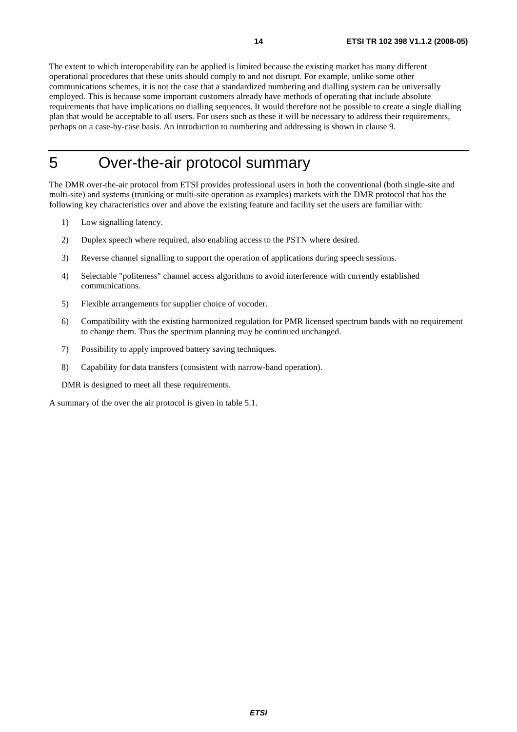The extent to which interoperability can be applied is limited because the existing market has many different operational procedures that these units should comply to and not disrupt. For example, unlike some other communications schemes, it is not the case that a standardized numbering and dialling system can be universally employed. This is because some important customers already have methods of operating that include absolute requirements that have implications on dialling sequences. It would therefore not be possible to create a single dialling plan that would be acceptable to all users. For users such as these it will be necessary to address their requirements, perhaps on a case-by-case basis. An introduction to numbering and addressing is shown in clause 9.

# 5 Over-the-air protocol summary

The DMR over-the-air protocol from ETSI provides professional users in both the conventional (both single-site and multi-site) and systems (trunking or multi-site operation as examples) markets with the DMR protocol that has the following key characteristics over and above the existing feature and facility set the users are familiar with:

1) Low signalling latency.
2) Duplex speech where required, also enabling access to the PSTN where desired.
3) Reverse channel signalling to support the operation of applications during speech sessions.
4) Selectable "politeness" channel access algorithms to avoid interference with currently established communications.
5) Flexible arrangements for supplier choice of vocoder.
6) Compatibility with the existing harmonized regulation for PMR licensed spectrum bands with no requirement to change them. Thus the spectrum planning may be continued unchanged.
7) Possibility to apply improved battery saving techniques.
8) Capability for data transfers (consistent with narrow-band operation).

DMR is designed to meet all these requirements.

A summary of the over the air protocol is given in table 5.1.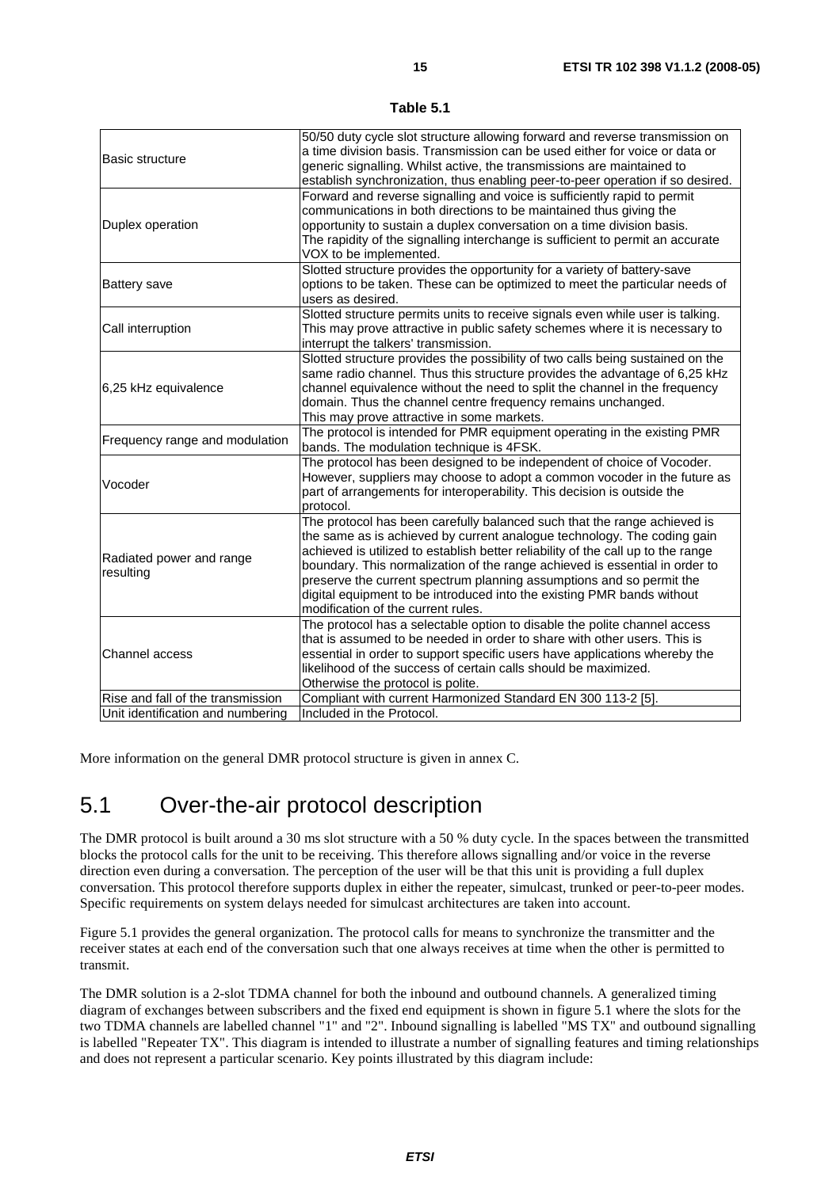**Table 5.1**

| | |
|---|---|
| Basic structure | 50/50 duty cycle slot structure allowing forward and reverse transmission on a time division basis. Transmission can be used either for voice or data or generic signalling. Whilst active, the transmissions are maintained to establish synchronization, thus enabling peer-to-peer operation if so desired. |
| Duplex operation | Forward and reverse signalling and voice is sufficiently rapid to permit communications in both directions to be maintained thus giving the opportunity to sustain a duplex conversation on a time division basis. The rapidity of the signalling interchange is sufficient to permit an accurate VOX to be implemented. |
| Battery save | Slotted structure provides the opportunity for a variety of battery-save options to be taken. These can be optimized to meet the particular needs of users as desired. |
| Call interruption | Slotted structure permits units to receive signals even while user is talking. This may prove attractive in public safety schemes where it is necessary to interrupt the talkers' transmission. |
| 6,25 kHz equivalence | Slotted structure provides the possibility of two calls being sustained on the same radio channel. Thus this structure provides the advantage of 6,25 kHz channel equivalence without the need to split the channel in the frequency domain. Thus the channel centre frequency remains unchanged. This may prove attractive in some markets. |
| Frequency range and modulation | The protocol is intended for PMR equipment operating in the existing PMR bands. The modulation technique is 4FSK. |
| Vocoder | The protocol has been designed to be independent of choice of Vocoder. However, suppliers may choose to adopt a common vocoder in the future as part of arrangements for interoperability. This decision is outside the protocol. |
| Radiated power and range resulting | The protocol has been carefully balanced such that the range achieved is the same as is achieved by current analogue technology. The coding gain achieved is utilized to establish better reliability of the call up to the range boundary. This normalization of the range achieved is essential in order to preserve the current spectrum planning assumptions and so permit the digital equipment to be introduced into the existing PMR bands without modification of the current rules. |
| Channel access | The protocol has a selectable option to disable the polite channel access that is assumed to be needed in order to share with other users. This is essential in order to support specific users have applications whereby the likelihood of the success of certain calls should be maximized. Otherwise the protocol is polite. |
| Rise and fall of the transmission | Compliant with current Harmonized Standard EN 300 113-2 [5]. |
| Unit identification and numbering | Included in the Protocol. |

More information on the general DMR protocol structure is given in annex C.

## 5.1 Over-the-air protocol description

The DMR protocol is built around a 30 ms slot structure with a 50 % duty cycle. In the spaces between the transmitted blocks the protocol calls for the unit to be receiving. This therefore allows signalling and/or voice in the reverse direction even during a conversation. The perception of the user will be that this unit is providing a full duplex conversation. This protocol therefore supports duplex in either the repeater, simulcast, trunked or peer-to-peer modes. Specific requirements on system delays needed for simulcast architectures are taken into account.

Figure 5.1 provides the general organization. The protocol calls for means to synchronize the transmitter and the receiver states at each end of the conversation such that one always receives at time when the other is permitted to transmit.

The DMR solution is a 2-slot TDMA channel for both the inbound and outbound channels. A generalized timing diagram of exchanges between subscribers and the fixed end equipment is shown in figure 5.1 where the slots for the two TDMA channels are labelled channel "1" and "2". Inbound signalling is labelled "MS TX" and outbound signalling is labelled "Repeater TX". This diagram is intended to illustrate a number of signalling features and timing relationships and does not represent a particular scenario. Key points illustrated by this diagram include: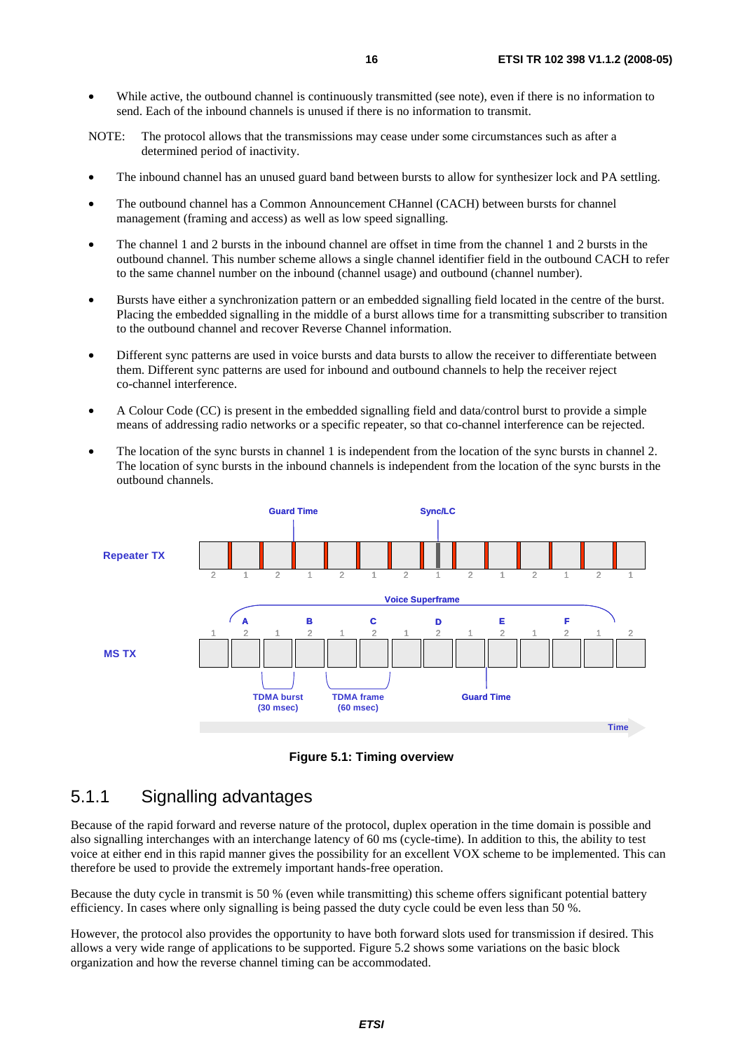- While active, the outbound channel is continuously transmitted (see note), even if there is no information to send. Each of the inbound channels is unused if there is no information to transmit.

NOTE: The protocol allows that the transmissions may cease under some circumstances such as after a determined period of inactivity.

- The inbound channel has an unused guard band between bursts to allow for synthesizer lock and PA settling.
- The outbound channel has a Common Announcement CHannel (CACH) between bursts for channel management (framing and access) as well as low speed signalling.
- The channel 1 and 2 bursts in the inbound channel are offset in time from the channel 1 and 2 bursts in the outbound channel. This number scheme allows a single channel identifier field in the outbound CACH to refer to the same channel number on the inbound (channel usage) and outbound (channel number).
- Bursts have either a synchronization pattern or an embedded signalling field located in the centre of the burst. Placing the embedded signalling in the middle of a burst allows time for a transmitting subscriber to transition to the outbound channel and recover Reverse Channel information.
- Different sync patterns are used in voice bursts and data bursts to allow the receiver to differentiate between them. Different sync patterns are used for inbound and outbound channels to help the receiver reject co-channel interference.
- A Colour Code (CC) is present in the embedded signalling field and data/control burst to provide a simple means of addressing radio networks or a specific repeater, so that co-channel interference can be rejected.
- The location of the sync bursts in channel 1 is independent from the location of the sync bursts in channel 2. The location of sync bursts in the inbound channels is independent from the location of the sync bursts in the outbound channels.

**Figure 5.1: Timing overview**

## 5.1.1 Signalling advantages

Because of the rapid forward and reverse nature of the protocol, duplex operation in the time domain is possible and also signalling interchanges with an interchange latency of 60 ms (cycle-time). In addition to this, the ability to test voice at either end in this rapid manner gives the possibility for an excellent VOX scheme to be implemented. This can therefore be used to provide the extremely important hands-free operation.

Because the duty cycle in transmit is 50 % (even while transmitting) this scheme offers significant potential battery efficiency. In cases where only signalling is being passed the duty cycle could be even less than 50 %.

However, the protocol also provides the opportunity to have both forward slots used for transmission if desired. This allows a very wide range of applications to be supported. Figure 5.2 shows some variations on the basic block organization and how the reverse channel timing can be accommodated.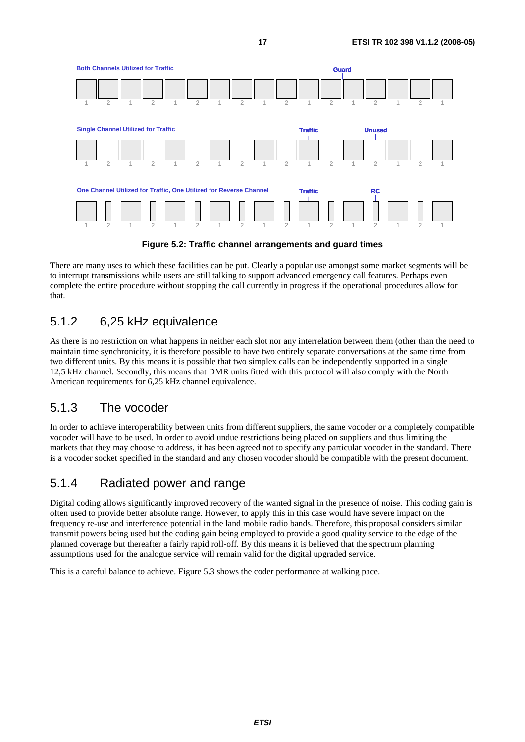Both Channels Utilized for Traffic

Guard

Single Channel Utilized for Traffic

Traffic Unused

One Channel Utilized for Traffic, One Utilized for Reverse Channel

Traffic RC

**Figure 5.2: Traffic channel arrangements and guard times**

There are many uses to which these facilities can be put. Clearly a popular use amongst some market segments will be to interrupt transmissions while users are still talking to support advanced emergency call features. Perhaps even complete the entire procedure without stopping the call currently in progress if the operational procedures allow for that.

### 5.1.2 6,25 kHz equivalence

As there is no restriction on what happens in neither each slot nor any interrelation between them (other than the need to maintain time synchronicity, it is therefore possible to have two entirely separate conversations at the same time from two different units. By this means it is possible that two simplex calls can be independently supported in a single 12,5 kHz channel. Secondly, this means that DMR units fitted with this protocol will also comply with the North American requirements for 6,25 kHz channel equivalence.

### 5.1.3 The vocoder

In order to achieve interoperability between units from different suppliers, the same vocoder or a completely compatible vocoder will have to be used. In order to avoid undue restrictions being placed on suppliers and thus limiting the markets that they may choose to address, it has been agreed not to specify any particular vocoder in the standard. There is a vocoder socket specified in the standard and any chosen vocoder should be compatible with the present document.

### 5.1.4 Radiated power and range

Digital coding allows significantly improved recovery of the wanted signal in the presence of noise. This coding gain is often used to provide better absolute range. However, to apply this in this case would have severe impact on the frequency re-use and interference potential in the land mobile radio bands. Therefore, this proposal considers similar transmit powers being used but the coding gain being employed to provide a good quality service to the edge of the planned coverage but thereafter a fairly rapid roll-off. By this means it is believed that the spectrum planning assumptions used for the analogue service will remain valid for the digital upgraded service.

This is a careful balance to achieve. Figure 5.3 shows the coder performance at walking pace.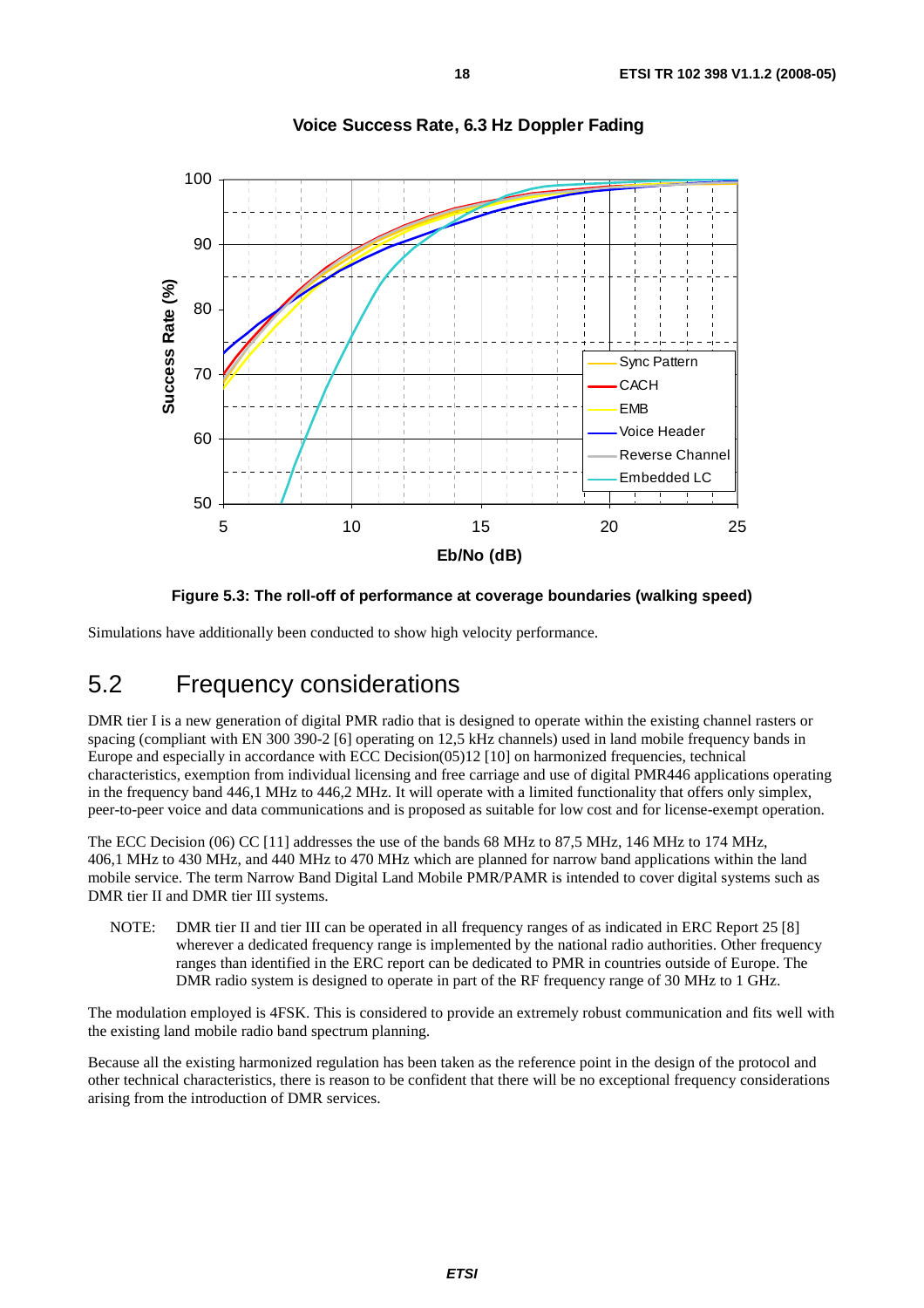Voice Success Rate, 6.3 Hz Doppler Fading

**Figure 5.3: The roll-off of performance at coverage boundaries (walking speed)**

Simulations have additionally been conducted to show high velocity performance.

## 5.2 Frequency considerations

DMR tier I is a new generation of digital PMR radio that is designed to operate within the existing channel rasters or spacing (compliant with EN 300 390-2 [6] operating on 12,5 kHz channels) used in land mobile frequency bands in Europe and especially in accordance with ECC Decision(05)12 [10] on harmonized frequencies, technical characteristics, exemption from individual licensing and free carriage and use of digital PMR446 applications operating in the frequency band 446,1 MHz to 446,2 MHz. It will operate with a limited functionality that offers only simplex, peer-to-peer voice and data communications and is proposed as suitable for low cost and for license-exempt operation.

The ECC Decision (06) CC [11] addresses the use of the bands 68 MHz to 87,5 MHz, 146 MHz to 174 MHz, 406,1 MHz to 430 MHz, and 440 MHz to 470 MHz which are planned for narrow band applications within the land mobile service. The term Narrow Band Digital Land Mobile PMR/PAMR is intended to cover digital systems such as DMR tier II and DMR tier III systems.

NOTE: DMR tier II and tier III can be operated in all frequency ranges of as indicated in ERC Report 25 [8] wherever a dedicated frequency range is implemented by the national radio authorities. Other frequency ranges than identified in the ERC report can be dedicated to PMR in countries outside of Europe. The DMR radio system is designed to operate in part of the RF frequency range of 30 MHz to 1 GHz.

The modulation employed is 4FSK. This is considered to provide an extremely robust communication and fits well with the existing land mobile radio band spectrum planning.

Because all the existing harmonized regulation has been taken as the reference point in the design of the protocol and other technical characteristics, there is reason to be confident that there will be no exceptional frequency considerations arising from the introduction of DMR services.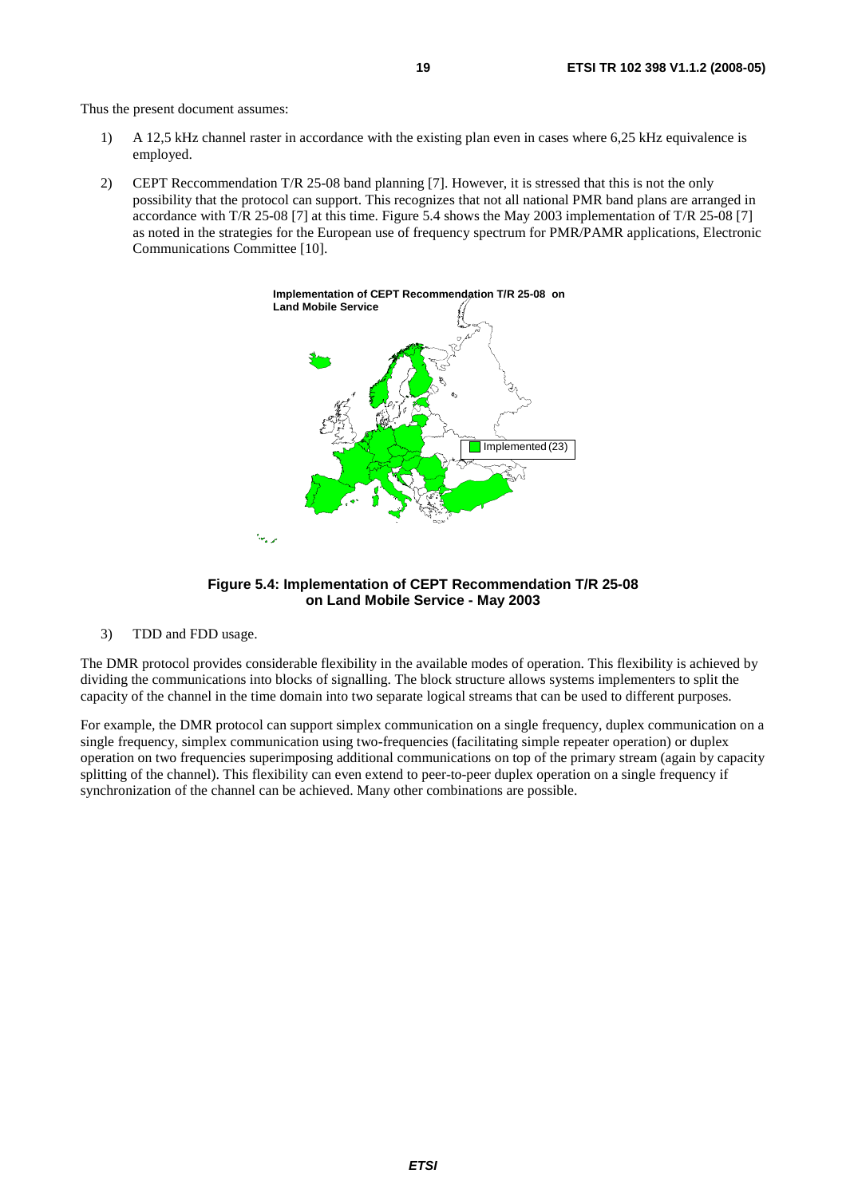Thus the present document assumes:

1) A 12,5 kHz channel raster in accordance with the existing plan even in cases where 6,25 kHz equivalence is employed.

2) CEPT Reccommendation T/R 25-08 band planning [7]. However, it is stressed that this is not the only possibility that the protocol can support. This recognizes that not all national PMR band plans are arranged in accordance with T/R 25-08 [7] at this time. Figure 5.4 shows the May 2003 implementation of T/R 25-08 [7] as noted in the strategies for the European use of frequency spectrum for PMR/PAMR applications, Electronic Communications Committee [10].

**Figure 5.4: Implementation of CEPT Recommendation T/R 25-08 on Land Mobile Service - May 2003**

3) TDD and FDD usage.

The DMR protocol provides considerable flexibility in the available modes of operation. This flexibility is achieved by dividing the communications into blocks of signalling. The block structure allows systems implementers to split the capacity of the channel in the time domain into two separate logical streams that can be used to different purposes.

For example, the DMR protocol can support simplex communication on a single frequency, duplex communication on a single frequency, simplex communication using two-frequencies (facilitating simple repeater operation) or duplex operation on two frequencies superimposing additional communications on top of the primary stream (again by capacity splitting of the channel). This flexibility can even extend to peer-to-peer duplex operation on a single frequency if synchronization of the channel can be achieved. Many other combinations are possible.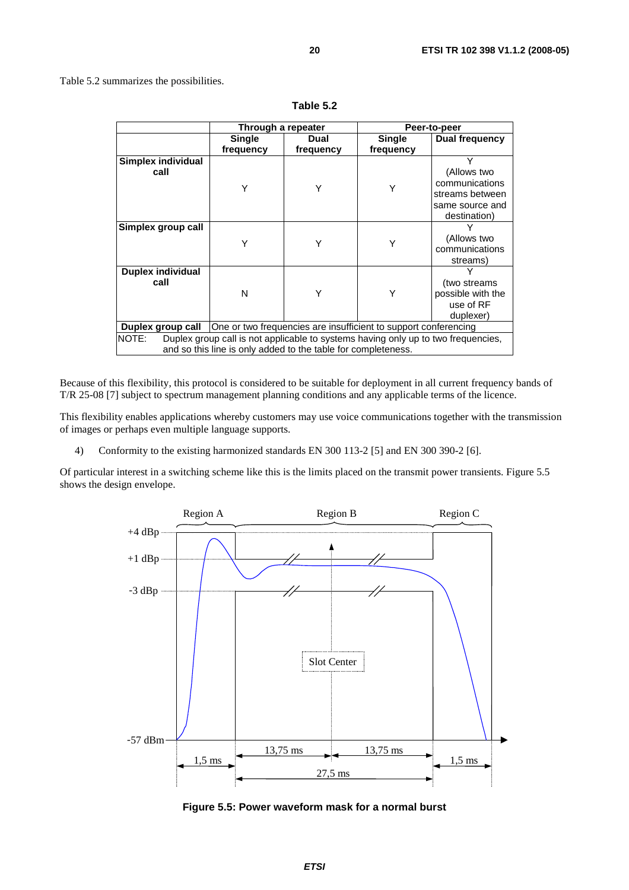Table 5.2 summarizes the possibilities.

**Table 5.2**

| | **Through a repeater** | | **Peer-to-peer** | |
|---|---|---|---|---|
| | **Single frequency** | **Dual frequency** | **Single frequency** | **Dual frequency** |
| **Simplex individual call** | Y | Y | Y | Y (Allows two communications streams between same source and destination) |
| **Simplex group call** | Y | Y | Y | Y (Allows two communications streams) |
| **Duplex individual call** | N | Y | Y | Y (two streams possible with the use of RF duplexer) |
| **Duplex group call** | One or two frequencies are insufficient to support conferencing | | | |
| NOTE: Duplex group call is not applicable to systems having only up to two frequencies, and so this line is only added to the table for completeness. | | | | |

Because of this flexibility, this protocol is considered to be suitable for deployment in all current frequency bands of T/R 25-08 [7] subject to spectrum management planning conditions and any applicable terms of the licence.

This flexibility enables applications whereby customers may use voice communications together with the transmission of images or perhaps even multiple language supports.

4) Conformity to the existing harmonized standards EN 300 113-2 [5] and EN 300 390-2 [6].

Of particular interest in a switching scheme like this is the limits placed on the transmit power transients. Figure 5.5 shows the design envelope.

**Figure 5.5: Power waveform mask for a normal burst**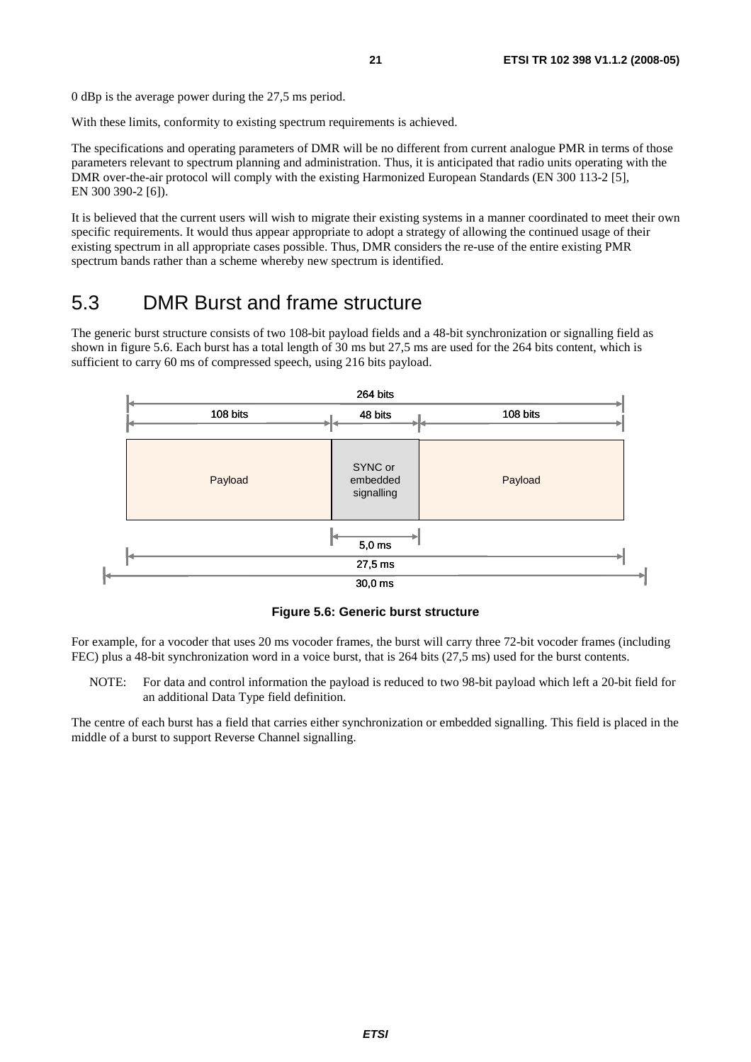0 dBp is the average power during the 27,5 ms period.

With these limits, conformity to existing spectrum requirements is achieved.

The specifications and operating parameters of DMR will be no different from current analogue PMR in terms of those parameters relevant to spectrum planning and administration. Thus, it is anticipated that radio units operating with the DMR over-the-air protocol will comply with the existing Harmonized European Standards (EN 300 113-2 [5], EN 300 390-2 [6]).

It is believed that the current users will wish to migrate their existing systems in a manner coordinated to meet their own specific requirements. It would thus appear appropriate to adopt a strategy of allowing the continued usage of their existing spectrum in all appropriate cases possible. Thus, DMR considers the re-use of the entire existing PMR spectrum bands rather than a scheme whereby new spectrum is identified.

## 5.3 DMR Burst and frame structure

The generic burst structure consists of two 108-bit payload fields and a 48-bit synchronization or signalling field as shown in figure 5.6. Each burst has a total length of 30 ms but 27,5 ms are used for the 264 bits content, which is sufficient to carry 60 ms of compressed speech, using 216 bits payload.

| Payload | SYNC or embedded signalling | Payload |
|---|---|---|
| 108 bits | 48 bits (5,0 ms) | 108 bits |
| 264 bits (27,5 ms) | | |
| 30,0 ms | | |

**Figure 5.6: Generic burst structure**

For example, for a vocoder that uses 20 ms vocoder frames, the burst will carry three 72-bit vocoder frames (including FEC) plus a 48-bit synchronization word in a voice burst, that is 264 bits (27,5 ms) used for the burst contents.

NOTE: For data and control information the payload is reduced to two 98-bit payload which left a 20-bit field for an additional Data Type field definition.

The centre of each burst has a field that carries either synchronization or embedded signalling. This field is placed in the middle of a burst to support Reverse Channel signalling.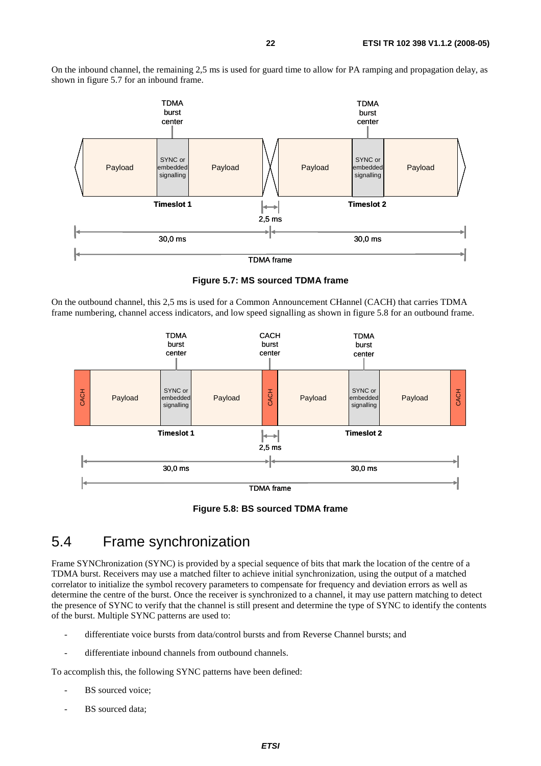On the inbound channel, the remaining 2,5 ms is used for guard time to allow for PA ramping and propagation delay, as shown in figure 5.7 for an inbound frame.

**Figure 5.7: MS sourced TDMA frame**

On the outbound channel, this 2,5 ms is used for a Common Announcement CHannel (CACH) that carries TDMA frame numbering, channel access indicators, and low speed signalling as shown in figure 5.8 for an outbound frame.

**Figure 5.8: BS sourced TDMA frame**

## 5.4 Frame synchronization

Frame SYNChronization (SYNC) is provided by a special sequence of bits that mark the location of the centre of a TDMA burst. Receivers may use a matched filter to achieve initial synchronization, using the output of a matched correlator to initialize the symbol recovery parameters to compensate for frequency and deviation errors as well as determine the centre of the burst. Once the receiver is synchronized to a channel, it may use pattern matching to detect the presence of SYNC to verify that the channel is still present and determine the type of SYNC to identify the contents of the burst. Multiple SYNC patterns are used to:

- differentiate voice bursts from data/control bursts and from Reverse Channel bursts; and
- differentiate inbound channels from outbound channels.

To accomplish this, the following SYNC patterns have been defined:

- BS sourced voice;
- BS sourced data;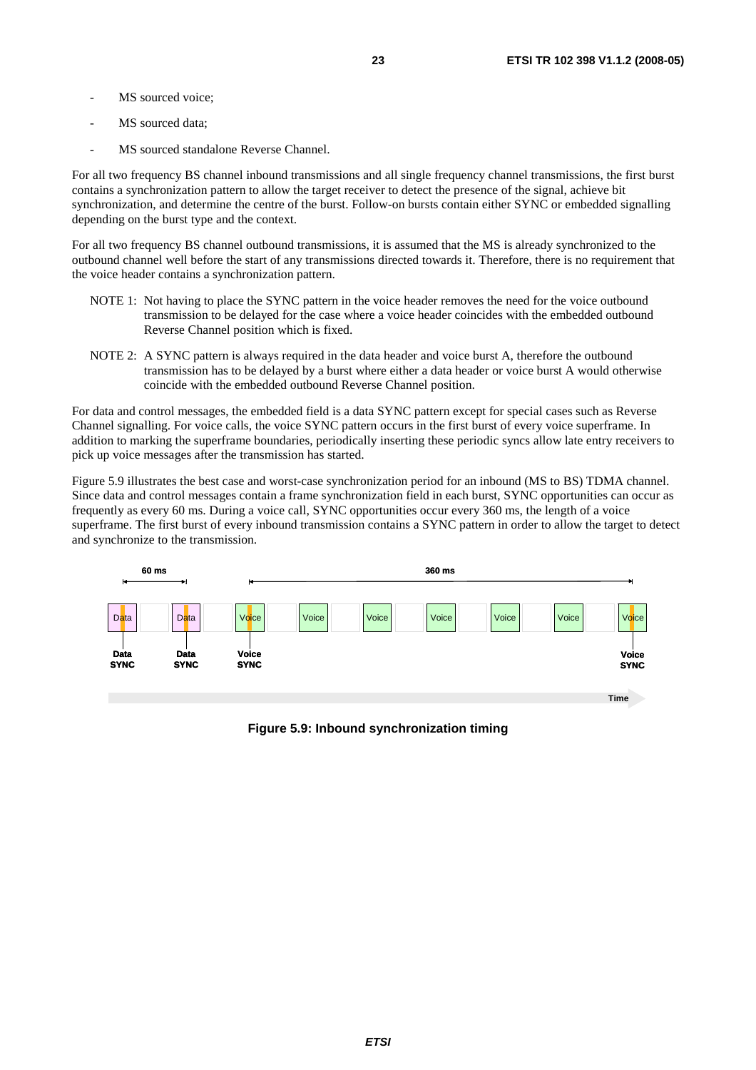- MS sourced voice;
- MS sourced data;
- MS sourced standalone Reverse Channel.

For all two frequency BS channel inbound transmissions and all single frequency channel transmissions, the first burst contains a synchronization pattern to allow the target receiver to detect the presence of the signal, achieve bit synchronization, and determine the centre of the burst. Follow-on bursts contain either SYNC or embedded signalling depending on the burst type and the context.

For all two frequency BS channel outbound transmissions, it is assumed that the MS is already synchronized to the outbound channel well before the start of any transmissions directed towards it. Therefore, there is no requirement that the voice header contains a synchronization pattern.

NOTE 1: Not having to place the SYNC pattern in the voice header removes the need for the voice outbound transmission to be delayed for the case where a voice header coincides with the embedded outbound Reverse Channel position which is fixed.

NOTE 2: A SYNC pattern is always required in the data header and voice burst A, therefore the outbound transmission has to be delayed by a burst where either a data header or voice burst A would otherwise coincide with the embedded outbound Reverse Channel position.

For data and control messages, the embedded field is a data SYNC pattern except for special cases such as Reverse Channel signalling. For voice calls, the voice SYNC pattern occurs in the first burst of every voice superframe. In addition to marking the superframe boundaries, periodically inserting these periodic syncs allow late entry receivers to pick up voice messages after the transmission has started.

Figure 5.9 illustrates the best case and worst-case synchronization period for an inbound (MS to BS) TDMA channel. Since data and control messages contain a frame synchronization field in each burst, SYNC opportunities can occur as frequently as every 60 ms. During a voice call, SYNC opportunities occur every 360 ms, the length of a voice superframe. The first burst of every inbound transmission contains a SYNC pattern in order to allow the target to detect and synchronize to the transmission.

**Figure 5.9: Inbound synchronization timing**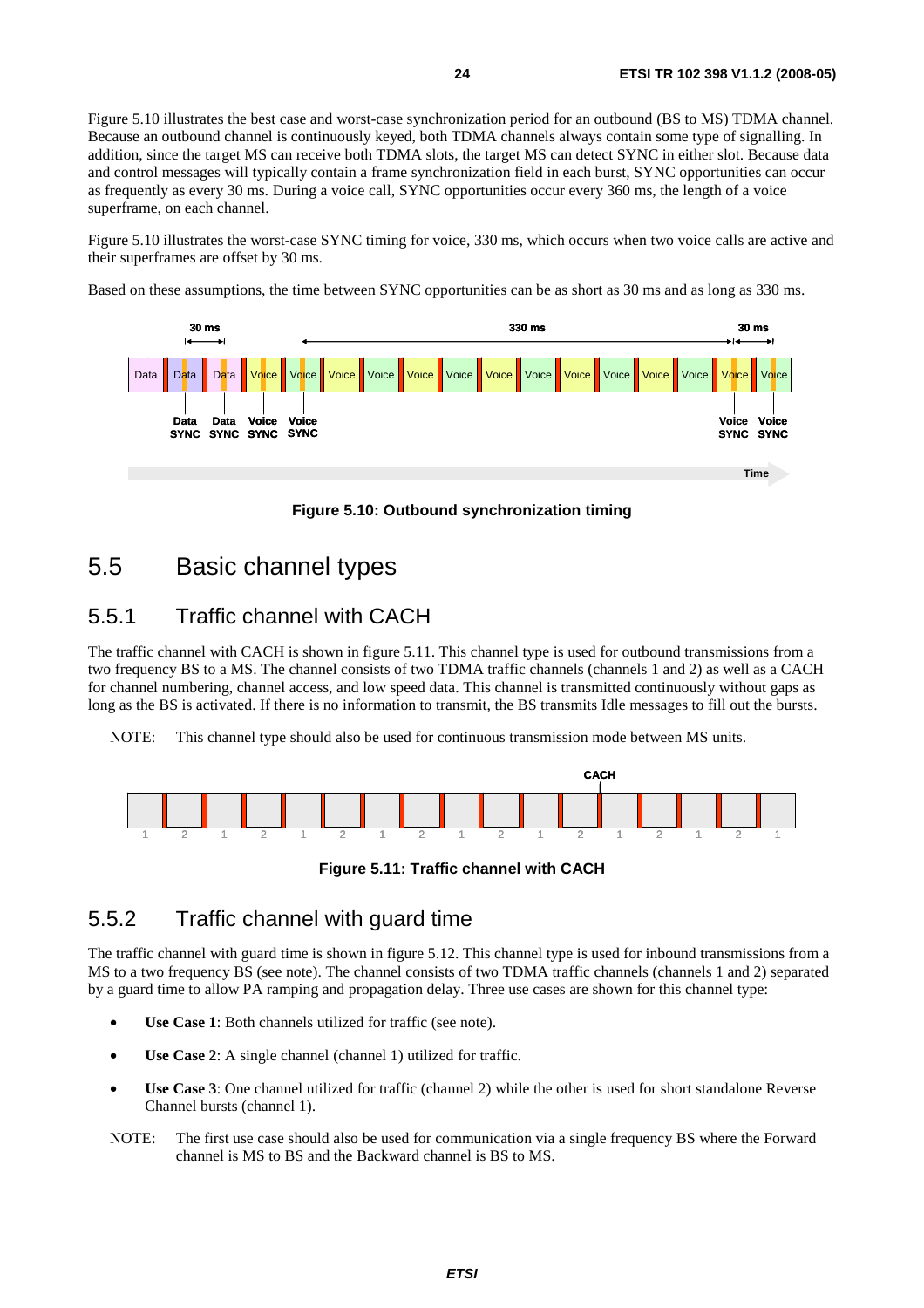Figure 5.10 illustrates the best case and worst-case synchronization period for an outbound (BS to MS) TDMA channel. Because an outbound channel is continuously keyed, both TDMA channels always contain some type of signalling. In addition, since the target MS can receive both TDMA slots, the target MS can detect SYNC in either slot. Because data and control messages will typically contain a frame synchronization field in each burst, SYNC opportunities can occur as frequently as every 30 ms. During a voice call, SYNC opportunities occur every 360 ms, the length of a voice superframe, on each channel.

Figure 5.10 illustrates the worst-case SYNC timing for voice, 330 ms, which occurs when two voice calls are active and their superframes are offset by 30 ms.

Based on these assumptions, the time between SYNC opportunities can be as short as 30 ms and as long as 330 ms.

**Figure 5.10: Outbound synchronization timing**

## 5.5 Basic channel types

### 5.5.1 Traffic channel with CACH

The traffic channel with CACH is shown in figure 5.11. This channel type is used for outbound transmissions from a two frequency BS to a MS. The channel consists of two TDMA traffic channels (channels 1 and 2) as well as a CACH for channel numbering, channel access, and low speed data. This channel is transmitted continuously without gaps as long as the BS is activated. If there is no information to transmit, the BS transmits Idle messages to fill out the bursts.

NOTE: This channel type should also be used for continuous transmission mode between MS units.

**Figure 5.11: Traffic channel with CACH**

### 5.5.2 Traffic channel with guard time

The traffic channel with guard time is shown in figure 5.12. This channel type is used for inbound transmissions from a MS to a two frequency BS (see note). The channel consists of two TDMA traffic channels (channels 1 and 2) separated by a guard time to allow PA ramping and propagation delay. Three use cases are shown for this channel type:

- **Use Case 1**: Both channels utilized for traffic (see note).
- **Use Case 2**: A single channel (channel 1) utilized for traffic.
- **Use Case 3**: One channel utilized for traffic (channel 2) while the other is used for short standalone Reverse Channel bursts (channel 1).

NOTE: The first use case should also be used for communication via a single frequency BS where the Forward channel is MS to BS and the Backward channel is BS to MS.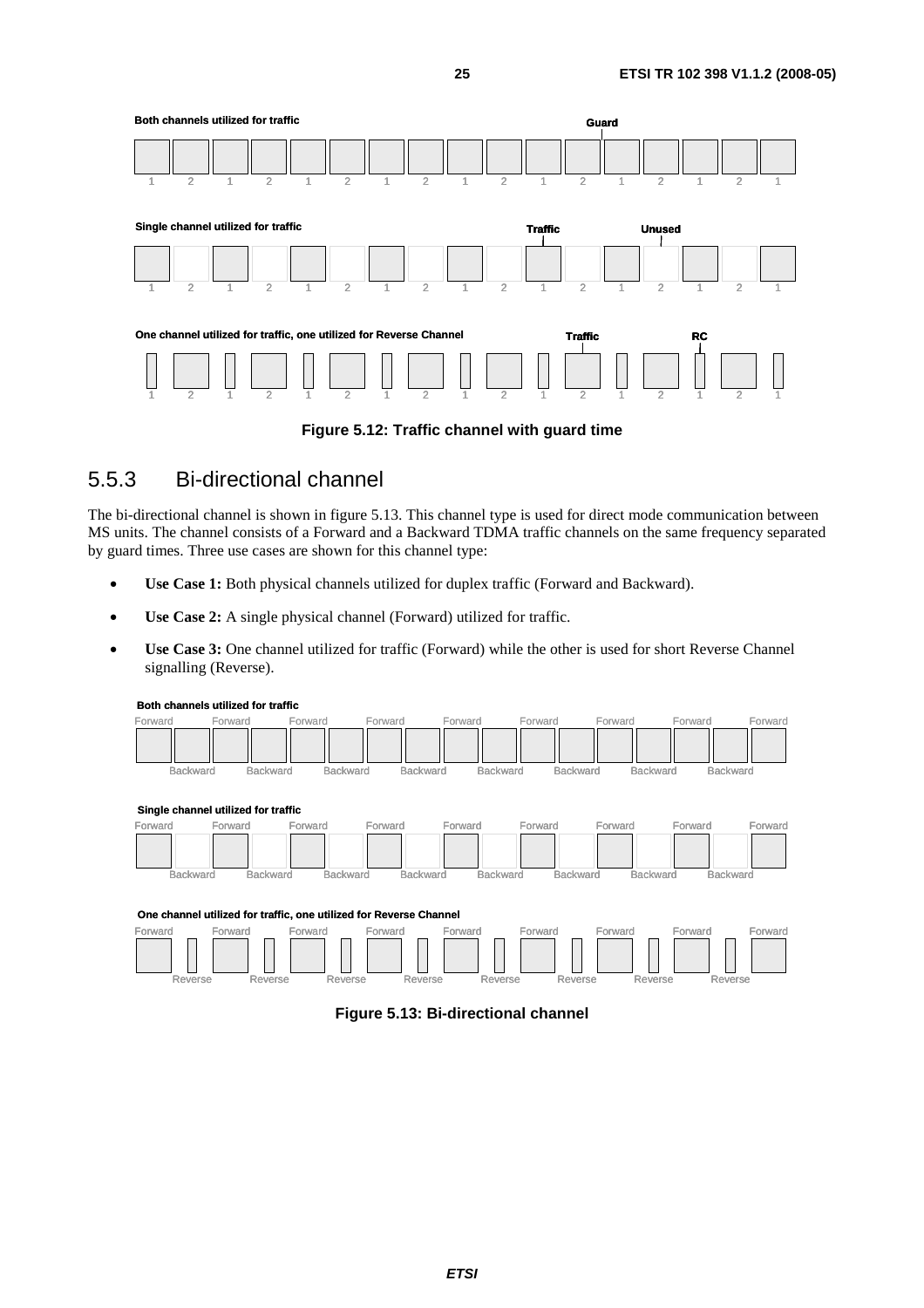Figure 5.12: Traffic channel with guard time

## 5.5.3 Bi-directional channel

The bi-directional channel is shown in figure 5.13. This channel type is used for direct mode communication between MS units. The channel consists of a Forward and a Backward TDMA traffic channels on the same frequency separated by guard times. Three use cases are shown for this channel type:

- **Use Case 1:** Both physical channels utilized for duplex traffic (Forward and Backward).
- **Use Case 2:** A single physical channel (Forward) utilized for traffic.
- **Use Case 3:** One channel utilized for traffic (Forward) while the other is used for short Reverse Channel signalling (Reverse).

Figure 5.13: Bi-directional channel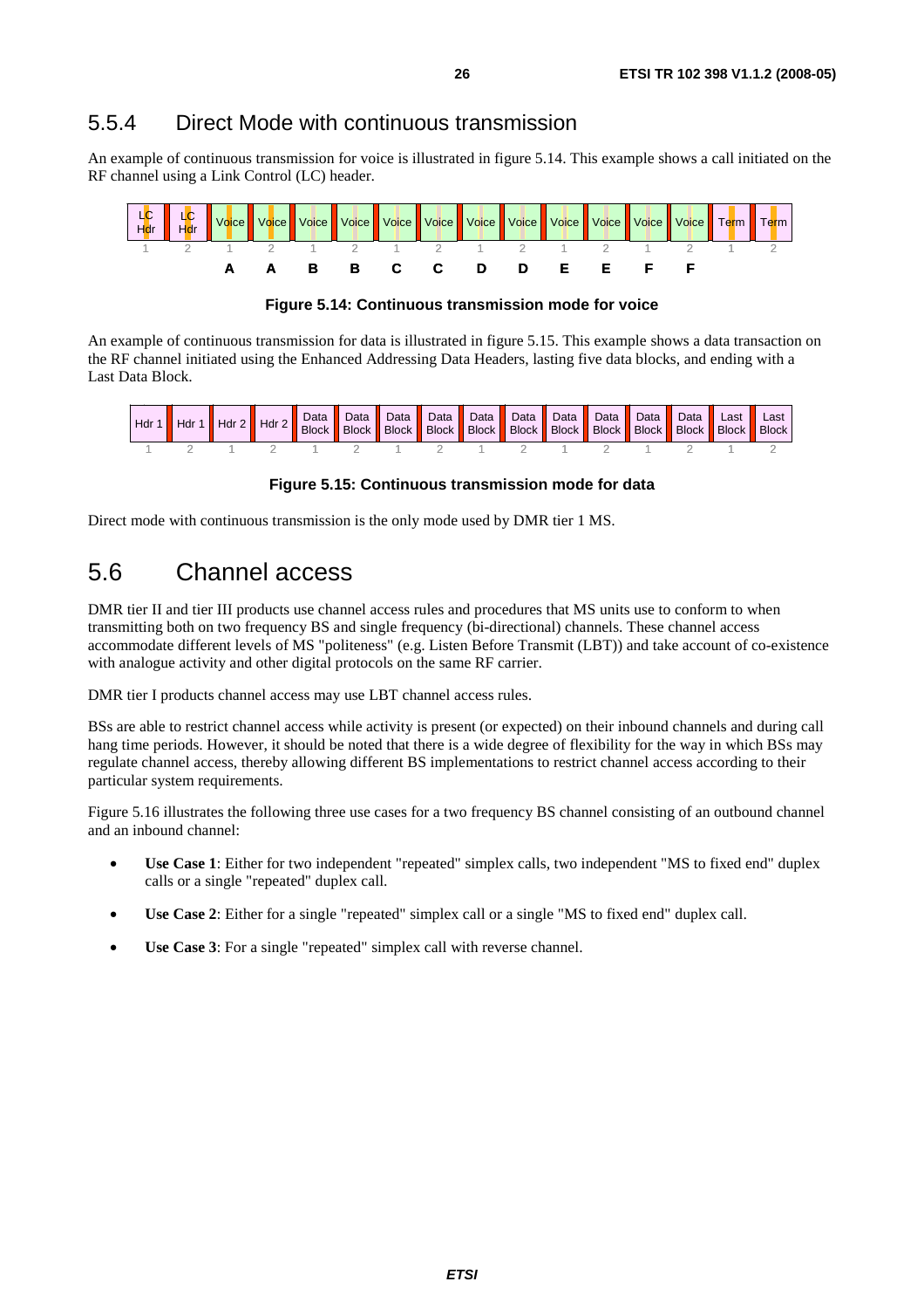## 5.5.4 Direct Mode with continuous transmission

An example of continuous transmission for voice is illustrated in figure 5.14. This example shows a call initiated on the RF channel using a Link Control (LC) header.

| LC Hdr | LC Hdr | Voice | Voice | Voice | Voice | Voice | Voice | Voice | Voice | Voice | Voice | Voice | Voice | Term | Term |
|---|---|---|---|---|---|---|---|---|---|---|---|---|---|---|---|
| 1 | 2 | 1 | 2 | 1 | 2 | 1 | 2 | 1 | 2 | 1 | 2 | 1 | 2 | 1 | 2 |
| | | **A** | **A** | **B** | **B** | **C** | **C** | **D** | **D** | **E** | **E** | **F** | **F** | | |

**Figure 5.14: Continuous transmission mode for voice**

An example of continuous transmission for data is illustrated in figure 5.15. This example shows a data transaction on the RF channel initiated using the Enhanced Addressing Data Headers, lasting five data blocks, and ending with a Last Data Block.

| Hdr 1 | Hdr 1 | Hdr 2 | Hdr 2 | Data Block | Data Block | Data Block | Data Block | Data Block | Data Block | Data Block | Data Block | Data Block | Data Block | Last Block | Last Block |
|---|---|---|---|---|---|---|---|---|---|---|---|---|---|---|---|
| 1 | 2 | 1 | 2 | 1 | 2 | 1 | 2 | 1 | 2 | 1 | 2 | 1 | 2 | 1 | 2 |

**Figure 5.15: Continuous transmission mode for data**

Direct mode with continuous transmission is the only mode used by DMR tier 1 MS.

# 5.6 Channel access

DMR tier II and tier III products use channel access rules and procedures that MS units use to conform to when transmitting both on two frequency BS and single frequency (bi-directional) channels. These channel access accommodate different levels of MS "politeness" (e.g. Listen Before Transmit (LBT)) and take account of co-existence with analogue activity and other digital protocols on the same RF carrier.

DMR tier I products channel access may use LBT channel access rules.

BSs are able to restrict channel access while activity is present (or expected) on their inbound channels and during call hang time periods. However, it should be noted that there is a wide degree of flexibility for the way in which BSs may regulate channel access, thereby allowing different BS implementations to restrict channel access according to their particular system requirements.

Figure 5.16 illustrates the following three use cases for a two frequency BS channel consisting of an outbound channel and an inbound channel:

- **Use Case 1**: Either for two independent "repeated" simplex calls, two independent "MS to fixed end" duplex calls or a single "repeated" duplex call.
- **Use Case 2**: Either for a single "repeated" simplex call or a single "MS to fixed end" duplex call.
- **Use Case 3**: For a single "repeated" simplex call with reverse channel.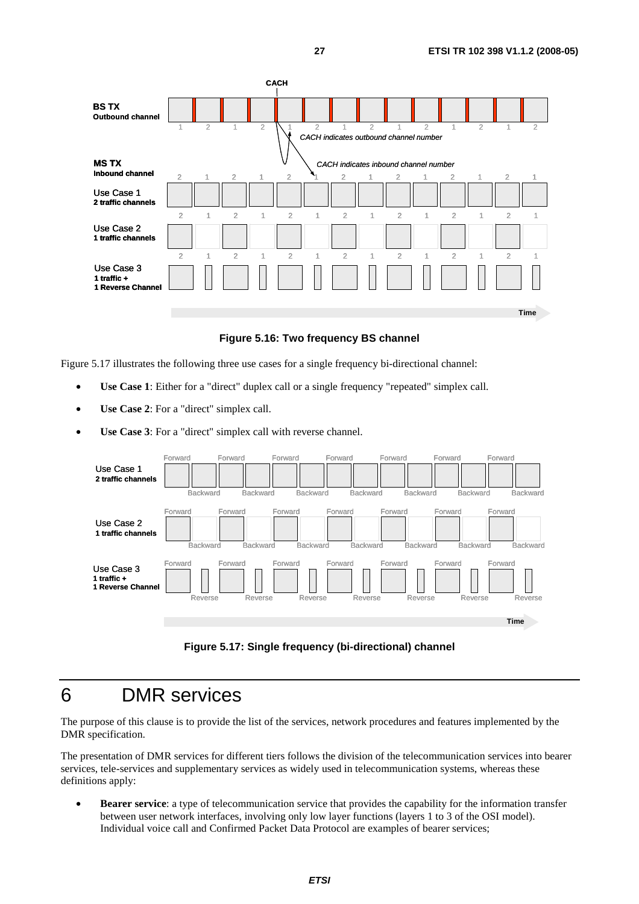**Figure 5.16: Two frequency BS channel**

Figure 5.17 illustrates the following three use cases for a single frequency bi-directional channel:

- **Use Case 1**: Either for a "direct" duplex call or a single frequency "repeated" simplex call.
- **Use Case 2**: For a "direct" simplex call.
- **Use Case 3**: For a "direct" simplex call with reverse channel.

**Figure 5.17: Single frequency (bi-directional) channel**

# 6 DMR services

The purpose of this clause is to provide the list of the services, network procedures and features implemented by the DMR specification.

The presentation of DMR services for different tiers follows the division of the telecommunication services into bearer services, tele-services and supplementary services as widely used in telecommunication systems, whereas these definitions apply:

- **Bearer service**: a type of telecommunication service that provides the capability for the information transfer between user network interfaces, involving only low layer functions (layers 1 to 3 of the OSI model). Individual voice call and Confirmed Packet Data Protocol are examples of bearer services;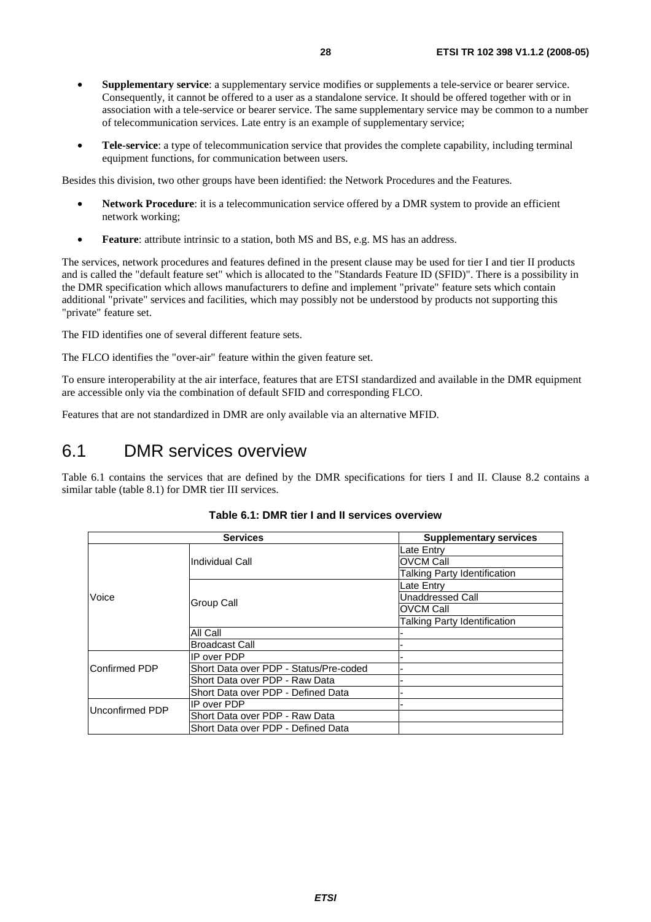- **Supplementary service**: a supplementary service modifies or supplements a tele-service or bearer service. Consequently, it cannot be offered to a user as a standalone service. It should be offered together with or in association with a tele-service or bearer service. The same supplementary service may be common to a number of telecommunication services. Late entry is an example of supplementary service;
- **Tele-service**: a type of telecommunication service that provides the complete capability, including terminal equipment functions, for communication between users.

Besides this division, two other groups have been identified: the Network Procedures and the Features.

- **Network Procedure**: it is a telecommunication service offered by a DMR system to provide an efficient network working;
- **Feature**: attribute intrinsic to a station, both MS and BS, e.g. MS has an address.

The services, network procedures and features defined in the present clause may be used for tier I and tier II products and is called the "default feature set" which is allocated to the "Standards Feature ID (SFID)". There is a possibility in the DMR specification which allows manufacturers to define and implement "private" feature sets which contain additional "private" services and facilities, which may possibly not be understood by products not supporting this "private" feature set.

The FID identifies one of several different feature sets.

The FLCO identifies the "over-air" feature within the given feature set.

To ensure interoperability at the air interface, features that are ETSI standardized and available in the DMR equipment are accessible only via the combination of default SFID and corresponding FLCO.

Features that are not standardized in DMR are only available via an alternative MFID.

## 6.1 DMR services overview

Table 6.1 contains the services that are defined by the DMR specifications for tiers I and II. Clause 8.2 contains a similar table (table 8.1) for DMR tier III services.

**Table 6.1: DMR tier I and II services overview**

| Services | | Supplementary services |
|---|---|---|
| Voice | Individual Call | Late Entry |
| | | OVCM Call |
| | | Talking Party Identification |
| | Group Call | Late Entry |
| | | Unaddressed Call |
| | | OVCM Call |
| | | Talking Party Identification |
| | All Call | - |
| | Broadcast Call | - |
| Confirmed PDP | IP over PDP | - |
| | Short Data over PDP - Status/Pre-coded | - |
| | Short Data over PDP - Raw Data | - |
| | Short Data over PDP - Defined Data | - |
| Unconfirmed PDP | IP over PDP | - |
| | Short Data over PDP - Raw Data | |
| | Short Data over PDP - Defined Data | |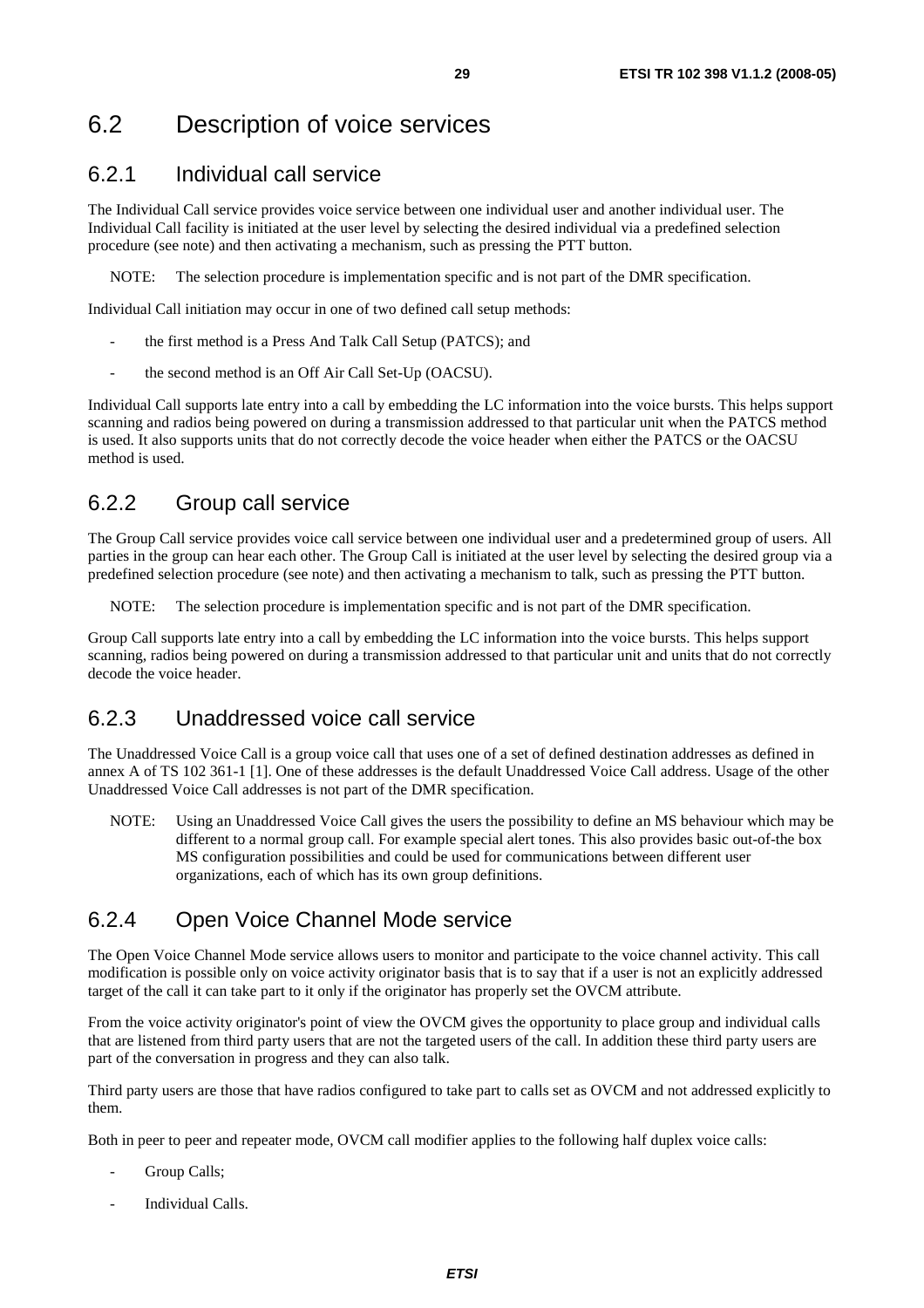## 6.2 Description of voice services

### 6.2.1 Individual call service

The Individual Call service provides voice service between one individual user and another individual user. The Individual Call facility is initiated at the user level by selecting the desired individual via a predefined selection procedure (see note) and then activating a mechanism, such as pressing the PTT button.

NOTE: The selection procedure is implementation specific and is not part of the DMR specification.

Individual Call initiation may occur in one of two defined call setup methods:

- the first method is a Press And Talk Call Setup (PATCS); and
- the second method is an Off Air Call Set-Up (OACSU).

Individual Call supports late entry into a call by embedding the LC information into the voice bursts. This helps support scanning and radios being powered on during a transmission addressed to that particular unit when the PATCS method is used. It also supports units that do not correctly decode the voice header when either the PATCS or the OACSU method is used.

### 6.2.2 Group call service

The Group Call service provides voice call service between one individual user and a predetermined group of users. All parties in the group can hear each other. The Group Call is initiated at the user level by selecting the desired group via a predefined selection procedure (see note) and then activating a mechanism to talk, such as pressing the PTT button.

NOTE: The selection procedure is implementation specific and is not part of the DMR specification.

Group Call supports late entry into a call by embedding the LC information into the voice bursts. This helps support scanning, radios being powered on during a transmission addressed to that particular unit and units that do not correctly decode the voice header.

### 6.2.3 Unaddressed voice call service

The Unaddressed Voice Call is a group voice call that uses one of a set of defined destination addresses as defined in annex A of TS 102 361-1 [1]. One of these addresses is the default Unaddressed Voice Call address. Usage of the other Unaddressed Voice Call addresses is not part of the DMR specification.

NOTE: Using an Unaddressed Voice Call gives the users the possibility to define an MS behaviour which may be different to a normal group call. For example special alert tones. This also provides basic out-of-the box MS configuration possibilities and could be used for communications between different user organizations, each of which has its own group definitions.

### 6.2.4 Open Voice Channel Mode service

The Open Voice Channel Mode service allows users to monitor and participate to the voice channel activity. This call modification is possible only on voice activity originator basis that is to say that if a user is not an explicitly addressed target of the call it can take part to it only if the originator has properly set the OVCM attribute.

From the voice activity originator's point of view the OVCM gives the opportunity to place group and individual calls that are listened from third party users that are not the targeted users of the call. In addition these third party users are part of the conversation in progress and they can also talk.

Third party users are those that have radios configured to take part to calls set as OVCM and not addressed explicitly to them.

Both in peer to peer and repeater mode, OVCM call modifier applies to the following half duplex voice calls:

- Group Calls;
- Individual Calls.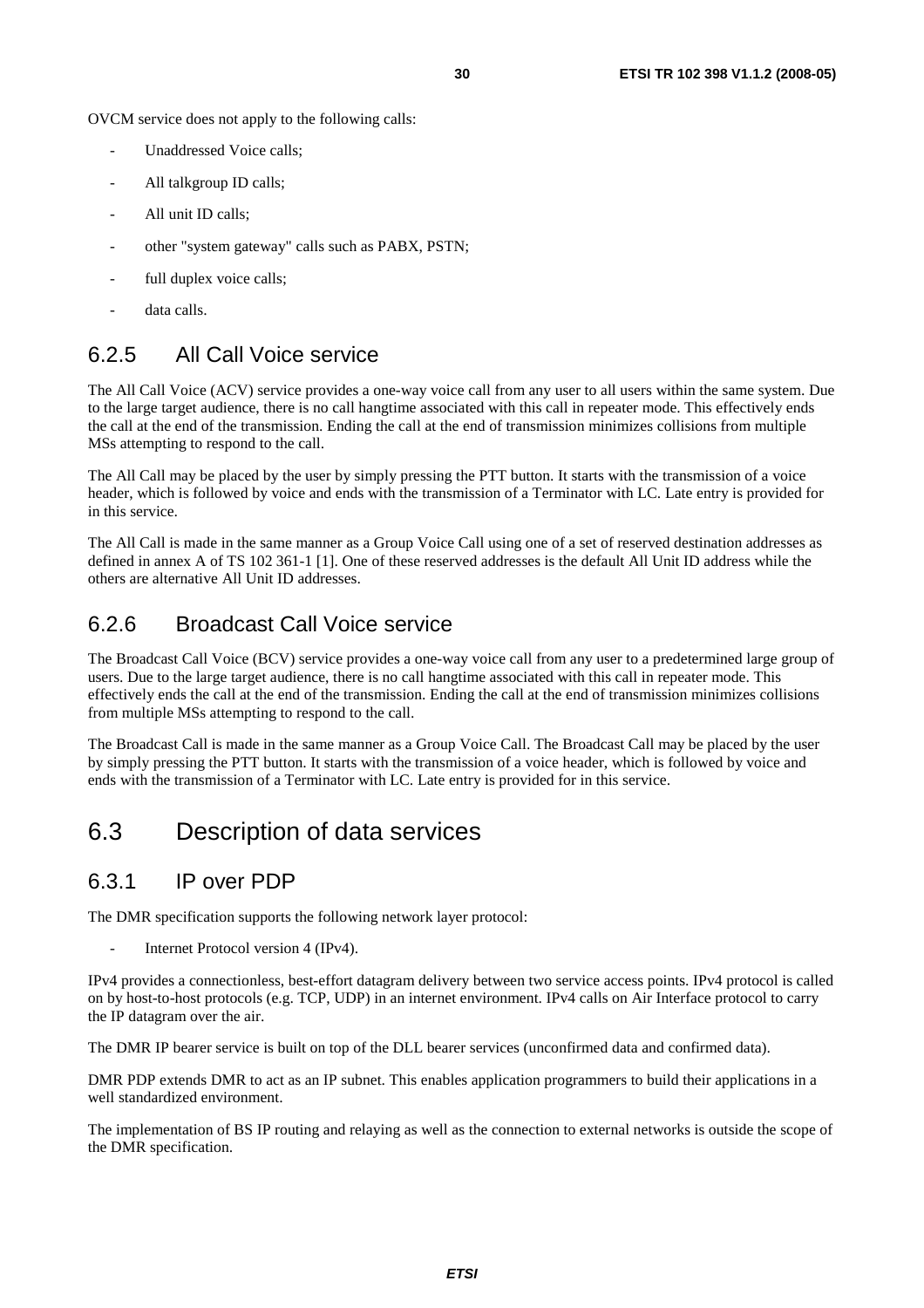OVCM service does not apply to the following calls:

- Unaddressed Voice calls;
- All talkgroup ID calls;
- All unit ID calls;
- other "system gateway" calls such as PABX, PSTN;
- full duplex voice calls;
- data calls.

### 6.2.5 All Call Voice service

The All Call Voice (ACV) service provides a one-way voice call from any user to all users within the same system. Due to the large target audience, there is no call hangtime associated with this call in repeater mode. This effectively ends the call at the end of the transmission. Ending the call at the end of transmission minimizes collisions from multiple MSs attempting to respond to the call.

The All Call may be placed by the user by simply pressing the PTT button. It starts with the transmission of a voice header, which is followed by voice and ends with the transmission of a Terminator with LC. Late entry is provided for in this service.

The All Call is made in the same manner as a Group Voice Call using one of a set of reserved destination addresses as defined in annex A of TS 102 361-1 [1]. One of these reserved addresses is the default All Unit ID address while the others are alternative All Unit ID addresses.

### 6.2.6 Broadcast Call Voice service

The Broadcast Call Voice (BCV) service provides a one-way voice call from any user to a predetermined large group of users. Due to the large target audience, there is no call hangtime associated with this call in repeater mode. This effectively ends the call at the end of the transmission. Ending the call at the end of transmission minimizes collisions from multiple MSs attempting to respond to the call.

The Broadcast Call is made in the same manner as a Group Voice Call. The Broadcast Call may be placed by the user by simply pressing the PTT button. It starts with the transmission of a voice header, which is followed by voice and ends with the transmission of a Terminator with LC. Late entry is provided for in this service.

## 6.3 Description of data services

### 6.3.1 IP over PDP

The DMR specification supports the following network layer protocol:

- Internet Protocol version 4 (IPv4).

IPv4 provides a connectionless, best-effort datagram delivery between two service access points. IPv4 protocol is called on by host-to-host protocols (e.g. TCP, UDP) in an internet environment. IPv4 calls on Air Interface protocol to carry the IP datagram over the air.

The DMR IP bearer service is built on top of the DLL bearer services (unconfirmed data and confirmed data).

DMR PDP extends DMR to act as an IP subnet. This enables application programmers to build their applications in a well standardized environment.

The implementation of BS IP routing and relaying as well as the connection to external networks is outside the scope of the DMR specification.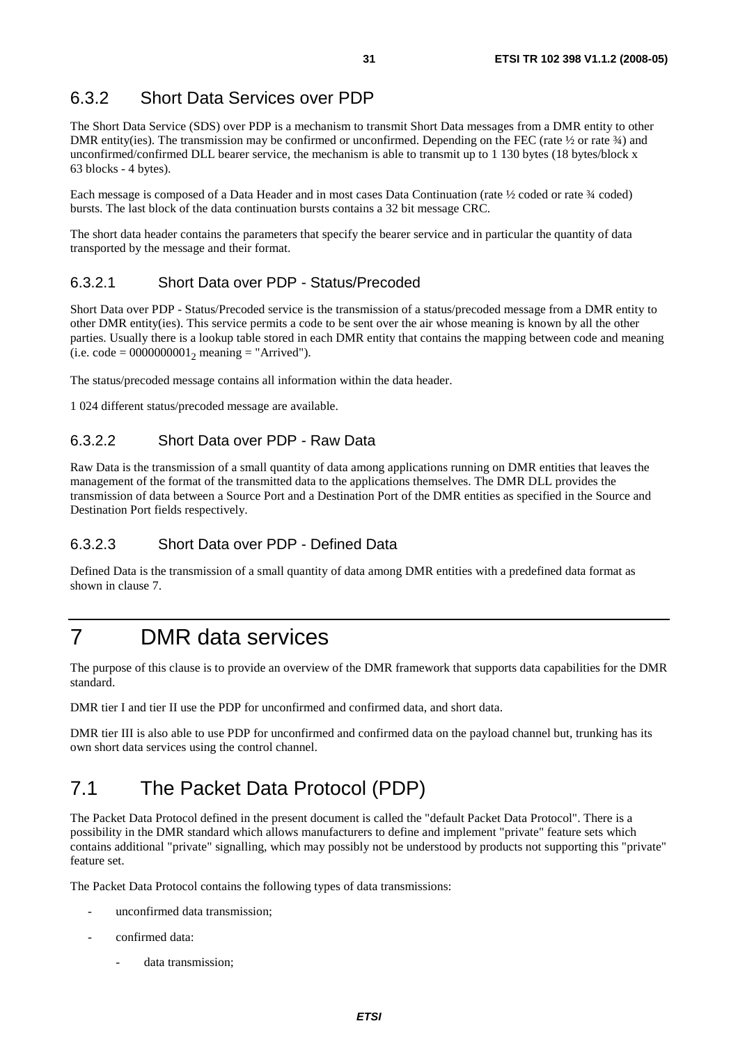### 6.3.2 Short Data Services over PDP

The Short Data Service (SDS) over PDP is a mechanism to transmit Short Data messages from a DMR entity to other DMR entity(ies). The transmission may be confirmed or unconfirmed. Depending on the FEC (rate ½ or rate ¾) and unconfirmed/confirmed DLL bearer service, the mechanism is able to transmit up to 1 130 bytes (18 bytes/block x 63 blocks - 4 bytes).

Each message is composed of a Data Header and in most cases Data Continuation (rate ½ coded or rate ¾ coded) bursts. The last block of the data continuation bursts contains a 32 bit message CRC.

The short data header contains the parameters that specify the bearer service and in particular the quantity of data transported by the message and their format.

#### 6.3.2.1 Short Data over PDP - Status/Precoded

Short Data over PDP - Status/Precoded service is the transmission of a status/precoded message from a DMR entity to other DMR entity(ies). This service permits a code to be sent over the air whose meaning is known by all the other parties. Usually there is a lookup table stored in each DMR entity that contains the mapping between code and meaning (i.e. code = $0000000001_2$ meaning = "Arrived").

The status/precoded message contains all information within the data header.

1 024 different status/precoded message are available.

#### 6.3.2.2 Short Data over PDP - Raw Data

Raw Data is the transmission of a small quantity of data among applications running on DMR entities that leaves the management of the format of the transmitted data to the applications themselves. The DMR DLL provides the transmission of data between a Source Port and a Destination Port of the DMR entities as specified in the Source and Destination Port fields respectively.

#### 6.3.2.3 Short Data over PDP - Defined Data

Defined Data is the transmission of a small quantity of data among DMR entities with a predefined data format as shown in clause 7.

# 7 DMR data services

The purpose of this clause is to provide an overview of the DMR framework that supports data capabilities for the DMR standard.

DMR tier I and tier II use the PDP for unconfirmed and confirmed data, and short data.

DMR tier III is also able to use PDP for unconfirmed and confirmed data on the payload channel but, trunking has its own short data services using the control channel.

## 7.1 The Packet Data Protocol (PDP)

The Packet Data Protocol defined in the present document is called the "default Packet Data Protocol". There is a possibility in the DMR standard which allows manufacturers to define and implement "private" feature sets which contains additional "private" signalling, which may possibly not be understood by products not supporting this "private" feature set.

The Packet Data Protocol contains the following types of data transmissions:

- unconfirmed data transmission;
- confirmed data:
  - data transmission;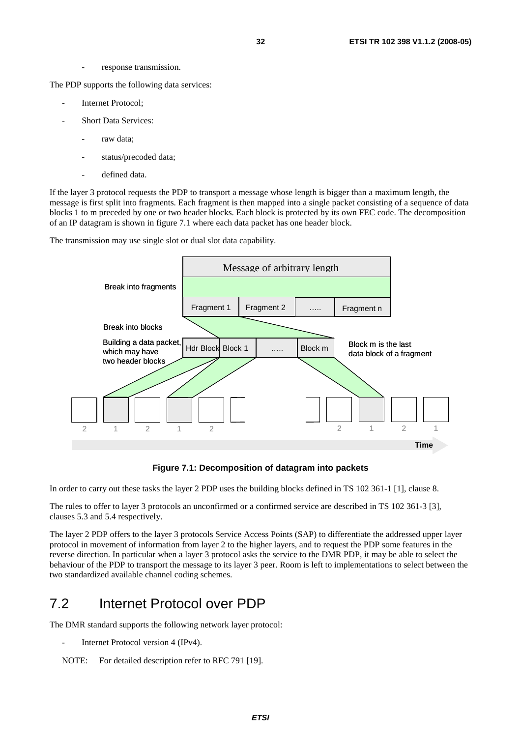- response transmission.

The PDP supports the following data services:

- Internet Protocol;
- Short Data Services:
  - raw data;
  - status/precoded data;
  - defined data.

If the layer 3 protocol requests the PDP to transport a message whose length is bigger than a maximum length, the message is first split into fragments. Each fragment is then mapped into a single packet consisting of a sequence of data blocks 1 to m preceded by one or two header blocks. Each block is protected by its own FEC code. The decomposition of an IP datagram is shown in figure 7.1 where each data packet has one header block.

The transmission may use single slot or dual slot data capability.

Message of arbitrary length

Break into fragments

Fragment 1 | Fragment 2 | ….. | Fragment n

Break into blocks

Building a data packet, which may have two header blocks

Hdr Block | Block 1 | ….. | Block m

Block m is the last data block of a fragment

2 1 2 1 2 2 1 2 1

Time

**Figure 7.1: Decomposition of datagram into packets**

In order to carry out these tasks the layer 2 PDP uses the building blocks defined in TS 102 361-1 [1], clause 8.

The rules to offer to layer 3 protocols an unconfirmed or a confirmed service are described in TS 102 361-3 [3], clauses 5.3 and 5.4 respectively.

The layer 2 PDP offers to the layer 3 protocols Service Access Points (SAP) to differentiate the addressed upper layer protocol in movement of information from layer 2 to the higher layers, and to request the PDP some features in the reverse direction. In particular when a layer 3 protocol asks the service to the DMR PDP, it may be able to select the behaviour of the PDP to transport the message to its layer 3 peer. Room is left to implementations to select between the two standardized available channel coding schemes.

## 7.2 Internet Protocol over PDP

The DMR standard supports the following network layer protocol:

- Internet Protocol version 4 (IPv4).

NOTE: For detailed description refer to RFC 791 [19].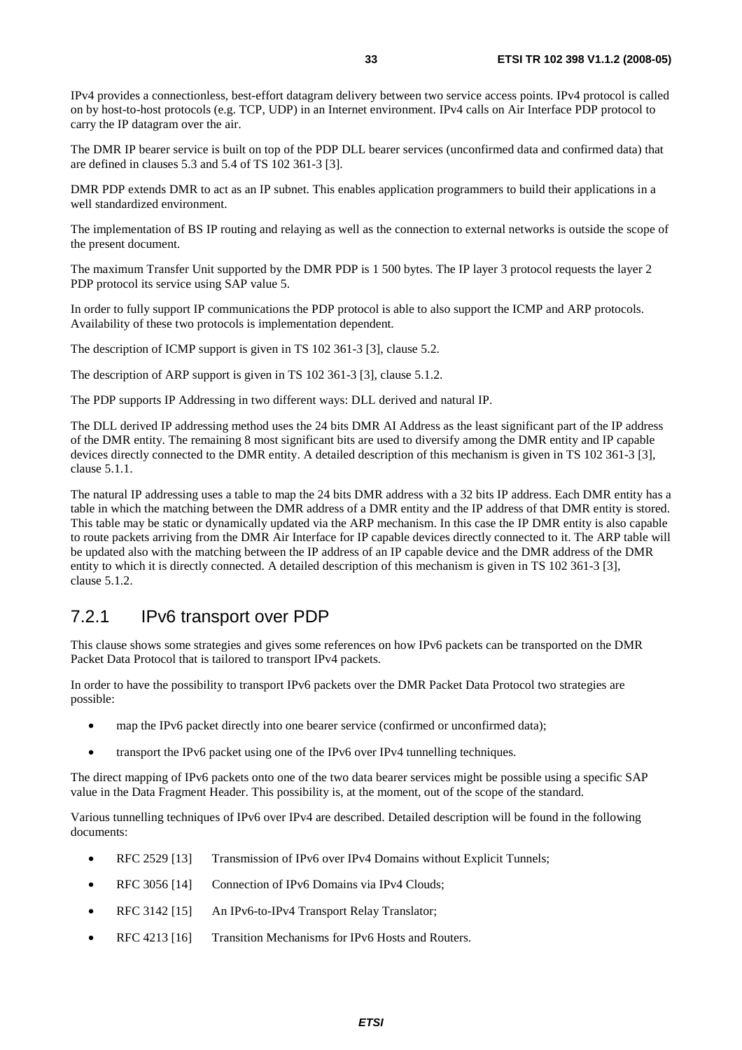IPv4 provides a connectionless, best-effort datagram delivery between two service access points. IPv4 protocol is called on by host-to-host protocols (e.g. TCP, UDP) in an Internet environment. IPv4 calls on Air Interface PDP protocol to carry the IP datagram over the air.

The DMR IP bearer service is built on top of the PDP DLL bearer services (unconfirmed data and confirmed data) that are defined in clauses 5.3 and 5.4 of TS 102 361-3 [3].

DMR PDP extends DMR to act as an IP subnet. This enables application programmers to build their applications in a well standardized environment.

The implementation of BS IP routing and relaying as well as the connection to external networks is outside the scope of the present document.

The maximum Transfer Unit supported by the DMR PDP is 1 500 bytes. The IP layer 3 protocol requests the layer 2 PDP protocol its service using SAP value 5.

In order to fully support IP communications the PDP protocol is able to also support the ICMP and ARP protocols. Availability of these two protocols is implementation dependent.

The description of ICMP support is given in TS 102 361-3 [3], clause 5.2.

The description of ARP support is given in TS 102 361-3 [3], clause 5.1.2.

The PDP supports IP Addressing in two different ways: DLL derived and natural IP.

The DLL derived IP addressing method uses the 24 bits DMR AI Address as the least significant part of the IP address of the DMR entity. The remaining 8 most significant bits are used to diversify among the DMR entity and IP capable devices directly connected to the DMR entity. A detailed description of this mechanism is given in TS 102 361-3 [3], clause 5.1.1.

The natural IP addressing uses a table to map the 24 bits DMR address with a 32 bits IP address. Each DMR entity has a table in which the matching between the DMR address of a DMR entity and the IP address of that DMR entity is stored. This table may be static or dynamically updated via the ARP mechanism. In this case the IP DMR entity is also capable to route packets arriving from the DMR Air Interface for IP capable devices directly connected to it. The ARP table will be updated also with the matching between the IP address of an IP capable device and the DMR address of the DMR entity to which it is directly connected. A detailed description of this mechanism is given in TS 102 361-3 [3], clause 5.1.2.

### 7.2.1 IPv6 transport over PDP

This clause shows some strategies and gives some references on how IPv6 packets can be transported on the DMR Packet Data Protocol that is tailored to transport IPv4 packets.

In order to have the possibility to transport IPv6 packets over the DMR Packet Data Protocol two strategies are possible:

- map the IPv6 packet directly into one bearer service (confirmed or unconfirmed data);
- transport the IPv6 packet using one of the IPv6 over IPv4 tunnelling techniques.

The direct mapping of IPv6 packets onto one of the two data bearer services might be possible using a specific SAP value in the Data Fragment Header. This possibility is, at the moment, out of the scope of the standard.

Various tunnelling techniques of IPv6 over IPv4 are described. Detailed description will be found in the following documents:

- RFC 2529 [13] Transmission of IPv6 over IPv4 Domains without Explicit Tunnels;
- RFC 3056 [14] Connection of IPv6 Domains via IPv4 Clouds;
- RFC 3142 [15] An IPv6-to-IPv4 Transport Relay Translator;
- RFC 4213 [16] Transition Mechanisms for IPv6 Hosts and Routers.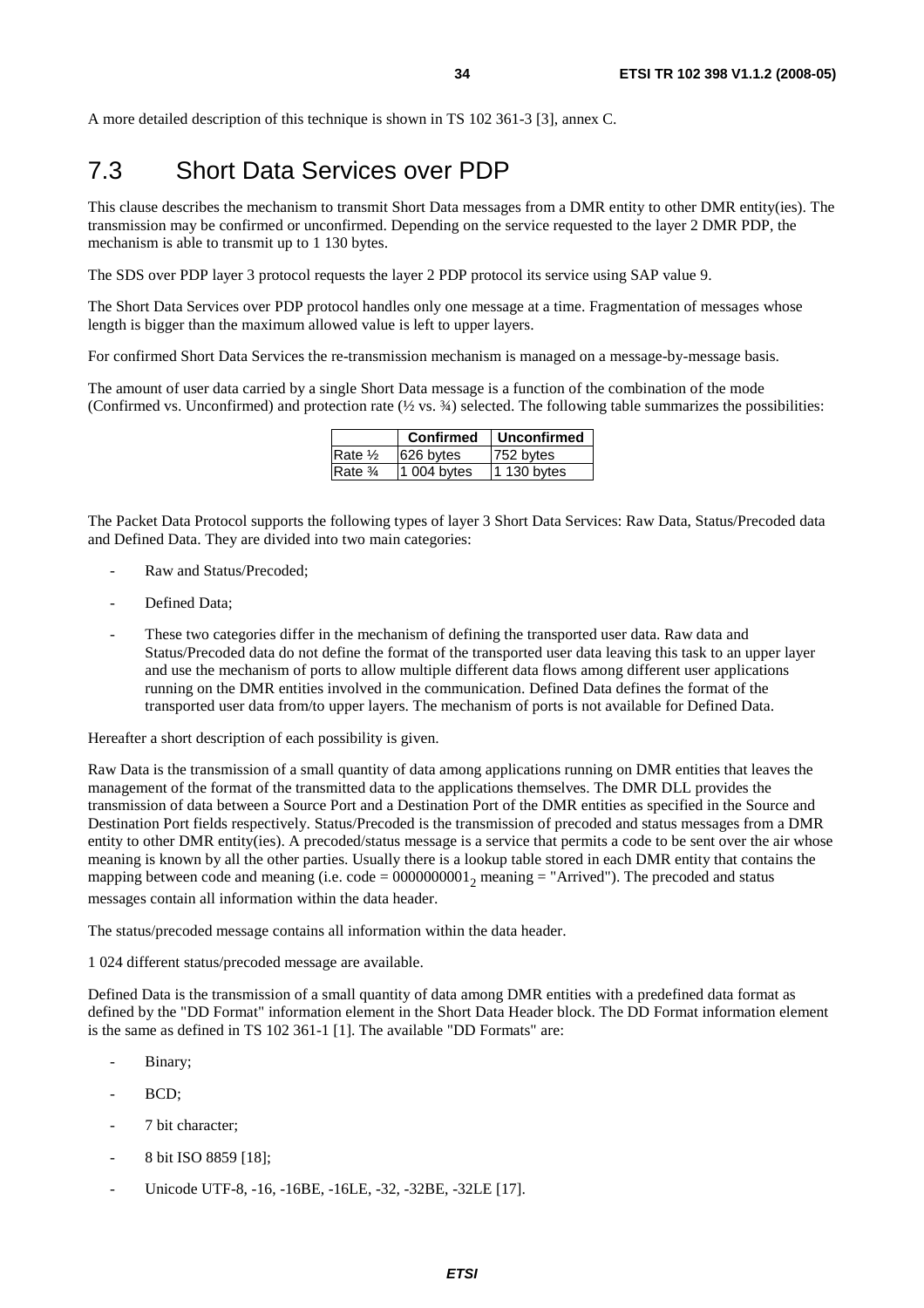A more detailed description of this technique is shown in TS 102 361-3 [3], annex C.

## 7.3 Short Data Services over PDP

This clause describes the mechanism to transmit Short Data messages from a DMR entity to other DMR entity(ies). The transmission may be confirmed or unconfirmed. Depending on the service requested to the layer 2 DMR PDP, the mechanism is able to transmit up to 1 130 bytes.

The SDS over PDP layer 3 protocol requests the layer 2 PDP protocol its service using SAP value 9.

The Short Data Services over PDP protocol handles only one message at a time. Fragmentation of messages whose length is bigger than the maximum allowed value is left to upper layers.

For confirmed Short Data Services the re-transmission mechanism is managed on a message-by-message basis.

The amount of user data carried by a single Short Data message is a function of the combination of the mode (Confirmed vs. Unconfirmed) and protection rate (½ vs. ¾) selected. The following table summarizes the possibilities:

| | Confirmed | Unconfirmed |
|---|---|---|
| Rate ½ | 626 bytes | 752 bytes |
| Rate ¾ | 1 004 bytes | 1 130 bytes |

The Packet Data Protocol supports the following types of layer 3 Short Data Services: Raw Data, Status/Precoded data and Defined Data. They are divided into two main categories:

- Raw and Status/Precoded;
- Defined Data;
- These two categories differ in the mechanism of defining the transported user data. Raw data and Status/Precoded data do not define the format of the transported user data leaving this task to an upper layer and use the mechanism of ports to allow multiple different data flows among different user applications running on the DMR entities involved in the communication. Defined Data defines the format of the transported user data from/to upper layers. The mechanism of ports is not available for Defined Data.

Hereafter a short description of each possibility is given.

Raw Data is the transmission of a small quantity of data among applications running on DMR entities that leaves the management of the format of the transmitted data to the applications themselves. The DMR DLL provides the transmission of data between a Source Port and a Destination Port of the DMR entities as specified in the Source and Destination Port fields respectively. Status/Precoded is the transmission of precoded and status messages from a DMR entity to other DMR entity(ies). A precoded/status message is a service that permits a code to be sent over the air whose meaning is known by all the other parties. Usually there is a lookup table stored in each DMR entity that contains the mapping between code and meaning (i.e. code = $0000000001_2$ meaning = "Arrived"). The precoded and status messages contain all information within the data header.

The status/precoded message contains all information within the data header.

1 024 different status/precoded message are available.

Defined Data is the transmission of a small quantity of data among DMR entities with a predefined data format as defined by the "DD Format" information element in the Short Data Header block. The DD Format information element is the same as defined in TS 102 361-1 [1]. The available "DD Formats" are:

- Binary;
- BCD;
- 7 bit character;
- 8 bit ISO 8859 [18];
- Unicode UTF-8, -16, -16BE, -16LE, -32, -32BE, -32LE [17].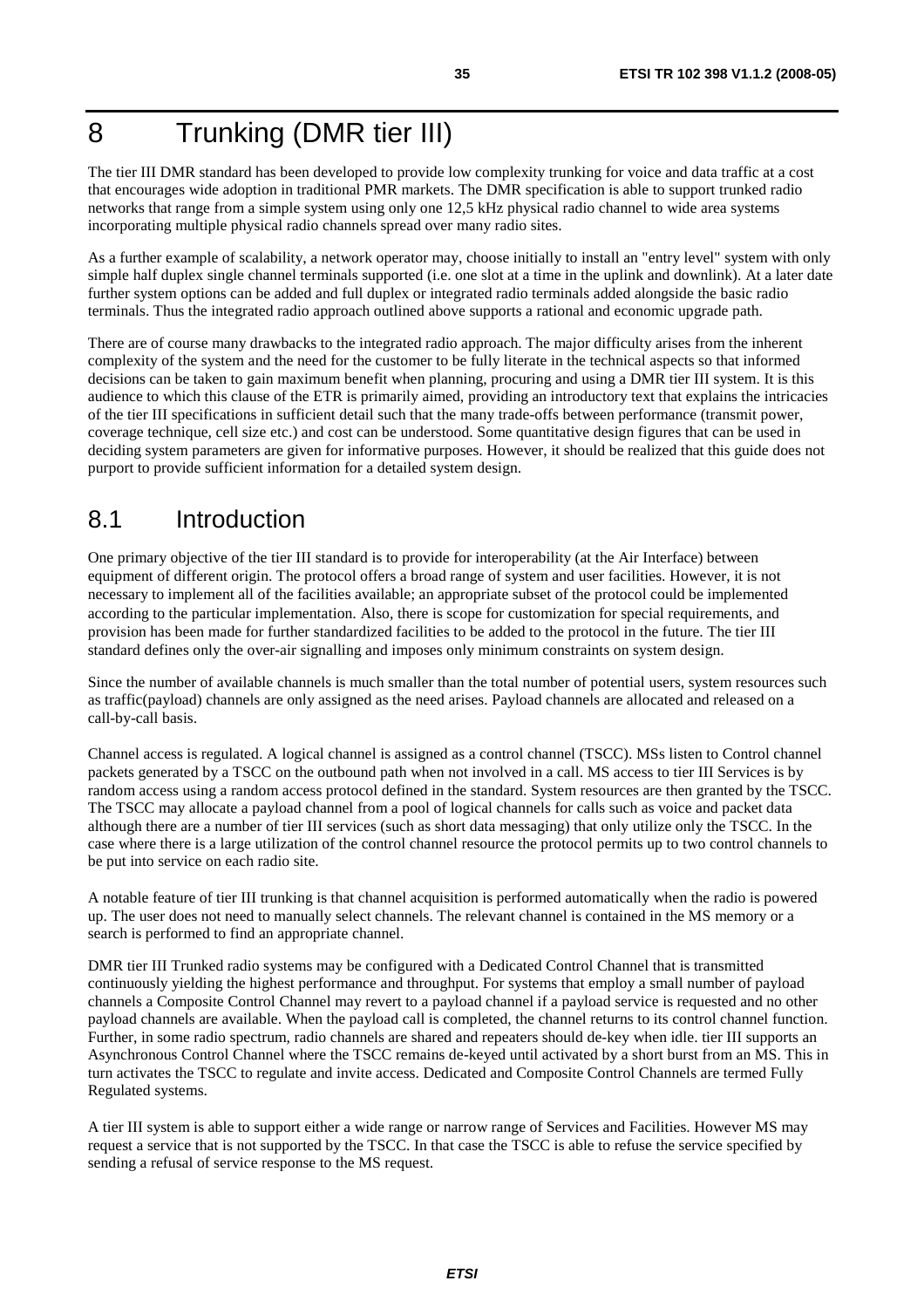# 8 Trunking (DMR tier III)

The tier III DMR standard has been developed to provide low complexity trunking for voice and data traffic at a cost that encourages wide adoption in traditional PMR markets. The DMR specification is able to support trunked radio networks that range from a simple system using only one 12,5 kHz physical radio channel to wide area systems incorporating multiple physical radio channels spread over many radio sites.

As a further example of scalability, a network operator may, choose initially to install an "entry level" system with only simple half duplex single channel terminals supported (i.e. one slot at a time in the uplink and downlink). At a later date further system options can be added and full duplex or integrated radio terminals added alongside the basic radio terminals. Thus the integrated radio approach outlined above supports a rational and economic upgrade path.

There are of course many drawbacks to the integrated radio approach. The major difficulty arises from the inherent complexity of the system and the need for the customer to be fully literate in the technical aspects so that informed decisions can be taken to gain maximum benefit when planning, procuring and using a DMR tier III system. It is this audience to which this clause of the ETR is primarily aimed, providing an introductory text that explains the intricacies of the tier III specifications in sufficient detail such that the many trade-offs between performance (transmit power, coverage technique, cell size etc.) and cost can be understood. Some quantitative design figures that can be used in deciding system parameters are given for informative purposes. However, it should be realized that this guide does not purport to provide sufficient information for a detailed system design.

## 8.1 Introduction

One primary objective of the tier III standard is to provide for interoperability (at the Air Interface) between equipment of different origin. The protocol offers a broad range of system and user facilities. However, it is not necessary to implement all of the facilities available; an appropriate subset of the protocol could be implemented according to the particular implementation. Also, there is scope for customization for special requirements, and provision has been made for further standardized facilities to be added to the protocol in the future. The tier III standard defines only the over-air signalling and imposes only minimum constraints on system design.

Since the number of available channels is much smaller than the total number of potential users, system resources such as traffic(payload) channels are only assigned as the need arises. Payload channels are allocated and released on a call-by-call basis.

Channel access is regulated. A logical channel is assigned as a control channel (TSCC). MSs listen to Control channel packets generated by a TSCC on the outbound path when not involved in a call. MS access to tier III Services is by random access using a random access protocol defined in the standard. System resources are then granted by the TSCC. The TSCC may allocate a payload channel from a pool of logical channels for calls such as voice and packet data although there are a number of tier III services (such as short data messaging) that only utilize only the TSCC. In the case where there is a large utilization of the control channel resource the protocol permits up to two control channels to be put into service on each radio site.

A notable feature of tier III trunking is that channel acquisition is performed automatically when the radio is powered up. The user does not need to manually select channels. The relevant channel is contained in the MS memory or a search is performed to find an appropriate channel.

DMR tier III Trunked radio systems may be configured with a Dedicated Control Channel that is transmitted continuously yielding the highest performance and throughput. For systems that employ a small number of payload channels a Composite Control Channel may revert to a payload channel if a payload service is requested and no other payload channels are available. When the payload call is completed, the channel returns to its control channel function. Further, in some radio spectrum, radio channels are shared and repeaters should de-key when idle. tier III supports an Asynchronous Control Channel where the TSCC remains de-keyed until activated by a short burst from an MS. This in turn activates the TSCC to regulate and invite access. Dedicated and Composite Control Channels are termed Fully Regulated systems.

A tier III system is able to support either a wide range or narrow range of Services and Facilities. However MS may request a service that is not supported by the TSCC. In that case the TSCC is able to refuse the service specified by sending a refusal of service response to the MS request.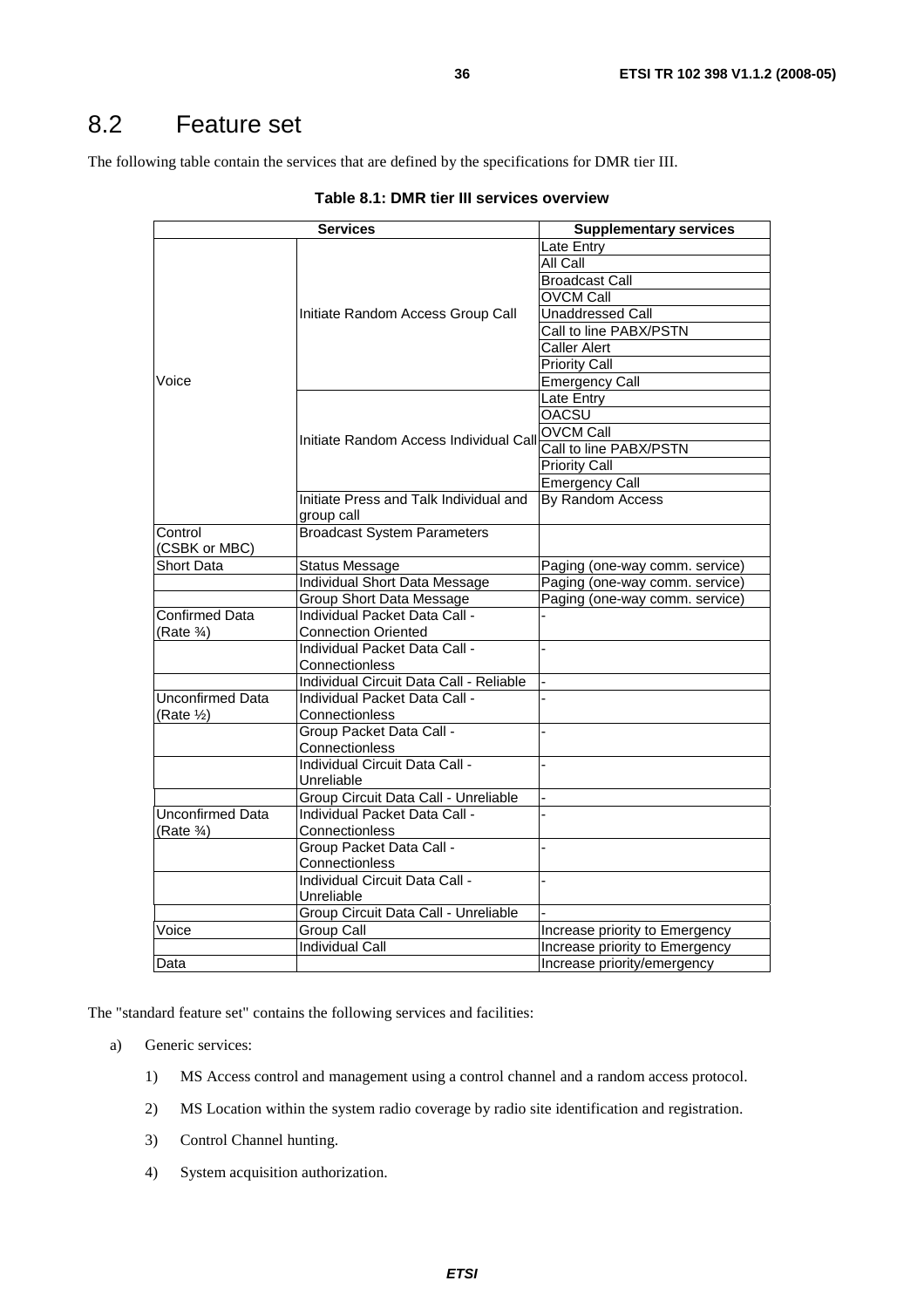## 8.2 Feature set

The following table contain the services that are defined by the specifications for DMR tier III.

**Table 8.1: DMR tier III services overview**

| Services | | Supplementary services |
|---|---|---|
| Voice | Initiate Random Access Group Call | Late Entry |
| | | All Call |
| | | Broadcast Call |
| | | OVCM Call |
| | | Unaddressed Call |
| | | Call to line PABX/PSTN |
| | | Caller Alert |
| | | Priority Call |
| | | Emergency Call |
| | Initiate Random Access Individual Call | Late Entry |
| | | OACSU |
| | | OVCM Call |
| | | Call to line PABX/PSTN |
| | | Priority Call |
| | | Emergency Call |
| | Initiate Press and Talk Individual and group call | By Random Access |
| Control (CSBK or MBC) | Broadcast System Parameters | |
| Short Data | Status Message | Paging (one-way comm. service) |
| | Individual Short Data Message | Paging (one-way comm. service) |
| | Group Short Data Message | Paging (one-way comm. service) |
| Confirmed Data (Rate ¾) | Individual Packet Data Call - Connection Oriented | - |
| | Individual Packet Data Call - Connectionless | - |
| | Individual Circuit Data Call - Reliable | - |
| Unconfirmed Data (Rate ½) | Individual Packet Data Call - Connectionless | - |
| | Group Packet Data Call - Connectionless | - |
| | Individual Circuit Data Call - Unreliable | - |
| | Group Circuit Data Call - Unreliable | - |
| Unconfirmed Data (Rate ¾) | Individual Packet Data Call - Connectionless | - |
| | Group Packet Data Call - Connectionless | - |
| | Individual Circuit Data Call - Unreliable | - |
| | Group Circuit Data Call - Unreliable | - |
| Voice | Group Call | Increase priority to Emergency |
| | Individual Call | Increase priority to Emergency |
| Data | | Increase priority/emergency |

The "standard feature set" contains the following services and facilities:

a) Generic services:

1) MS Access control and management using a control channel and a random access protocol.

2) MS Location within the system radio coverage by radio site identification and registration.

3) Control Channel hunting.

4) System acquisition authorization.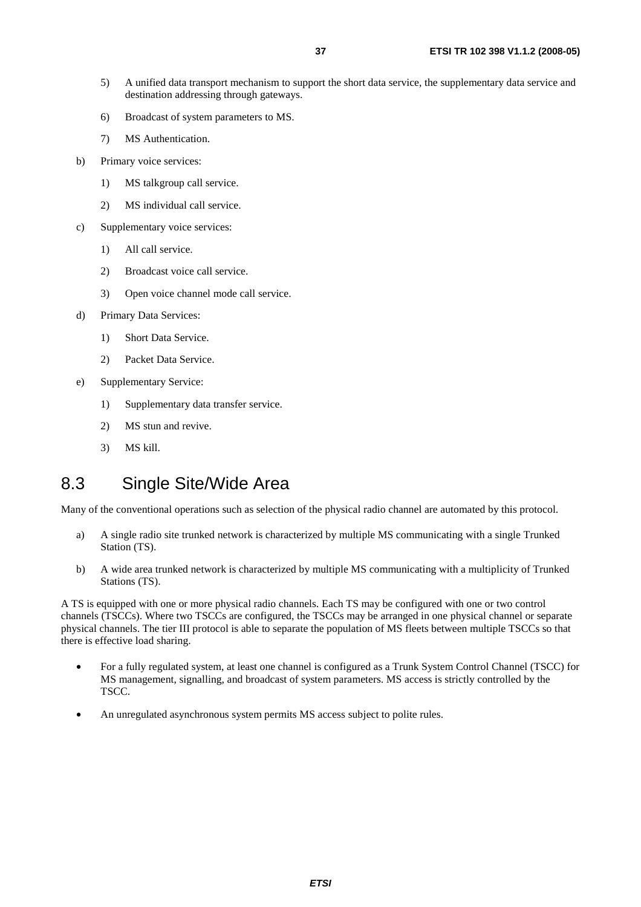5) A unified data transport mechanism to support the short data service, the supplementary data service and destination addressing through gateways.

6) Broadcast of system parameters to MS.

7) MS Authentication.

b) Primary voice services:

1) MS talkgroup call service.

2) MS individual call service.

c) Supplementary voice services:

1) All call service.

2) Broadcast voice call service.

3) Open voice channel mode call service.

d) Primary Data Services:

1) Short Data Service.

2) Packet Data Service.

e) Supplementary Service:

1) Supplementary data transfer service.

2) MS stun and revive.

3) MS kill.

## 8.3 Single Site/Wide Area

Many of the conventional operations such as selection of the physical radio channel are automated by this protocol.

a) A single radio site trunked network is characterized by multiple MS communicating with a single Trunked Station (TS).

b) A wide area trunked network is characterized by multiple MS communicating with a multiplicity of Trunked Stations (TS).

A TS is equipped with one or more physical radio channels. Each TS may be configured with one or two control channels (TSCCs). Where two TSCCs are configured, the TSCCs may be arranged in one physical channel or separate physical channels. The tier III protocol is able to separate the population of MS fleets between multiple TSCCs so that there is effective load sharing.

- For a fully regulated system, at least one channel is configured as a Trunk System Control Channel (TSCC) for MS management, signalling, and broadcast of system parameters. MS access is strictly controlled by the TSCC.
- An unregulated asynchronous system permits MS access subject to polite rules.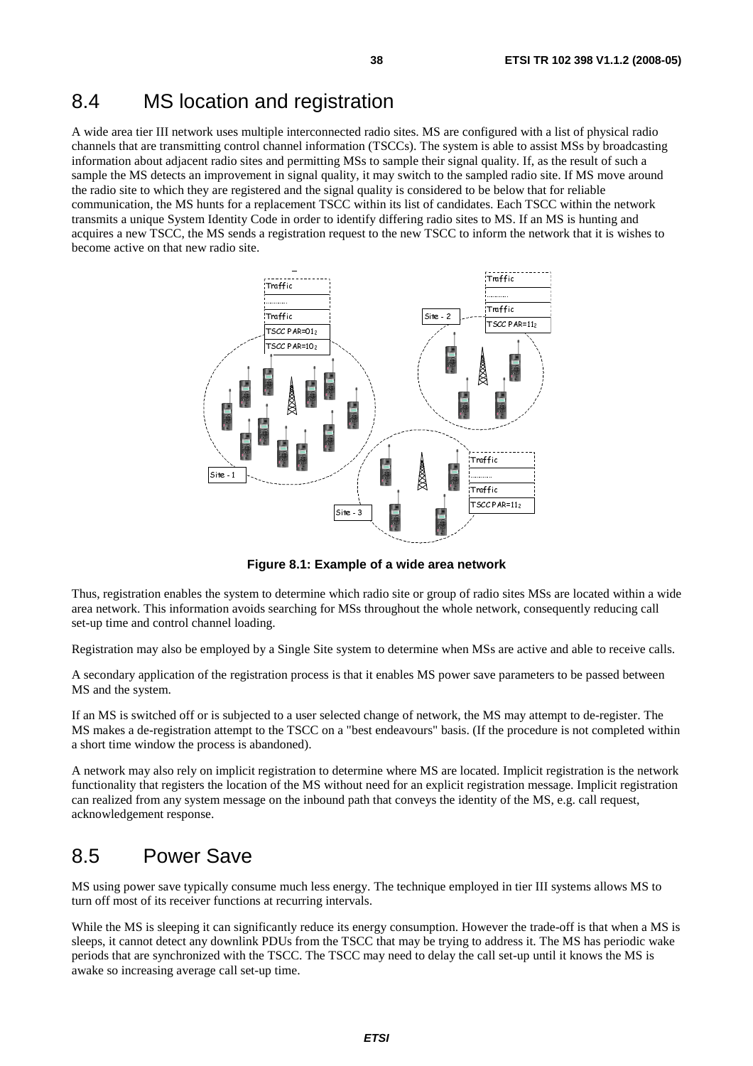## 8.4 MS location and registration

A wide area tier III network uses multiple interconnected radio sites. MS are configured with a list of physical radio channels that are transmitting control channel information (TSCCs). The system is able to assist MSs by broadcasting information about adjacent radio sites and permitting MSs to sample their signal quality. If, as the result of such a sample the MS detects an improvement in signal quality, it may switch to the sampled radio site. If MS move around the radio site to which they are registered and the signal quality is considered to be below that for reliable communication, the MS hunts for a replacement TSCC within its list of candidates. Each TSCC within the network transmits a unique System Identity Code in order to identify differing radio sites to MS. If an MS is hunting and acquires a new TSCC, the MS sends a registration request to the new TSCC to inform the network that it is wishes to become active on that new radio site.

**Figure 8.1: Example of a wide area network**

Thus, registration enables the system to determine which radio site or group of radio sites MSs are located within a wide area network. This information avoids searching for MSs throughout the whole network, consequently reducing call set-up time and control channel loading.

Registration may also be employed by a Single Site system to determine when MSs are active and able to receive calls.

A secondary application of the registration process is that it enables MS power save parameters to be passed between MS and the system.

If an MS is switched off or is subjected to a user selected change of network, the MS may attempt to de-register. The MS makes a de-registration attempt to the TSCC on a "best endeavours" basis. (If the procedure is not completed within a short time window the process is abandoned).

A network may also rely on implicit registration to determine where MS are located. Implicit registration is the network functionality that registers the location of the MS without need for an explicit registration message. Implicit registration can realized from any system message on the inbound path that conveys the identity of the MS, e.g. call request, acknowledgement response.

## 8.5 Power Save

MS using power save typically consume much less energy. The technique employed in tier III systems allows MS to turn off most of its receiver functions at recurring intervals.

While the MS is sleeping it can significantly reduce its energy consumption. However the trade-off is that when a MS is sleeps, it cannot detect any downlink PDUs from the TSCC that may be trying to address it. The MS has periodic wake periods that are synchronized with the TSCC. The TSCC may need to delay the call set-up until it knows the MS is awake so increasing average call set-up time.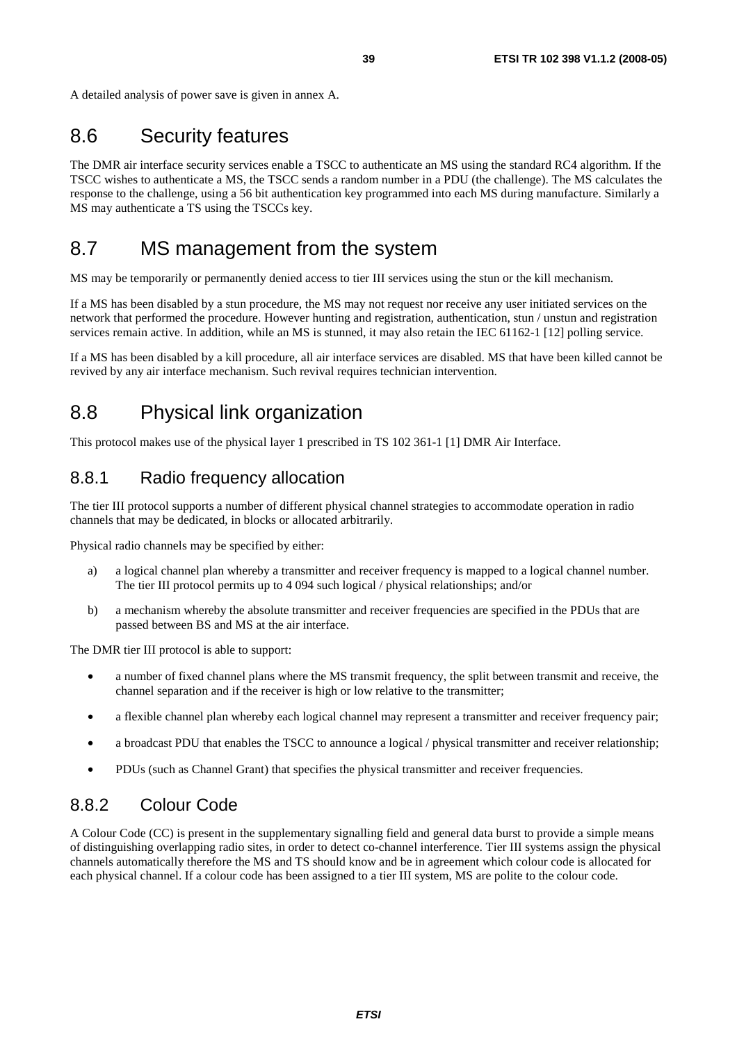A detailed analysis of power save is given in annex A.

## 8.6 Security features

The DMR air interface security services enable a TSCC to authenticate an MS using the standard RC4 algorithm. If the TSCC wishes to authenticate a MS, the TSCC sends a random number in a PDU (the challenge). The MS calculates the response to the challenge, using a 56 bit authentication key programmed into each MS during manufacture. Similarly a MS may authenticate a TS using the TSCCs key.

## 8.7 MS management from the system

MS may be temporarily or permanently denied access to tier III services using the stun or the kill mechanism.

If a MS has been disabled by a stun procedure, the MS may not request nor receive any user initiated services on the network that performed the procedure. However hunting and registration, authentication, stun / unstun and registration services remain active. In addition, while an MS is stunned, it may also retain the IEC 61162-1 [12] polling service.

If a MS has been disabled by a kill procedure, all air interface services are disabled. MS that have been killed cannot be revived by any air interface mechanism. Such revival requires technician intervention.

## 8.8 Physical link organization

This protocol makes use of the physical layer 1 prescribed in TS 102 361-1 [1] DMR Air Interface.

### 8.8.1 Radio frequency allocation

The tier III protocol supports a number of different physical channel strategies to accommodate operation in radio channels that may be dedicated, in blocks or allocated arbitrarily.

Physical radio channels may be specified by either:

a) a logical channel plan whereby a transmitter and receiver frequency is mapped to a logical channel number. The tier III protocol permits up to 4 094 such logical / physical relationships; and/or

b) a mechanism whereby the absolute transmitter and receiver frequencies are specified in the PDUs that are passed between BS and MS at the air interface.

The DMR tier III protocol is able to support:

- a number of fixed channel plans where the MS transmit frequency, the split between transmit and receive, the channel separation and if the receiver is high or low relative to the transmitter;
- a flexible channel plan whereby each logical channel may represent a transmitter and receiver frequency pair;
- a broadcast PDU that enables the TSCC to announce a logical / physical transmitter and receiver relationship;
- PDUs (such as Channel Grant) that specifies the physical transmitter and receiver frequencies.

### 8.8.2 Colour Code

A Colour Code (CC) is present in the supplementary signalling field and general data burst to provide a simple means of distinguishing overlapping radio sites, in order to detect co-channel interference. Tier III systems assign the physical channels automatically therefore the MS and TS should know and be in agreement which colour code is allocated for each physical channel. If a colour code has been assigned to a tier III system, MS are polite to the colour code.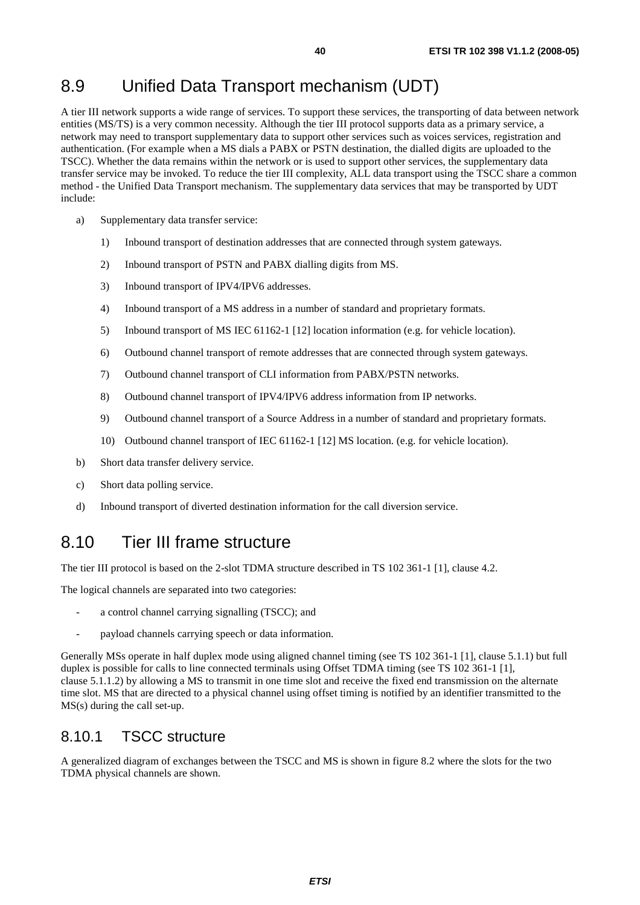## 8.9 Unified Data Transport mechanism (UDT)

A tier III network supports a wide range of services. To support these services, the transporting of data between network entities (MS/TS) is a very common necessity. Although the tier III protocol supports data as a primary service, a network may need to transport supplementary data to support other services such as voices services, registration and authentication. (For example when a MS dials a PABX or PSTN destination, the dialled digits are uploaded to the TSCC). Whether the data remains within the network or is used to support other services, the supplementary data transfer service may be invoked. To reduce the tier III complexity, ALL data transport using the TSCC share a common method - the Unified Data Transport mechanism. The supplementary data services that may be transported by UDT include:

a) Supplementary data transfer service:

   1) Inbound transport of destination addresses that are connected through system gateways.

   2) Inbound transport of PSTN and PABX dialling digits from MS.

   3) Inbound transport of IPV4/IPV6 addresses.

   4) Inbound transport of a MS address in a number of standard and proprietary formats.

   5) Inbound transport of MS IEC 61162-1 [12] location information (e.g. for vehicle location).

   6) Outbound channel transport of remote addresses that are connected through system gateways.

   7) Outbound channel transport of CLI information from PABX/PSTN networks.

   8) Outbound channel transport of IPV4/IPV6 address information from IP networks.

   9) Outbound channel transport of a Source Address in a number of standard and proprietary formats.

   10) Outbound channel transport of IEC 61162-1 [12] MS location. (e.g. for vehicle location).

b) Short data transfer delivery service.

c) Short data polling service.

d) Inbound transport of diverted destination information for the call diversion service.

## 8.10 Tier III frame structure

The tier III protocol is based on the 2-slot TDMA structure described in TS 102 361-1 [1], clause 4.2.

The logical channels are separated into two categories:

- a control channel carrying signalling (TSCC); and
- payload channels carrying speech or data information.

Generally MSs operate in half duplex mode using aligned channel timing (see TS 102 361-1 [1], clause 5.1.1) but full duplex is possible for calls to line connected terminals using Offset TDMA timing (see TS 102 361-1 [1], clause 5.1.1.2) by allowing a MS to transmit in one time slot and receive the fixed end transmission on the alternate time slot. MS that are directed to a physical channel using offset timing is notified by an identifier transmitted to the MS(s) during the call set-up.

### 8.10.1 TSCC structure

A generalized diagram of exchanges between the TSCC and MS is shown in figure 8.2 where the slots for the two TDMA physical channels are shown.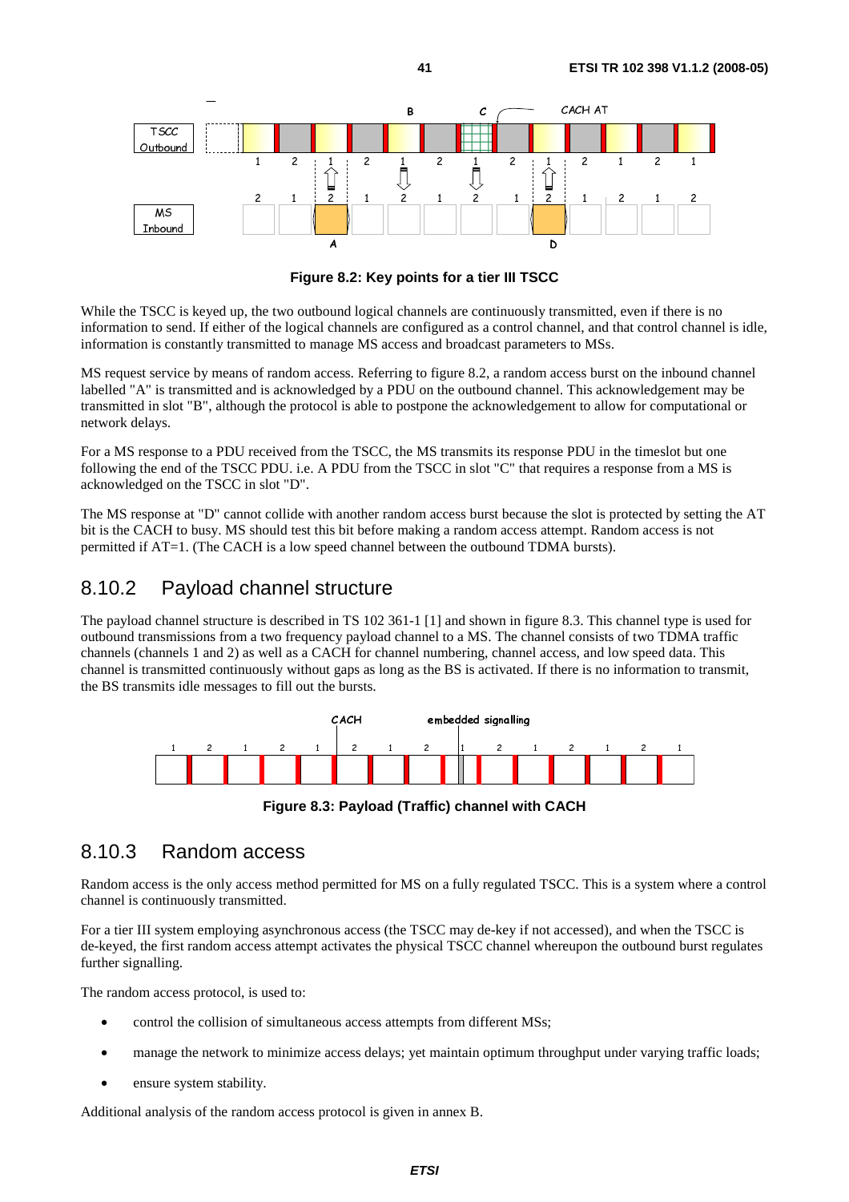**Figure 8.2: Key points for a tier III TSCC**

While the TSCC is keyed up, the two outbound logical channels are continuously transmitted, even if there is no information to send. If either of the logical channels are configured as a control channel, and that control channel is idle, information is constantly transmitted to manage MS access and broadcast parameters to MSs.

MS request service by means of random access. Referring to figure 8.2, a random access burst on the inbound channel labelled "A" is transmitted and is acknowledged by a PDU on the outbound channel. This acknowledgement may be transmitted in slot "B", although the protocol is able to postpone the acknowledgement to allow for computational or network delays.

For a MS response to a PDU received from the TSCC, the MS transmits its response PDU in the timeslot but one following the end of the TSCC PDU. i.e. A PDU from the TSCC in slot "C" that requires a response from a MS is acknowledged on the TSCC in slot "D".

The MS response at "D" cannot collide with another random access burst because the slot is protected by setting the AT bit is the CACH to busy. MS should test this bit before making a random access attempt. Random access is not permitted if AT=1. (The CACH is a low speed channel between the outbound TDMA bursts).

## 8.10.2 Payload channel structure

The payload channel structure is described in TS 102 361-1 [1] and shown in figure 8.3. This channel type is used for outbound transmissions from a two frequency payload channel to a MS. The channel consists of two TDMA traffic channels (channels 1 and 2) as well as a CACH for channel numbering, channel access, and low speed data. This channel is transmitted continuously without gaps as long as the BS is activated. If there is no information to transmit, the BS transmits idle messages to fill out the bursts.

**Figure 8.3: Payload (Traffic) channel with CACH**

## 8.10.3 Random access

Random access is the only access method permitted for MS on a fully regulated TSCC. This is a system where a control channel is continuously transmitted.

For a tier III system employing asynchronous access (the TSCC may de-key if not accessed), and when the TSCC is de-keyed, the first random access attempt activates the physical TSCC channel whereupon the outbound burst regulates further signalling.

The random access protocol, is used to:

- control the collision of simultaneous access attempts from different MSs;
- manage the network to minimize access delays; yet maintain optimum throughput under varying traffic loads;
- ensure system stability.

Additional analysis of the random access protocol is given in annex B.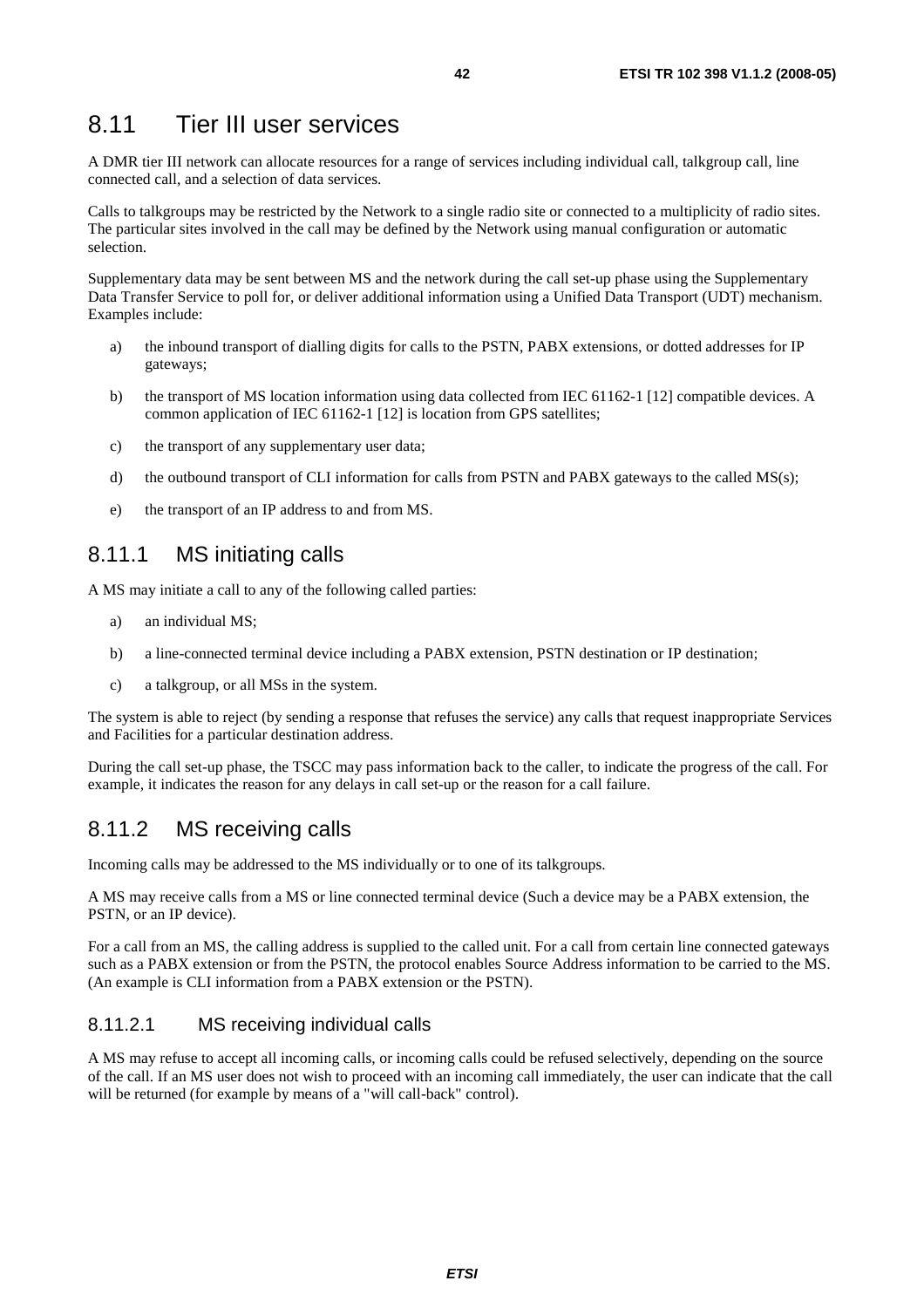## 8.11 Tier III user services

A DMR tier III network can allocate resources for a range of services including individual call, talkgroup call, line connected call, and a selection of data services.

Calls to talkgroups may be restricted by the Network to a single radio site or connected to a multiplicity of radio sites. The particular sites involved in the call may be defined by the Network using manual configuration or automatic selection.

Supplementary data may be sent between MS and the network during the call set-up phase using the Supplementary Data Transfer Service to poll for, or deliver additional information using a Unified Data Transport (UDT) mechanism. Examples include:

a) the inbound transport of dialling digits for calls to the PSTN, PABX extensions, or dotted addresses for IP gateways;

b) the transport of MS location information using data collected from IEC 61162-1 [12] compatible devices. A common application of IEC 61162-1 [12] is location from GPS satellites;

c) the transport of any supplementary user data;

d) the outbound transport of CLI information for calls from PSTN and PABX gateways to the called MS(s);

e) the transport of an IP address to and from MS.

### 8.11.1 MS initiating calls

A MS may initiate a call to any of the following called parties:

a) an individual MS;

b) a line-connected terminal device including a PABX extension, PSTN destination or IP destination;

c) a talkgroup, or all MSs in the system.

The system is able to reject (by sending a response that refuses the service) any calls that request inappropriate Services and Facilities for a particular destination address.

During the call set-up phase, the TSCC may pass information back to the caller, to indicate the progress of the call. For example, it indicates the reason for any delays in call set-up or the reason for a call failure.

### 8.11.2 MS receiving calls

Incoming calls may be addressed to the MS individually or to one of its talkgroups.

A MS may receive calls from a MS or line connected terminal device (Such a device may be a PABX extension, the PSTN, or an IP device).

For a call from an MS, the calling address is supplied to the called unit. For a call from certain line connected gateways such as a PABX extension or from the PSTN, the protocol enables Source Address information to be carried to the MS. (An example is CLI information from a PABX extension or the PSTN).

#### 8.11.2.1 MS receiving individual calls

A MS may refuse to accept all incoming calls, or incoming calls could be refused selectively, depending on the source of the call. If an MS user does not wish to proceed with an incoming call immediately, the user can indicate that the call will be returned (for example by means of a "will call-back" control).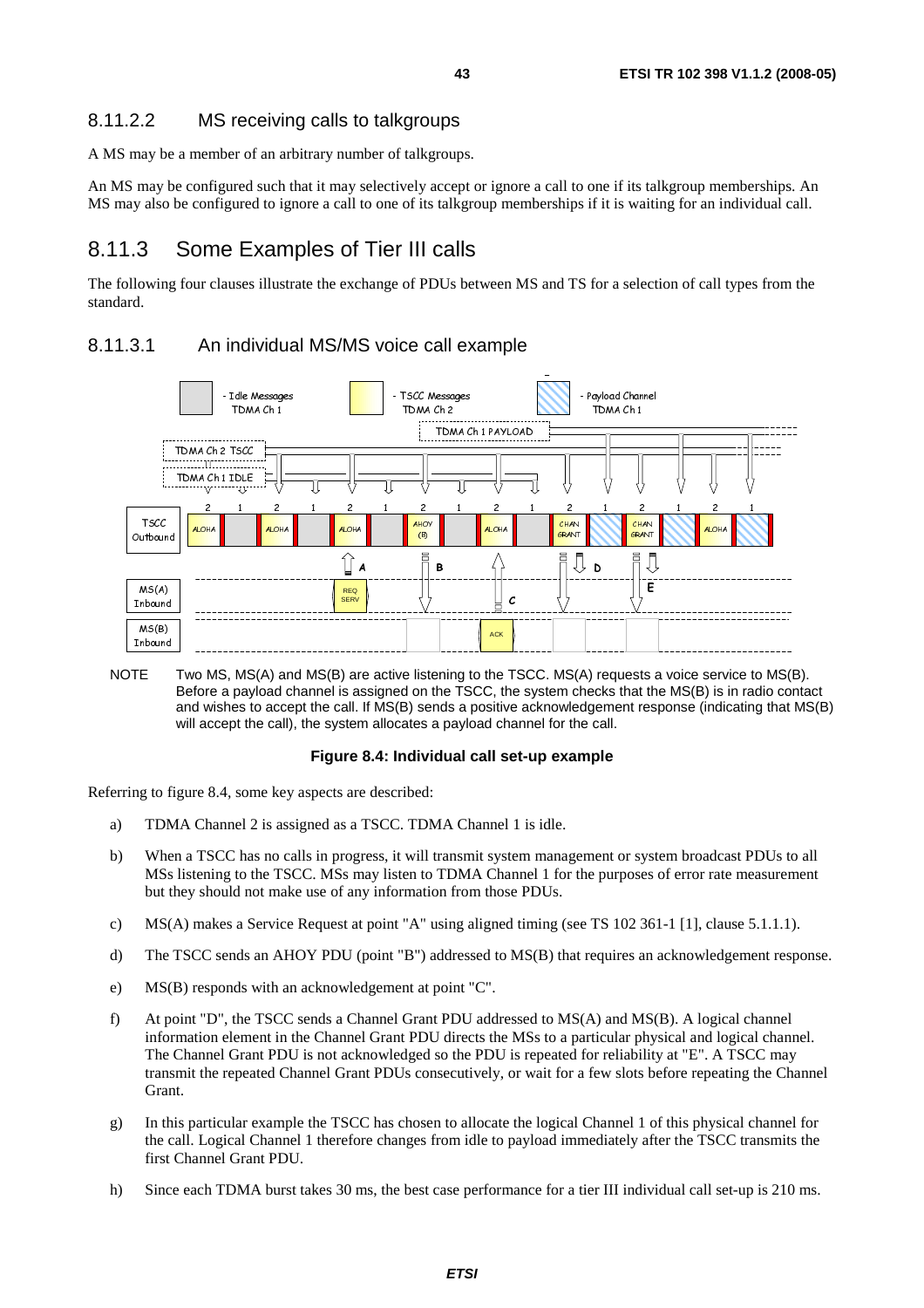#### 8.11.2.2 MS receiving calls to talkgroups

A MS may be a member of an arbitrary number of talkgroups.

An MS may be configured such that it may selectively accept or ignore a call to one if its talkgroup memberships. An MS may also be configured to ignore a call to one of its talkgroup memberships if it is waiting for an individual call.

### 8.11.3 Some Examples of Tier III calls

The following four clauses illustrate the exchange of PDUs between MS and TS for a selection of call types from the standard.

#### 8.11.3.1 An individual MS/MS voice call example

NOTE Two MS, MS(A) and MS(B) are active listening to the TSCC. MS(A) requests a voice service to MS(B). Before a payload channel is assigned on the TSCC, the system checks that the MS(B) is in radio contact and wishes to accept the call. If MS(B) sends a positive acknowledgement response (indicating that MS(B) will accept the call), the system allocates a payload channel for the call.

**Figure 8.4: Individual call set-up example**

Referring to figure 8.4, some key aspects are described:

a) TDMA Channel 2 is assigned as a TSCC. TDMA Channel 1 is idle.

b) When a TSCC has no calls in progress, it will transmit system management or system broadcast PDUs to all MSs listening to the TSCC. MSs may listen to TDMA Channel 1 for the purposes of error rate measurement but they should not make use of any information from those PDUs.

c) MS(A) makes a Service Request at point "A" using aligned timing (see TS 102 361-1 [1], clause 5.1.1.1).

d) The TSCC sends an AHOY PDU (point "B") addressed to MS(B) that requires an acknowledgement response.

e) MS(B) responds with an acknowledgement at point "C".

f) At point "D", the TSCC sends a Channel Grant PDU addressed to MS(A) and MS(B). A logical channel information element in the Channel Grant PDU directs the MSs to a particular physical and logical channel. The Channel Grant PDU is not acknowledged so the PDU is repeated for reliability at "E". A TSCC may transmit the repeated Channel Grant PDUs consecutively, or wait for a few slots before repeating the Channel Grant.

g) In this particular example the TSCC has chosen to allocate the logical Channel 1 of this physical channel for the call. Logical Channel 1 therefore changes from idle to payload immediately after the TSCC transmits the first Channel Grant PDU.

h) Since each TDMA burst takes 30 ms, the best case performance for a tier III individual call set-up is 210 ms.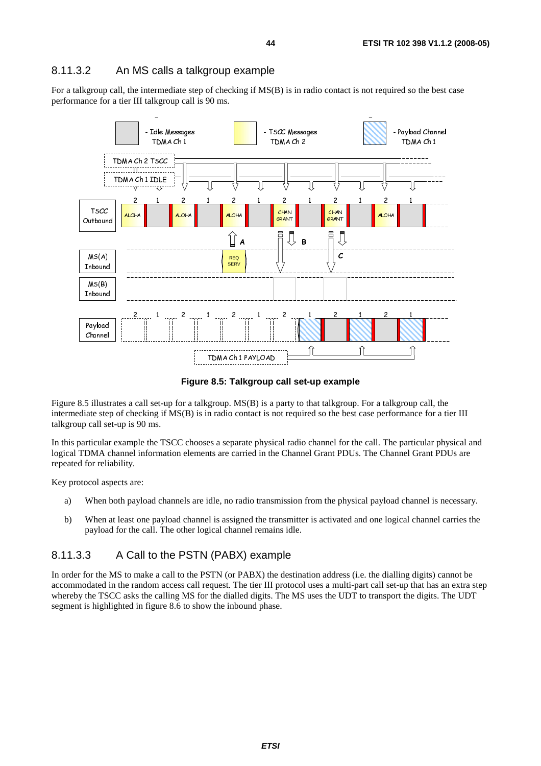### 8.11.3.2 An MS calls a talkgroup example

For a talkgroup call, the intermediate step of checking if MS(B) is in radio contact is not required so the best case performance for a tier III talkgroup call is 90 ms.

**Figure 8.5: Talkgroup call set-up example**

Figure 8.5 illustrates a call set-up for a talkgroup. MS(B) is a party to that talkgroup. For a talkgroup call, the intermediate step of checking if MS(B) is in radio contact is not required so the best case performance for a tier III talkgroup call set-up is 90 ms.

In this particular example the TSCC chooses a separate physical radio channel for the call. The particular physical and logical TDMA channel information elements are carried in the Channel Grant PDUs. The Channel Grant PDUs are repeated for reliability.

Key protocol aspects are:

a) When both payload channels are idle, no radio transmission from the physical payload channel is necessary.

b) When at least one payload channel is assigned the transmitter is activated and one logical channel carries the payload for the call. The other logical channel remains idle.

### 8.11.3.3 A Call to the PSTN (PABX) example

In order for the MS to make a call to the PSTN (or PABX) the destination address (i.e. the dialling digits) cannot be accommodated in the random access call request. The tier III protocol uses a multi-part call set-up that has an extra step whereby the TSCC asks the calling MS for the dialled digits. The MS uses the UDT to transport the digits. The UDT segment is highlighted in figure 8.6 to show the inbound phase.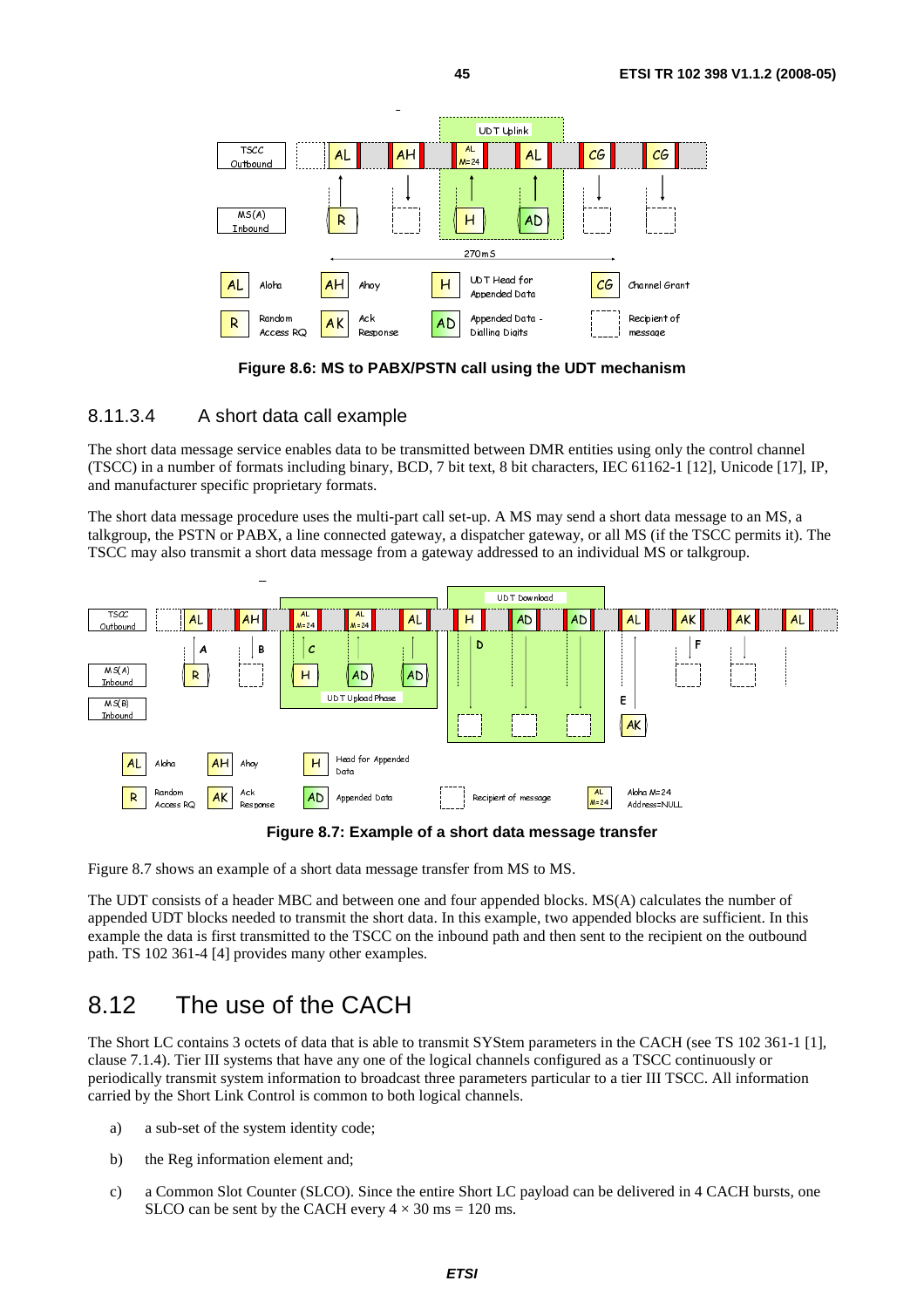**Figure 8.6: MS to PABX/PSTN call using the UDT mechanism**

### 8.11.3.4 A short data call example

The short data message service enables data to be transmitted between DMR entities using only the control channel (TSCC) in a number of formats including binary, BCD, 7 bit text, 8 bit characters, IEC 61162-1 [12], Unicode [17], IP, and manufacturer specific proprietary formats.

The short data message procedure uses the multi-part call set-up. A MS may send a short data message to an MS, a talkgroup, the PSTN or PABX, a line connected gateway, a dispatcher gateway, or all MS (if the TSCC permits it). The TSCC may also transmit a short data message from a gateway addressed to an individual MS or talkgroup.

**Figure 8.7: Example of a short data message transfer**

Figure 8.7 shows an example of a short data message transfer from MS to MS.

The UDT consists of a header MBC and between one and four appended blocks. MS(A) calculates the number of appended UDT blocks needed to transmit the short data. In this example, two appended blocks are sufficient. In this example the data is first transmitted to the TSCC on the inbound path and then sent to the recipient on the outbound path. TS 102 361-4 [4] provides many other examples.

## 8.12 The use of the CACH

The Short LC contains 3 octets of data that is able to transmit SYStem parameters in the CACH (see TS 102 361-1 [1], clause 7.1.4). Tier III systems that have any one of the logical channels configured as a TSCC continuously or periodically transmit system information to broadcast three parameters particular to a tier III TSCC. All information carried by the Short Link Control is common to both logical channels.

a) a sub-set of the system identity code;

b) the Reg information element and;

c) a Common Slot Counter (SLCO). Since the entire Short LC payload can be delivered in 4 CACH bursts, one SLCO can be sent by the CACH every $4 \times 30$ ms = 120 ms.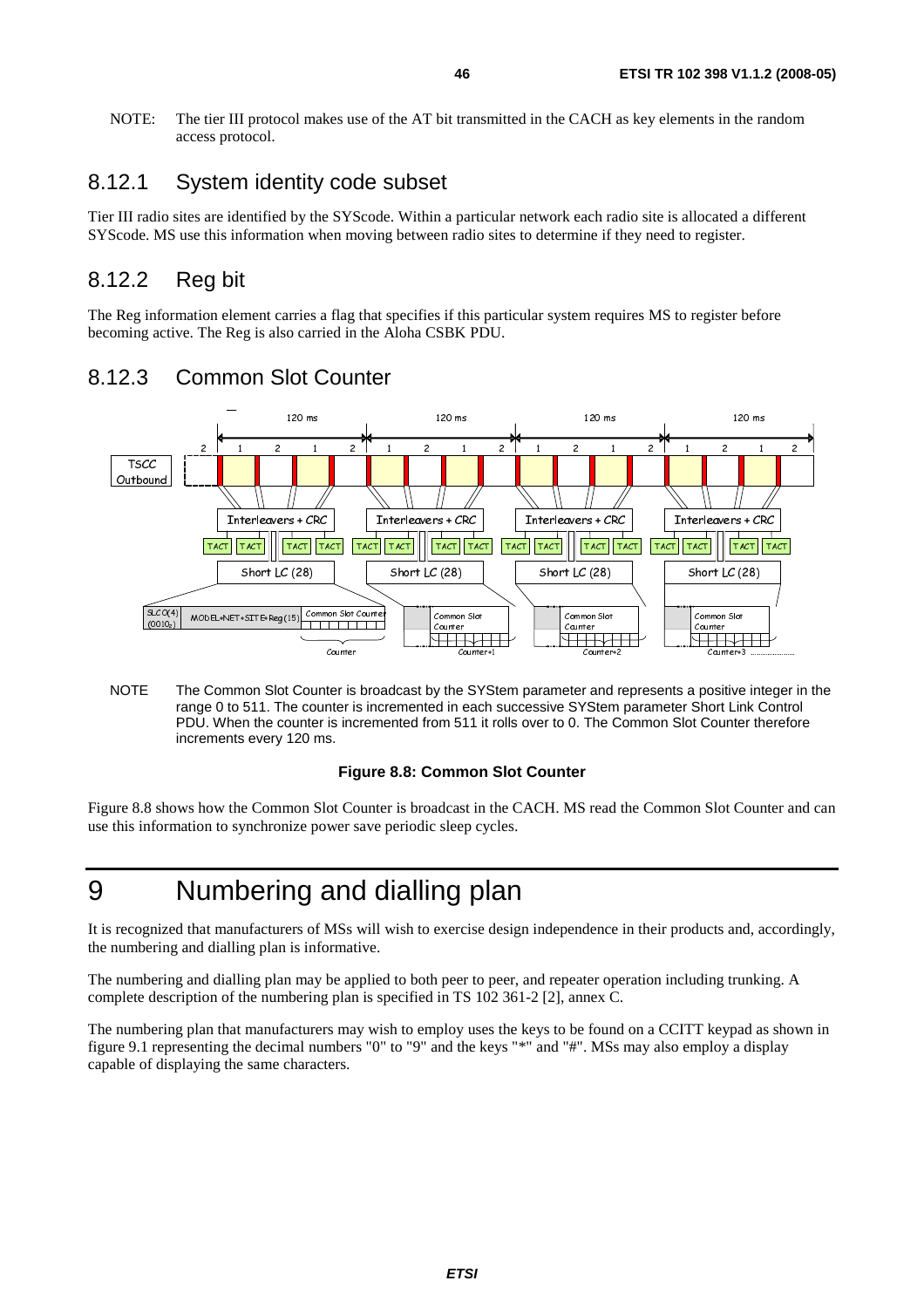NOTE: The tier III protocol makes use of the AT bit transmitted in the CACH as key elements in the random access protocol.

### 8.12.1 System identity code subset

Tier III radio sites are identified by the SYScode. Within a particular network each radio site is allocated a different SYScode. MS use this information when moving between radio sites to determine if they need to register.

### 8.12.2 Reg bit

The Reg information element carries a flag that specifies if this particular system requires MS to register before becoming active. The Reg is also carried in the Aloha CSBK PDU.

### 8.12.3 Common Slot Counter

NOTE The Common Slot Counter is broadcast by the SYStem parameter and represents a positive integer in the range 0 to 511. The counter is incremented in each successive SYStem parameter Short Link Control PDU. When the counter is incremented from 511 it rolls over to 0. The Common Slot Counter therefore increments every 120 ms.

**Figure 8.8: Common Slot Counter**

Figure 8.8 shows how the Common Slot Counter is broadcast in the CACH. MS read the Common Slot Counter and can use this information to synchronize power save periodic sleep cycles.

# 9 Numbering and dialling plan

It is recognized that manufacturers of MSs will wish to exercise design independence in their products and, accordingly, the numbering and dialling plan is informative.

The numbering and dialling plan may be applied to both peer to peer, and repeater operation including trunking. A complete description of the numbering plan is specified in TS 102 361-2 [2], annex C.

The numbering plan that manufacturers may wish to employ uses the keys to be found on a CCITT keypad as shown in figure 9.1 representing the decimal numbers "0" to "9" and the keys "*" and "#". MSs may also employ a display capable of displaying the same characters.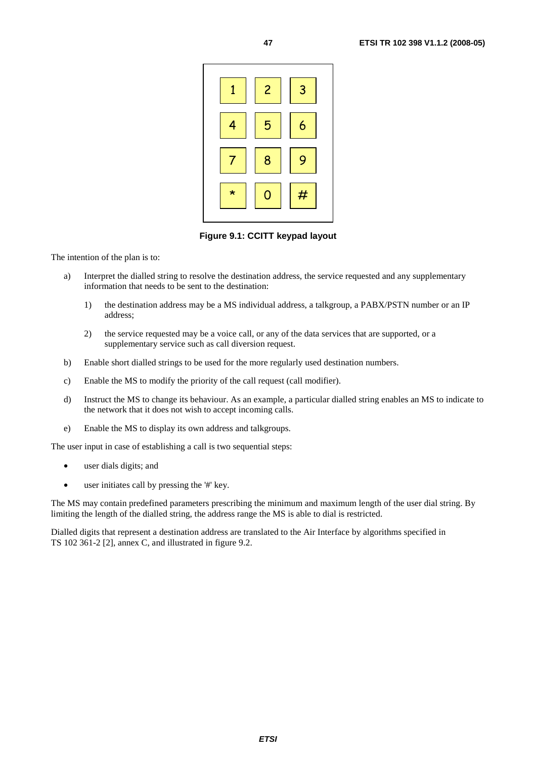| 1 | 2 | 3 |
|---|---|---|
| 4 | 5 | 6 |
| 7 | 8 | 9 |
| * | 0 | # |

**Figure 9.1: CCITT keypad layout**

The intention of the plan is to:

a) Interpret the dialled string to resolve the destination address, the service requested and any supplementary information that needs to be sent to the destination:

   1) the destination address may be a MS individual address, a talkgroup, a PABX/PSTN number or an IP address;

   2) the service requested may be a voice call, or any of the data services that are supported, or a supplementary service such as call diversion request.

b) Enable short dialled strings to be used for the more regularly used destination numbers.

c) Enable the MS to modify the priority of the call request (call modifier).

d) Instruct the MS to change its behaviour. As an example, a particular dialled string enables an MS to indicate to the network that it does not wish to accept incoming calls.

e) Enable the MS to display its own address and talkgroups.

The user input in case of establishing a call is two sequential steps:

- user dials digits; and
- user initiates call by pressing the '#' key.

The MS may contain predefined parameters prescribing the minimum and maximum length of the user dial string. By limiting the length of the dialled string, the address range the MS is able to dial is restricted.

Dialled digits that represent a destination address are translated to the Air Interface by algorithms specified in TS 102 361-2 [2], annex C, and illustrated in figure 9.2.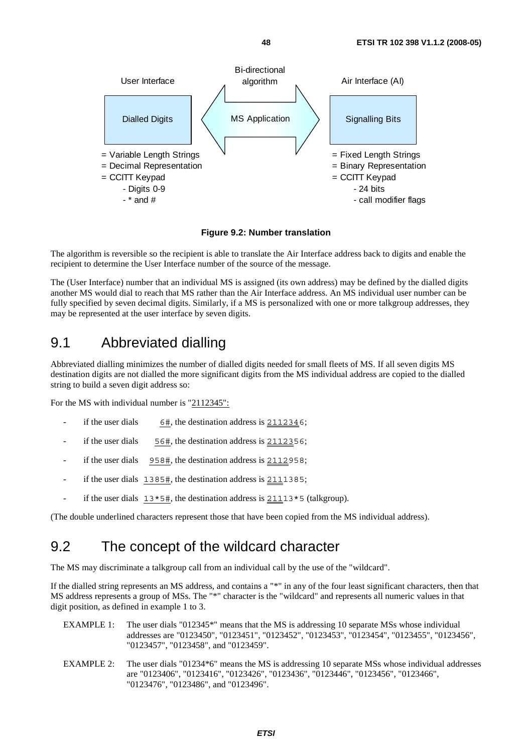User Interface

Dialled Digits

= Variable Length Strings
= Decimal Representation
= CCITT Keypad
- Digits 0-9
- * and #

Bi-directional algorithm

MS Application

Air Interface (AI)

Signalling Bits

= Fixed Length Strings
= Binary Representation
= CCITT Keypad
- 24 bits
- call modifier flags

**Figure 9.2: Number translation**

The algorithm is reversible so the recipient is able to translate the Air Interface address back to digits and enable the recipient to determine the User Interface number of the source of the message.

The (User Interface) number that an individual MS is assigned (its own address) may be defined by the dialled digits another MS would dial to reach that MS rather than the Air Interface address. An MS individual user number can be fully specified by seven decimal digits. Similarly, if a MS is personalized with one or more talkgroup addresses, they may be represented at the user interface by seven digits.

## 9.1 Abbreviated dialling

Abbreviated dialling minimizes the number of dialled digits needed for small fleets of MS. If all seven digits MS destination digits are not dialled the more significant digits from the MS individual address are copied to the dialled string to build a seven digit address so:

For the MS with individual number is "2112345":

- if the user dials `6#`, the destination address is `2112346`;
- if the user dials `56#`, the destination address is `2112356`;
- if the user dials `958#`, the destination address is `2112958`;
- if the user dials `1385#`, the destination address is `2111385`;
- if the user dials `13*5#`, the destination address is `21113*5` (talkgroup).

(The double underlined characters represent those that have been copied from the MS individual address).

## 9.2 The concept of the wildcard character

The MS may discriminate a talkgroup call from an individual call by the use of the "wildcard".

If the dialled string represents an MS address, and contains a "*" in any of the four least significant characters, then that MS address represents a group of MSs. The "*" character is the "wildcard" and represents all numeric values in that digit position, as defined in example 1 to 3.

EXAMPLE 1: The user dials "012345*" means that the MS is addressing 10 separate MSs whose individual addresses are "0123450", "0123451", "0123452", "0123453", "0123454", "0123455", "0123456", "0123457", "0123458", and "0123459".

EXAMPLE 2: The user dials "01234*6" means the MS is addressing 10 separate MSs whose individual addresses are "0123406", "0123416", "0123426", "0123436", "0123446", "0123456", "0123466", "0123476", "0123486", and "0123496".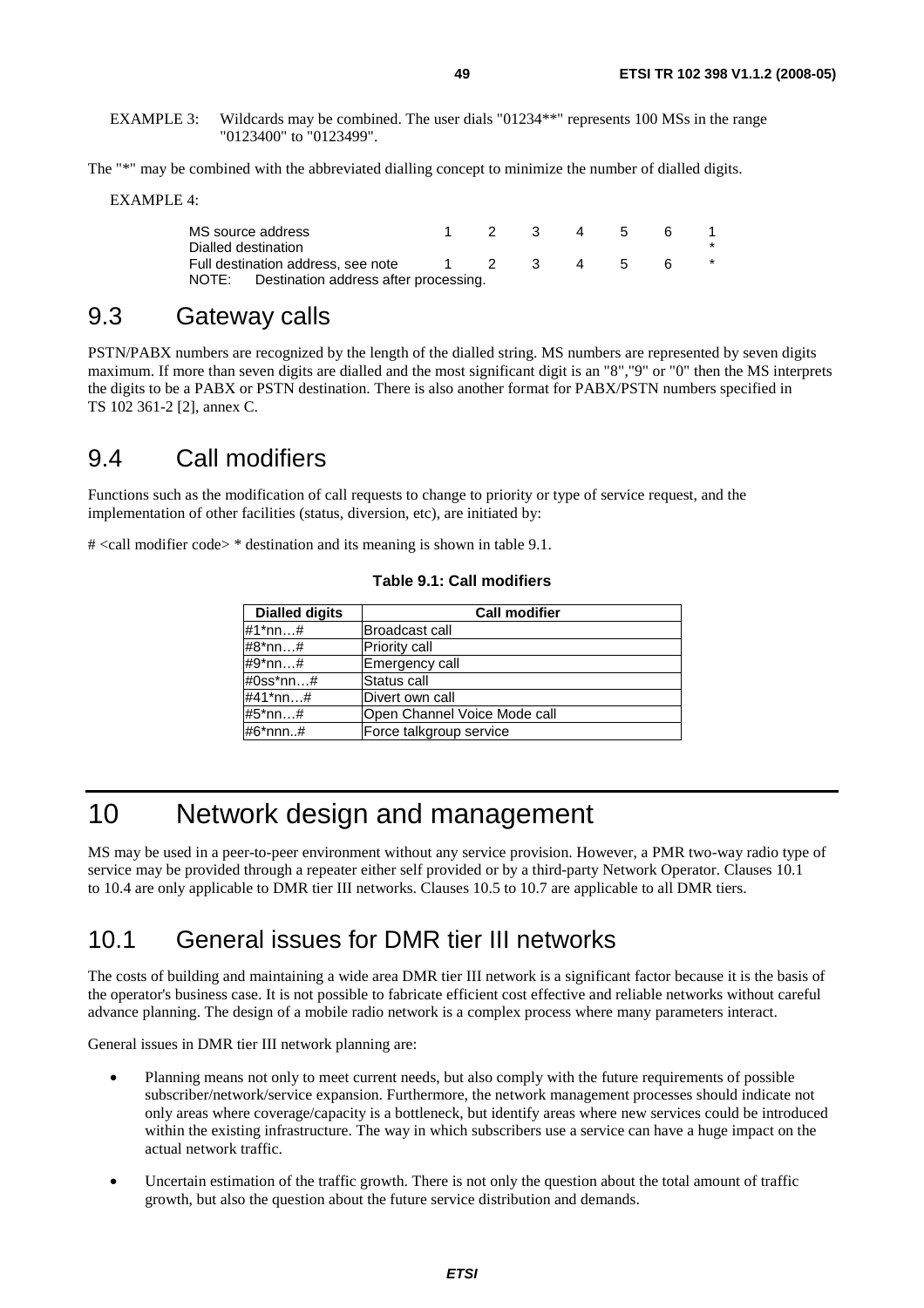EXAMPLE 3: Wildcards may be combined. The user dials "01234**" represents 100 MSs in the range "0123400" to "0123499".

The "*" may be combined with the abbreviated dialling concept to minimize the number of dialled digits.

EXAMPLE 4:

| | | | | | | | |
|---|---|---|---|---|---|---|---|
| MS source address | 1 | 2 | 3 | 4 | 5 | 6 | 1 |
| Dialled destination | | | | | | | * |
| Full destination address, see note | 1 | 2 | 3 | 4 | 5 | 6 | * |

NOTE: Destination address after processing.

## 9.3 Gateway calls

PSTN/PABX numbers are recognized by the length of the dialled string. MS numbers are represented by seven digits maximum. If more than seven digits are dialled and the most significant digit is an "8","9" or "0" then the MS interprets the digits to be a PABX or PSTN destination. There is also another format for PABX/PSTN numbers specified in TS 102 361-2 [2], annex C.

## 9.4 Call modifiers

Functions such as the modification of call requests to change to priority or type of service request, and the implementation of other facilities (status, diversion, etc), are initiated by:

# <call modifier code> * destination and its meaning is shown in table 9.1.

**Table 9.1: Call modifiers**

| Dialled digits | Call modifier |
|---|---|
| #1*nn…# | Broadcast call |
| #8*nn…# | Priority call |
| #9*nn…# | Emergency call |
| #0ss*nn…# | Status call |
| #41*nn…# | Divert own call |
| #5*nn…# | Open Channel Voice Mode call |
| #6*nnn..# | Force talkgroup service |

# 10 Network design and management

MS may be used in a peer-to-peer environment without any service provision. However, a PMR two-way radio type of service may be provided through a repeater either self provided or by a third-party Network Operator. Clauses 10.1 to 10.4 are only applicable to DMR tier III networks. Clauses 10.5 to 10.7 are applicable to all DMR tiers.

## 10.1 General issues for DMR tier III networks

The costs of building and maintaining a wide area DMR tier III network is a significant factor because it is the basis of the operator's business case. It is not possible to fabricate efficient cost effective and reliable networks without careful advance planning. The design of a mobile radio network is a complex process where many parameters interact.

General issues in DMR tier III network planning are:

- Planning means not only to meet current needs, but also comply with the future requirements of possible subscriber/network/service expansion. Furthermore, the network management processes should indicate not only areas where coverage/capacity is a bottleneck, but identify areas where new services could be introduced within the existing infrastructure. The way in which subscribers use a service can have a huge impact on the actual network traffic.
- Uncertain estimation of the traffic growth. There is not only the question about the total amount of traffic growth, but also the question about the future service distribution and demands.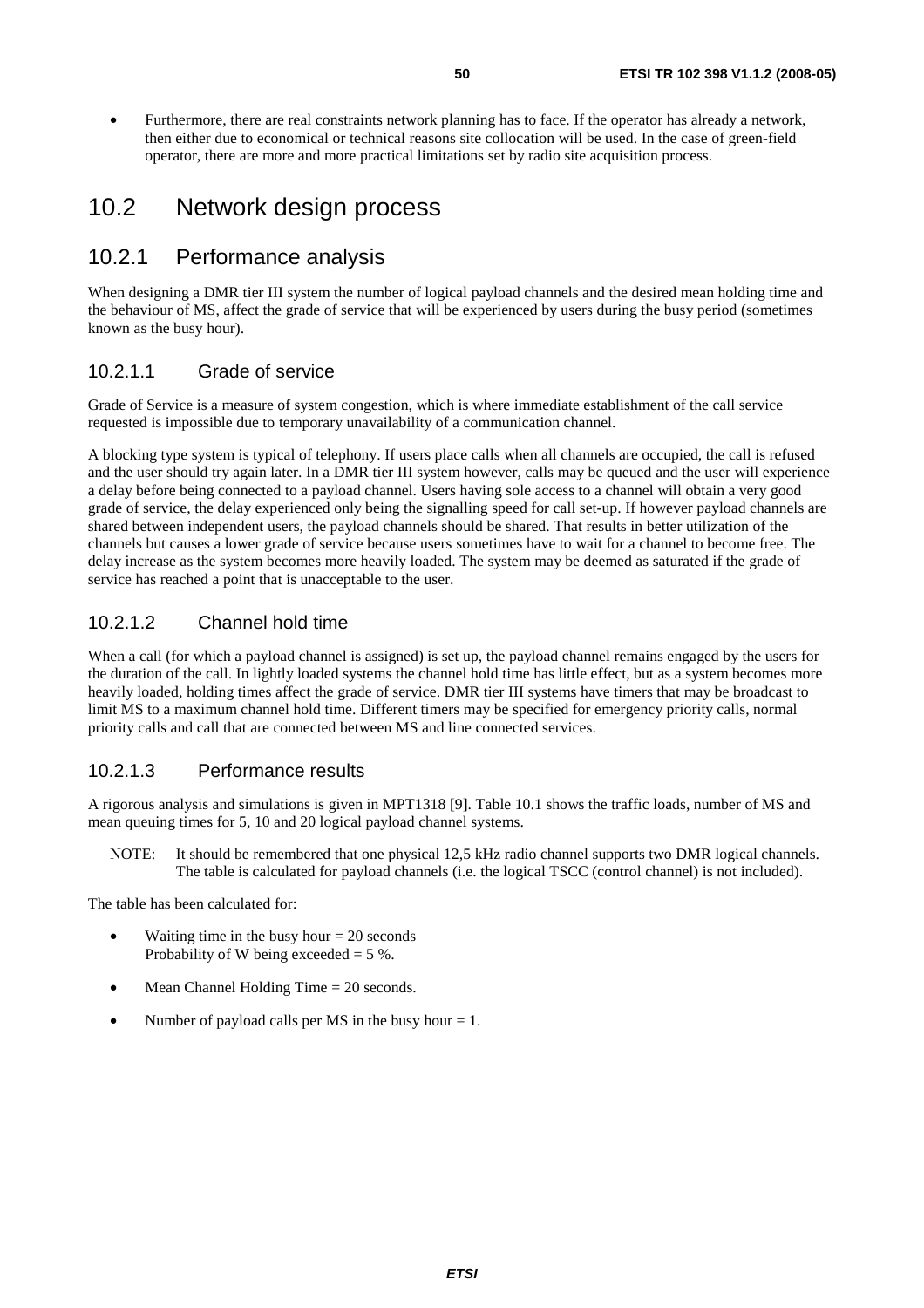- Furthermore, there are real constraints network planning has to face. If the operator has already a network, then either due to economical or technical reasons site collocation will be used. In the case of green-field operator, there are more and more practical limitations set by radio site acquisition process.

## 10.2 Network design process

### 10.2.1 Performance analysis

When designing a DMR tier III system the number of logical payload channels and the desired mean holding time and the behaviour of MS, affect the grade of service that will be experienced by users during the busy period (sometimes known as the busy hour).

#### 10.2.1.1 Grade of service

Grade of Service is a measure of system congestion, which is where immediate establishment of the call service requested is impossible due to temporary unavailability of a communication channel.

A blocking type system is typical of telephony. If users place calls when all channels are occupied, the call is refused and the user should try again later. In a DMR tier III system however, calls may be queued and the user will experience a delay before being connected to a payload channel. Users having sole access to a channel will obtain a very good grade of service, the delay experienced only being the signalling speed for call set-up. If however payload channels are shared between independent users, the payload channels should be shared. That results in better utilization of the channels but causes a lower grade of service because users sometimes have to wait for a channel to become free. The delay increase as the system becomes more heavily loaded. The system may be deemed as saturated if the grade of service has reached a point that is unacceptable to the user.

#### 10.2.1.2 Channel hold time

When a call (for which a payload channel is assigned) is set up, the payload channel remains engaged by the users for the duration of the call. In lightly loaded systems the channel hold time has little effect, but as a system becomes more heavily loaded, holding times affect the grade of service. DMR tier III systems have timers that may be broadcast to limit MS to a maximum channel hold time. Different timers may be specified for emergency priority calls, normal priority calls and call that are connected between MS and line connected services.

#### 10.2.1.3 Performance results

A rigorous analysis and simulations is given in MPT1318 [9]. Table 10.1 shows the traffic loads, number of MS and mean queuing times for 5, 10 and 20 logical payload channel systems.

NOTE: It should be remembered that one physical 12,5 kHz radio channel supports two DMR logical channels. The table is calculated for payload channels (i.e. the logical TSCC (control channel) is not included).

The table has been calculated for:

- Waiting time in the busy hour = 20 seconds
  Probability of W being exceeded = 5 %.
- Mean Channel Holding Time = 20 seconds.
- Number of payload calls per MS in the busy hour = 1.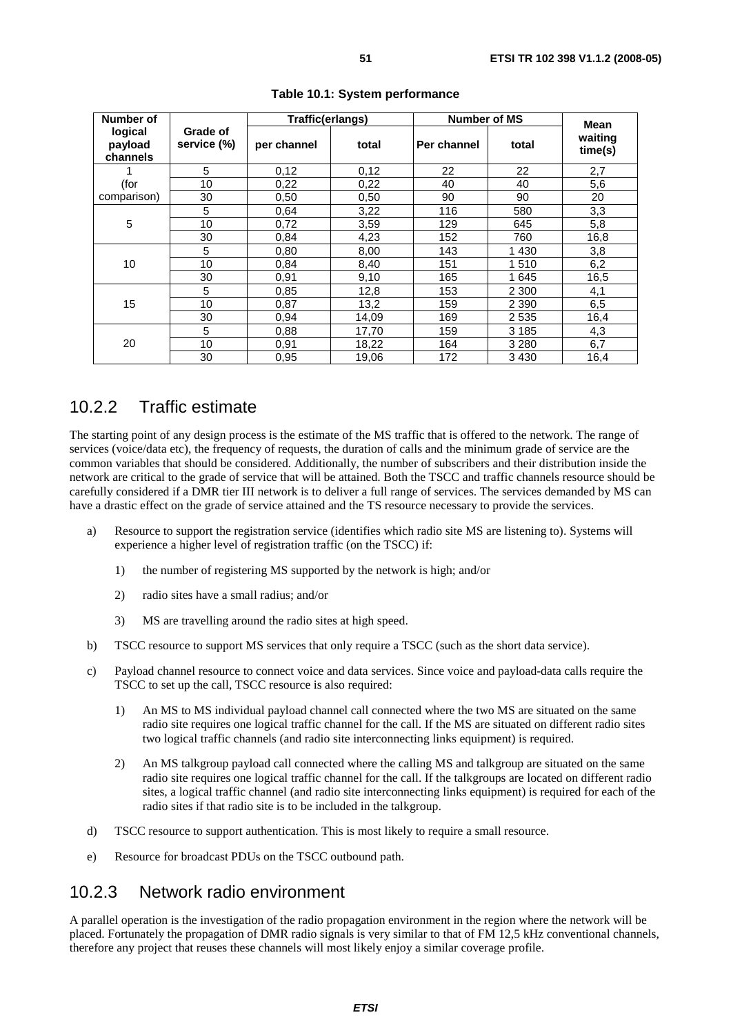**Table 10.1: System performance**

| Number of logical payload channels | Grade of service (%) | Traffic(erlangs) | | Number of MS | | Mean waiting time(s) |
|---|---|---|---|---|---|---|
| | | per channel | total | Per channel | total | |
| 1 | 5 | 0,12 | 0,12 | 22 | 22 | 2,7 |
| (for | 10 | 0,22 | 0,22 | 40 | 40 | 5,6 |
| comparison) | 30 | 0,50 | 0,50 | 90 | 90 | 20 |
| 5 | 5 | 0,64 | 3,22 | 116 | 580 | 3,3 |
| | 10 | 0,72 | 3,59 | 129 | 645 | 5,8 |
| | 30 | 0,84 | 4,23 | 152 | 760 | 16,8 |
| 10 | 5 | 0,80 | 8,00 | 143 | 1 430 | 3,8 |
| | 10 | 0,84 | 8,40 | 151 | 1 510 | 6,2 |
| | 30 | 0,91 | 9,10 | 165 | 1 645 | 16,5 |
| 15 | 5 | 0,85 | 12,8 | 153 | 2 300 | 4,1 |
| | 10 | 0,87 | 13,2 | 159 | 2 390 | 6,5 |
| | 30 | 0,94 | 14,09 | 169 | 2 535 | 16,4 |
| 20 | 5 | 0,88 | 17,70 | 159 | 3 185 | 4,3 |
| | 10 | 0,91 | 18,22 | 164 | 3 280 | 6,7 |
| | 30 | 0,95 | 19,06 | 172 | 3 430 | 16,4 |

## 10.2.2 Traffic estimate

The starting point of any design process is the estimate of the MS traffic that is offered to the network. The range of services (voice/data etc), the frequency of requests, the duration of calls and the minimum grade of service are the common variables that should be considered. Additionally, the number of subscribers and their distribution inside the network are critical to the grade of service that will be attained. Both the TSCC and traffic channels resource should be carefully considered if a DMR tier III network is to deliver a full range of services. The services demanded by MS can have a drastic effect on the grade of service attained and the TS resource necessary to provide the services.

a) Resource to support the registration service (identifies which radio site MS are listening to). Systems will experience a higher level of registration traffic (on the TSCC) if:

   1) the number of registering MS supported by the network is high; and/or

   2) radio sites have a small radius; and/or

   3) MS are travelling around the radio sites at high speed.

b) TSCC resource to support MS services that only require a TSCC (such as the short data service).

c) Payload channel resource to connect voice and data services. Since voice and payload-data calls require the TSCC to set up the call, TSCC resource is also required:

   1) An MS to MS individual payload channel call connected where the two MS are situated on the same radio site requires one logical traffic channel for the call. If the MS are situated on different radio sites two logical traffic channels (and radio site interconnecting links equipment) is required.

   2) An MS talkgroup payload call connected where the calling MS and talkgroup are situated on the same radio site requires one logical traffic channel for the call. If the talkgroups are located on different radio sites, a logical traffic channel (and radio site interconnecting links equipment) is required for each of the radio sites if that radio site is to be included in the talkgroup.

d) TSCC resource to support authentication. This is most likely to require a small resource.

e) Resource for broadcast PDUs on the TSCC outbound path.

## 10.2.3 Network radio environment

A parallel operation is the investigation of the radio propagation environment in the region where the network will be placed. Fortunately the propagation of DMR radio signals is very similar to that of FM 12,5 kHz conventional channels, therefore any project that reuses these channels will most likely enjoy a similar coverage profile.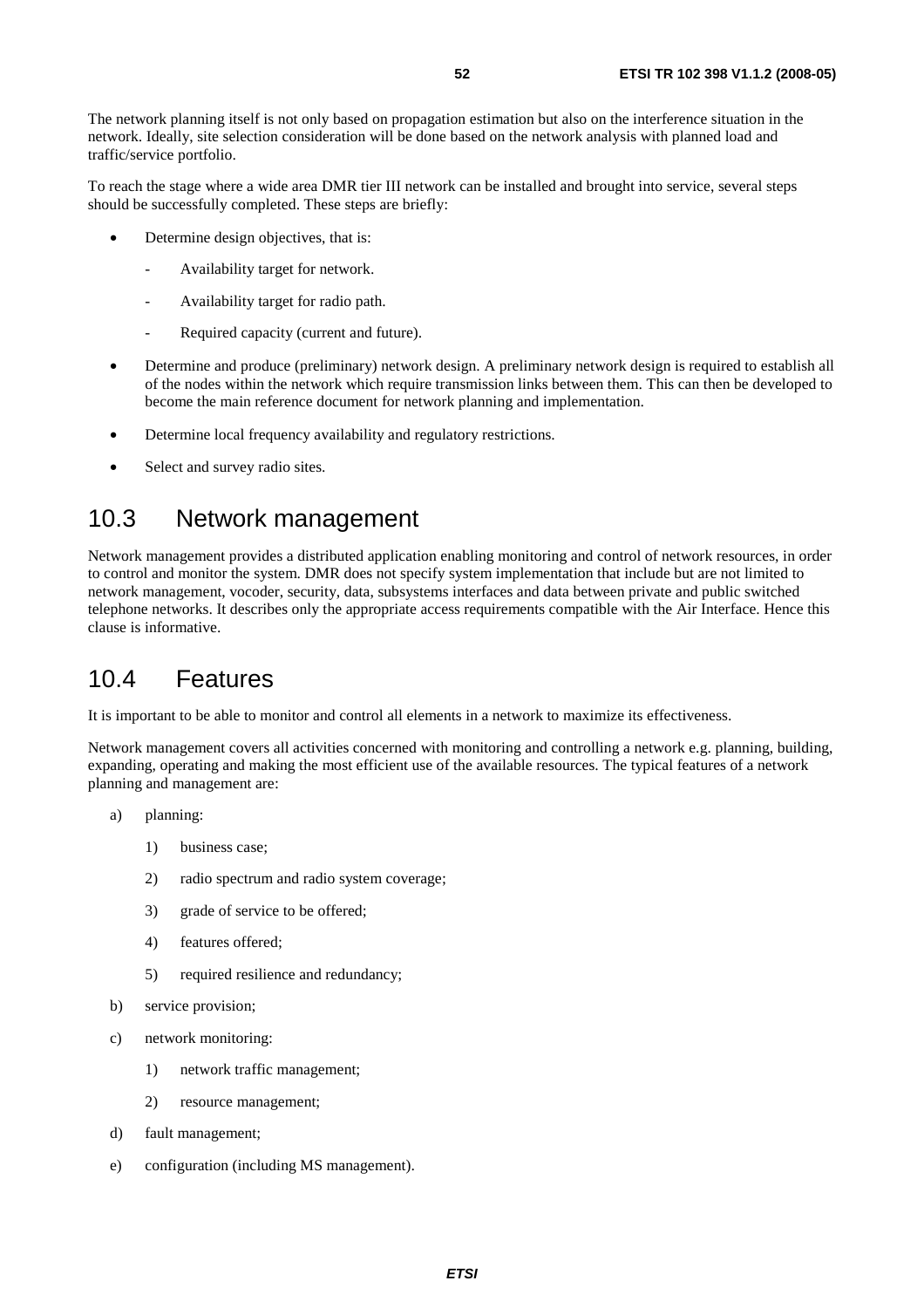The network planning itself is not only based on propagation estimation but also on the interference situation in the network. Ideally, site selection consideration will be done based on the network analysis with planned load and traffic/service portfolio.

To reach the stage where a wide area DMR tier III network can be installed and brought into service, several steps should be successfully completed. These steps are briefly:

- Determine design objectives, that is:
  - Availability target for network.
  - Availability target for radio path.
  - Required capacity (current and future).
- Determine and produce (preliminary) network design. A preliminary network design is required to establish all of the nodes within the network which require transmission links between them. This can then be developed to become the main reference document for network planning and implementation.
- Determine local frequency availability and regulatory restrictions.
- Select and survey radio sites.

## 10.3 Network management

Network management provides a distributed application enabling monitoring and control of network resources, in order to control and monitor the system. DMR does not specify system implementation that include but are not limited to network management, vocoder, security, data, subsystems interfaces and data between private and public switched telephone networks. It describes only the appropriate access requirements compatible with the Air Interface. Hence this clause is informative.

## 10.4 Features

It is important to be able to monitor and control all elements in a network to maximize its effectiveness.

Network management covers all activities concerned with monitoring and controlling a network e.g. planning, building, expanding, operating and making the most efficient use of the available resources. The typical features of a network planning and management are:

a) planning:
   1) business case;
   2) radio spectrum and radio system coverage;
   3) grade of service to be offered;
   4) features offered;
   5) required resilience and redundancy;

b) service provision;

c) network monitoring:
   1) network traffic management;
   2) resource management;

d) fault management;

e) configuration (including MS management).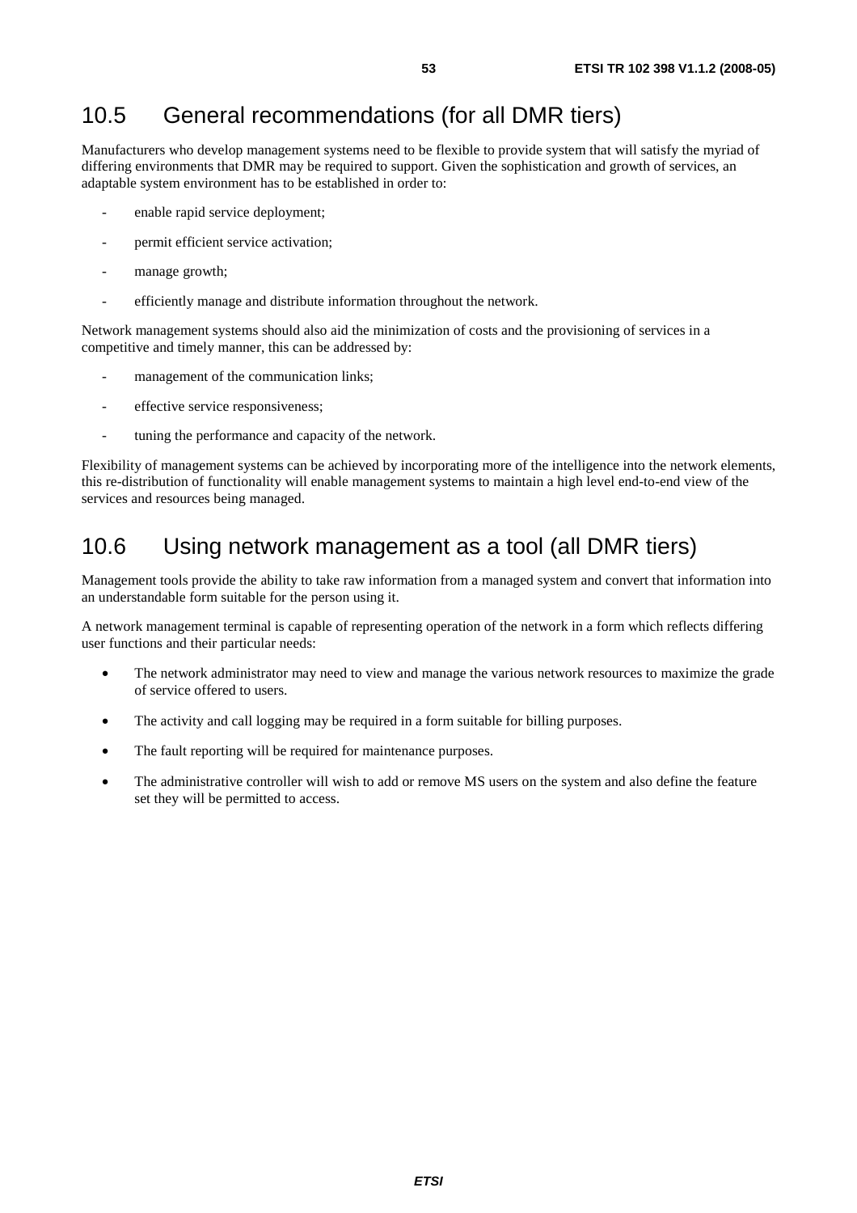## 10.5 General recommendations (for all DMR tiers)

Manufacturers who develop management systems need to be flexible to provide system that will satisfy the myriad of differing environments that DMR may be required to support. Given the sophistication and growth of services, an adaptable system environment has to be established in order to:

- enable rapid service deployment;
- permit efficient service activation;
- manage growth;
- efficiently manage and distribute information throughout the network.

Network management systems should also aid the minimization of costs and the provisioning of services in a competitive and timely manner, this can be addressed by:

- management of the communication links;
- effective service responsiveness;
- tuning the performance and capacity of the network.

Flexibility of management systems can be achieved by incorporating more of the intelligence into the network elements, this re-distribution of functionality will enable management systems to maintain a high level end-to-end view of the services and resources being managed.

## 10.6 Using network management as a tool (all DMR tiers)

Management tools provide the ability to take raw information from a managed system and convert that information into an understandable form suitable for the person using it.

A network management terminal is capable of representing operation of the network in a form which reflects differing user functions and their particular needs:

- The network administrator may need to view and manage the various network resources to maximize the grade of service offered to users.
- The activity and call logging may be required in a form suitable for billing purposes.
- The fault reporting will be required for maintenance purposes.
- The administrative controller will wish to add or remove MS users on the system and also define the feature set they will be permitted to access.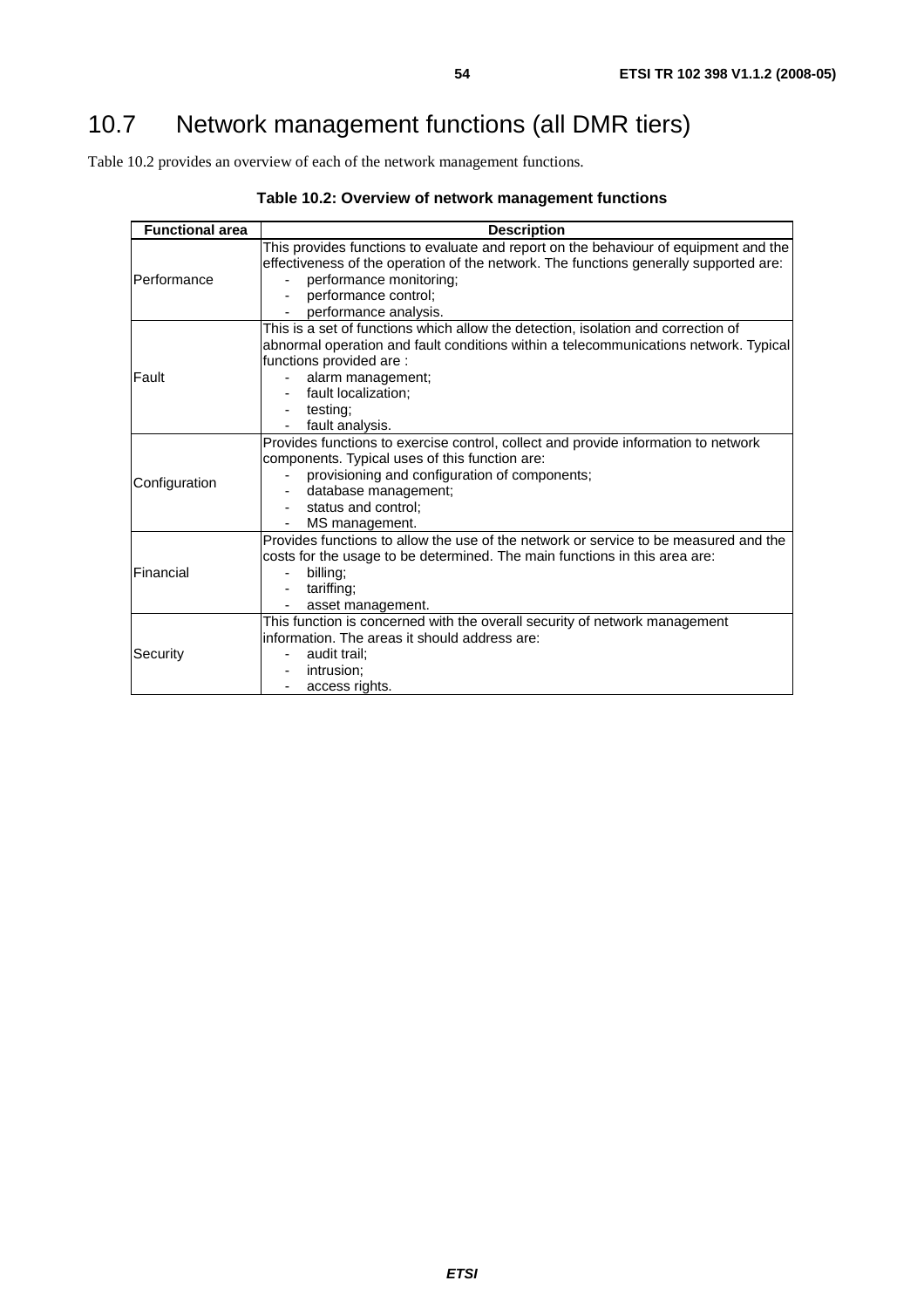## 10.7 Network management functions (all DMR tiers)

Table 10.2 provides an overview of each of the network management functions.

**Table 10.2: Overview of network management functions**

| Functional area | Description |
|---|---|
| Performance | This provides functions to evaluate and report on the behaviour of equipment and the effectiveness of the operation of the network. The functions generally supported are:<br>- performance monitoring;<br>- performance control;<br>- performance analysis. |
| Fault | This is a set of functions which allow the detection, isolation and correction of abnormal operation and fault conditions within a telecommunications network. Typical functions provided are :<br>- alarm management;<br>- fault localization;<br>- testing;<br>- fault analysis. |
| Configuration | Provides functions to exercise control, collect and provide information to network components. Typical uses of this function are:<br>- provisioning and configuration of components;<br>- database management;<br>- status and control;<br>- MS management. |
| Financial | Provides functions to allow the use of the network or service to be measured and the costs for the usage to be determined. The main functions in this area are:<br>- billing;<br>- tariffing;<br>- asset management. |
| Security | This function is concerned with the overall security of network management information. The areas it should address are:<br>- audit trail;<br>- intrusion;<br>- access rights. |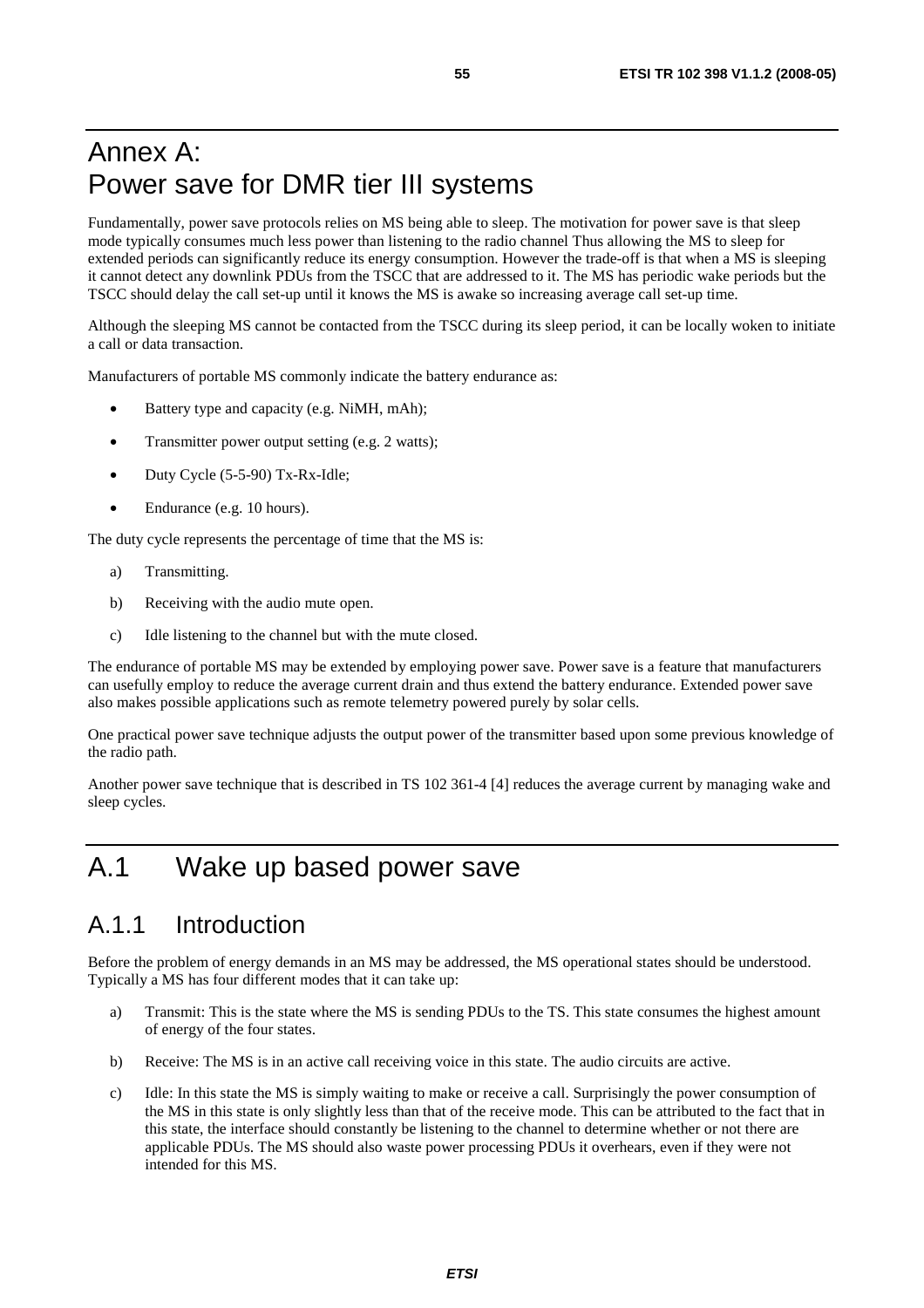# Annex A: Power save for DMR tier III systems

Fundamentally, power save protocols relies on MS being able to sleep. The motivation for power save is that sleep mode typically consumes much less power than listening to the radio channel Thus allowing the MS to sleep for extended periods can significantly reduce its energy consumption. However the trade-off is that when a MS is sleeping it cannot detect any downlink PDUs from the TSCC that are addressed to it. The MS has periodic wake periods but the TSCC should delay the call set-up until it knows the MS is awake so increasing average call set-up time.

Although the sleeping MS cannot be contacted from the TSCC during its sleep period, it can be locally woken to initiate a call or data transaction.

Manufacturers of portable MS commonly indicate the battery endurance as:

- Battery type and capacity (e.g. NiMH, mAh);
- Transmitter power output setting (e.g. 2 watts);
- Duty Cycle (5-5-90) Tx-Rx-Idle;
- Endurance (e.g. 10 hours).

The duty cycle represents the percentage of time that the MS is:

a) Transmitting.

b) Receiving with the audio mute open.

c) Idle listening to the channel but with the mute closed.

The endurance of portable MS may be extended by employing power save. Power save is a feature that manufacturers can usefully employ to reduce the average current drain and thus extend the battery endurance. Extended power save also makes possible applications such as remote telemetry powered purely by solar cells.

One practical power save technique adjusts the output power of the transmitter based upon some previous knowledge of the radio path.

Another power save technique that is described in TS 102 361-4 [4] reduces the average current by managing wake and sleep cycles.

# A.1 Wake up based power save

## A.1.1 Introduction

Before the problem of energy demands in an MS may be addressed, the MS operational states should be understood. Typically a MS has four different modes that it can take up:

a) Transmit: This is the state where the MS is sending PDUs to the TS. This state consumes the highest amount of energy of the four states.

b) Receive: The MS is in an active call receiving voice in this state. The audio circuits are active.

c) Idle: In this state the MS is simply waiting to make or receive a call. Surprisingly the power consumption of the MS in this state is only slightly less than that of the receive mode. This can be attributed to the fact that in this state, the interface should constantly be listening to the channel to determine whether or not there are applicable PDUs. The MS should also waste power processing PDUs it overhears, even if they were not intended for this MS.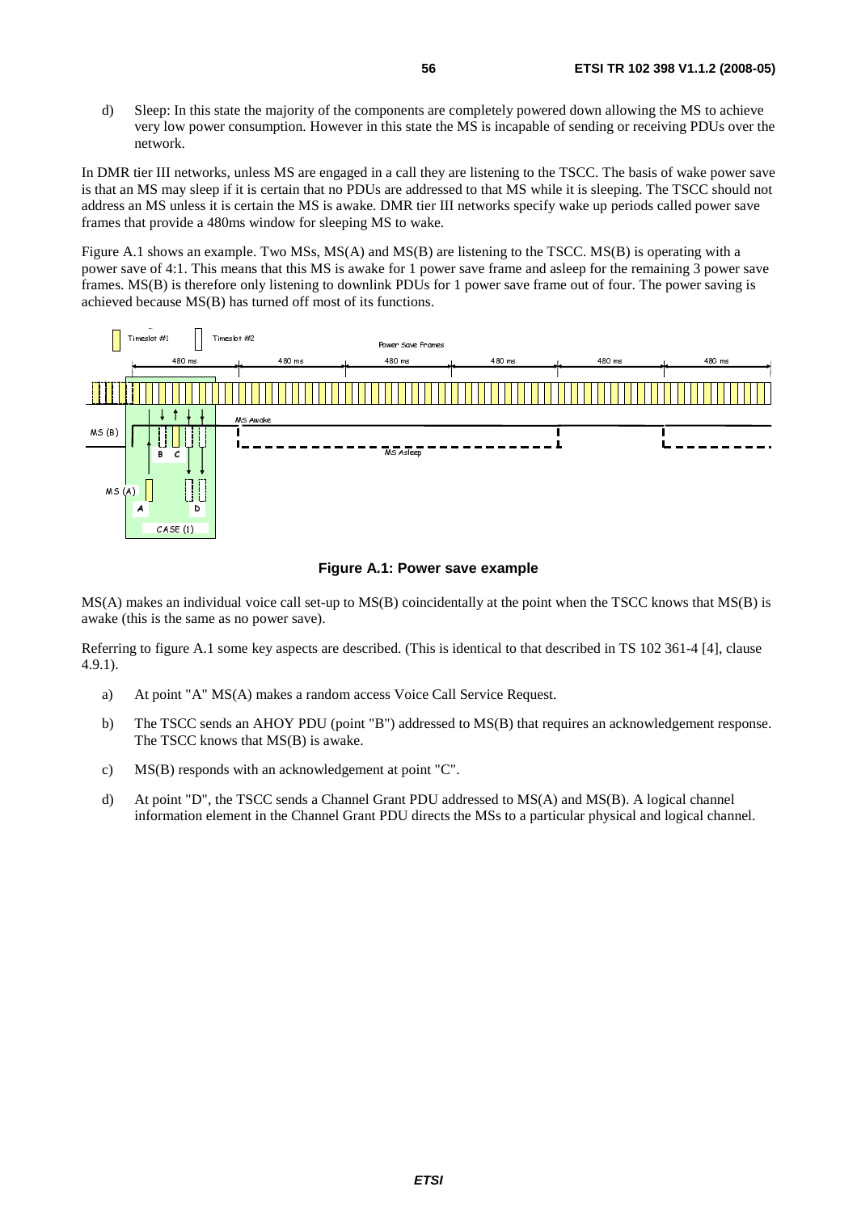d) Sleep: In this state the majority of the components are completely powered down allowing the MS to achieve very low power consumption. However in this state the MS is incapable of sending or receiving PDUs over the network.

In DMR tier III networks, unless MS are engaged in a call they are listening to the TSCC. The basis of wake power save is that an MS may sleep if it is certain that no PDUs are addressed to that MS while it is sleeping. The TSCC should not address an MS unless it is certain the MS is awake. DMR tier III networks specify wake up periods called power save frames that provide a 480ms window for sleeping MS to wake.

Figure A.1 shows an example. Two MSs, MS(A) and MS(B) are listening to the TSCC. MS(B) is operating with a power save of 4:1. This means that this MS is awake for 1 power save frame and asleep for the remaining 3 power save frames. MS(B) is therefore only listening to downlink PDUs for 1 power save frame out of four. The power saving is achieved because MS(B) has turned off most of its functions.

**Figure A.1: Power save example**

MS(A) makes an individual voice call set-up to MS(B) coincidentally at the point when the TSCC knows that MS(B) is awake (this is the same as no power save).

Referring to figure A.1 some key aspects are described. (This is identical to that described in TS 102 361-4 [4], clause 4.9.1).

a) At point "A" MS(A) makes a random access Voice Call Service Request.

b) The TSCC sends an AHOY PDU (point "B") addressed to MS(B) that requires an acknowledgement response. The TSCC knows that MS(B) is awake.

c) MS(B) responds with an acknowledgement at point "C".

d) At point "D", the TSCC sends a Channel Grant PDU addressed to MS(A) and MS(B). A logical channel information element in the Channel Grant PDU directs the MSs to a particular physical and logical channel.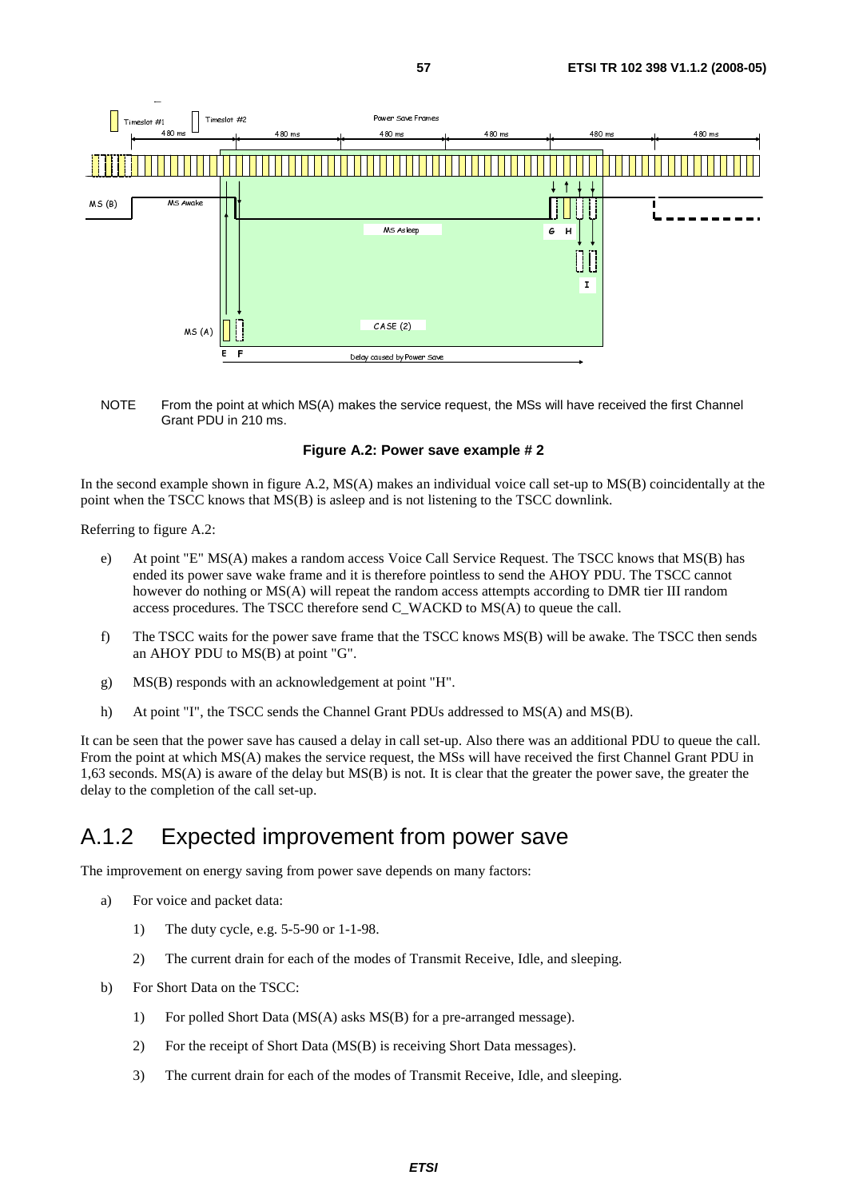NOTE From the point at which MS(A) makes the service request, the MSs will have received the first Channel Grant PDU in 210 ms.

**Figure A.2: Power save example # 2**

In the second example shown in figure A.2, MS(A) makes an individual voice call set-up to MS(B) coincidentally at the point when the TSCC knows that MS(B) is asleep and is not listening to the TSCC downlink.

Referring to figure A.2:

e) At point "E" MS(A) makes a random access Voice Call Service Request. The TSCC knows that MS(B) has ended its power save wake frame and it is therefore pointless to send the AHOY PDU. The TSCC cannot however do nothing or MS(A) will repeat the random access attempts according to DMR tier III random access procedures. The TSCC therefore send C_WACKD to MS(A) to queue the call.

f) The TSCC waits for the power save frame that the TSCC knows MS(B) will be awake. The TSCC then sends an AHOY PDU to MS(B) at point "G".

g) MS(B) responds with an acknowledgement at point "H".

h) At point "I", the TSCC sends the Channel Grant PDUs addressed to MS(A) and MS(B).

It can be seen that the power save has caused a delay in call set-up. Also there was an additional PDU to queue the call. From the point at which MS(A) makes the service request, the MSs will have received the first Channel Grant PDU in 1,63 seconds. MS(A) is aware of the delay but MS(B) is not. It is clear that the greater the power save, the greater the delay to the completion of the call set-up.

## A.1.2 Expected improvement from power save

The improvement on energy saving from power save depends on many factors:

a) For voice and packet data:

   1) The duty cycle, e.g. 5-5-90 or 1-1-98.

   2) The current drain for each of the modes of Transmit Receive, Idle, and sleeping.

b) For Short Data on the TSCC:

   1) For polled Short Data (MS(A) asks MS(B) for a pre-arranged message).

   2) For the receipt of Short Data (MS(B) is receiving Short Data messages).

   3) The current drain for each of the modes of Transmit Receive, Idle, and sleeping.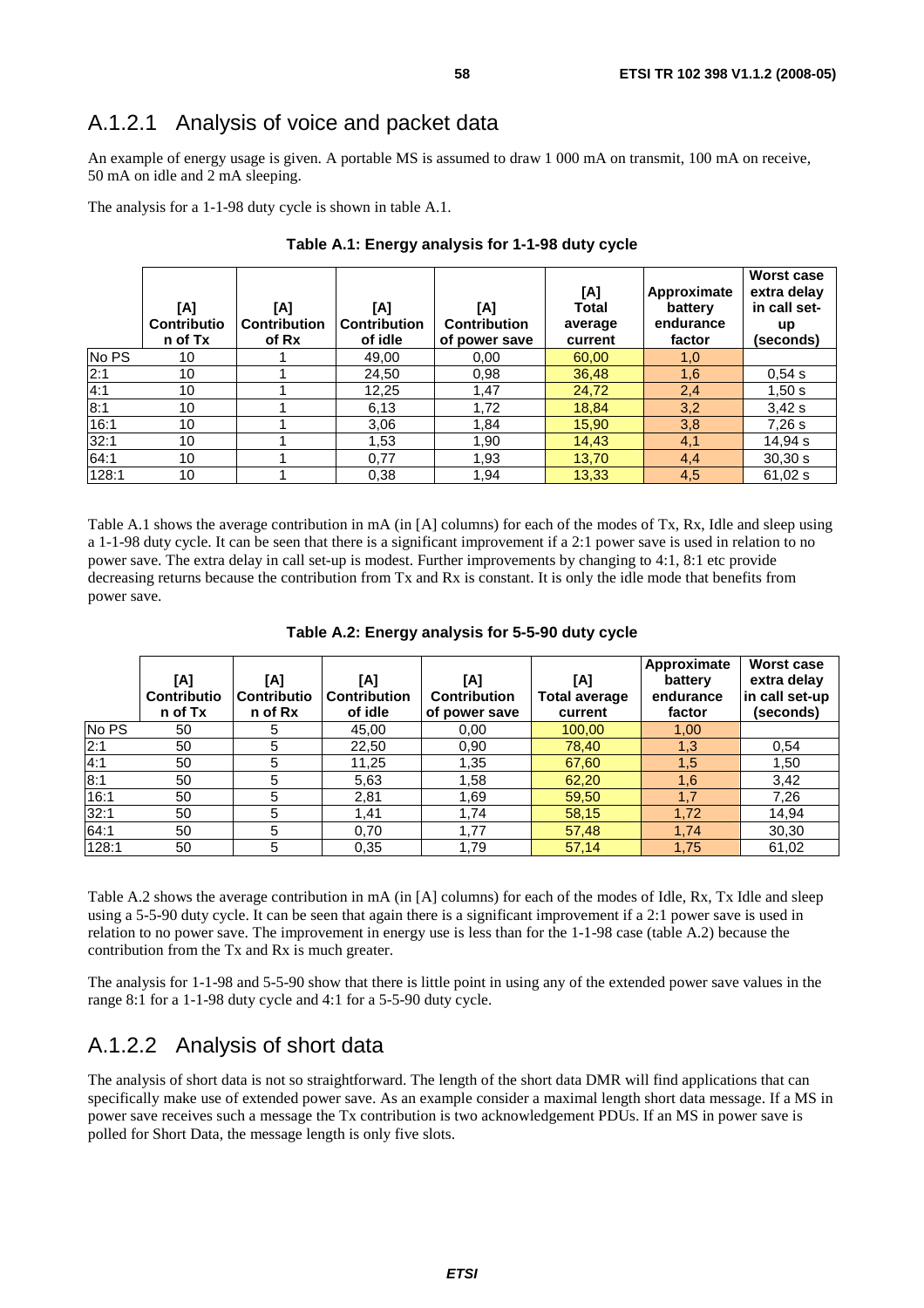## A.1.2.1 Analysis of voice and packet data

An example of energy usage is given. A portable MS is assumed to draw 1 000 mA on transmit, 100 mA on receive, 50 mA on idle and 2 mA sleeping.

The analysis for a 1-1-98 duty cycle is shown in table A.1.

**Table A.1: Energy analysis for 1-1-98 duty cycle**

| | [A] Contribution of Tx | [A] Contribution of Rx | [A] Contribution of idle | [A] Contribution of power save | [A] Total average current | Approximate battery endurance factor | Worst case extra delay in call set-up (seconds) |
|---|---|---|---|---|---|---|---|
| No PS | 10 | 1 | 49,00 | 0,00 | 60,00 | 1,0 | |
| 2:1 | 10 | 1 | 24,50 | 0,98 | 36,48 | 1,6 | 0,54 s |
| 4:1 | 10 | 1 | 12,25 | 1,47 | 24,72 | 2,4 | 1,50 s |
| 8:1 | 10 | 1 | 6,13 | 1,72 | 18,84 | 3,2 | 3,42 s |
| 16:1 | 10 | 1 | 3,06 | 1,84 | 15,90 | 3,8 | 7,26 s |
| 32:1 | 10 | 1 | 1,53 | 1,90 | 14,43 | 4,1 | 14,94 s |
| 64:1 | 10 | 1 | 0,77 | 1,93 | 13,70 | 4,4 | 30,30 s |
| 128:1 | 10 | 1 | 0,38 | 1,94 | 13,33 | 4,5 | 61,02 s |

Table A.1 shows the average contribution in mA (in [A] columns) for each of the modes of Tx, Rx, Idle and sleep using a 1-1-98 duty cycle. It can be seen that there is a significant improvement if a 2:1 power save is used in relation to no power save. The extra delay in call set-up is modest. Further improvements by changing to 4:1, 8:1 etc provide decreasing returns because the contribution from Tx and Rx is constant. It is only the idle mode that benefits from power save.

**Table A.2: Energy analysis for 5-5-90 duty cycle**

| | [A] Contribution of Tx | [A] Contribution of Rx | [A] Contribution of idle | [A] Contribution of power save | [A] Total average current | Approximate battery endurance factor | Worst case extra delay in call set-up (seconds) |
|---|---|---|---|---|---|---|---|
| No PS | 50 | 5 | 45,00 | 0,00 | 100,00 | 1,00 | |
| 2:1 | 50 | 5 | 22,50 | 0,90 | 78,40 | 1,3 | 0,54 |
| 4:1 | 50 | 5 | 11,25 | 1,35 | 67,60 | 1,5 | 1,50 |
| 8:1 | 50 | 5 | 5,63 | 1,58 | 62,20 | 1,6 | 3,42 |
| 16:1 | 50 | 5 | 2,81 | 1,69 | 59,50 | 1,7 | 7,26 |
| 32:1 | 50 | 5 | 1,41 | 1,74 | 58,15 | 1,72 | 14,94 |
| 64:1 | 50 | 5 | 0,70 | 1,77 | 57,48 | 1,74 | 30,30 |
| 128:1 | 50 | 5 | 0,35 | 1,79 | 57,14 | 1,75 | 61,02 |

Table A.2 shows the average contribution in mA (in [A] columns) for each of the modes of Idle, Rx, Tx Idle and sleep using a 5-5-90 duty cycle. It can be seen that again there is a significant improvement if a 2:1 power save is used in relation to no power save. The improvement in energy use is less than for the 1-1-98 case (table A.2) because the contribution from the Tx and Rx is much greater.

The analysis for 1-1-98 and 5-5-90 show that there is little point in using any of the extended power save values in the range 8:1 for a 1-1-98 duty cycle and 4:1 for a 5-5-90 duty cycle.

## A.1.2.2 Analysis of short data

The analysis of short data is not so straightforward. The length of the short data DMR will find applications that can specifically make use of extended power save. As an example consider a maximal length short data message. If a MS in power save receives such a message the Tx contribution is two acknowledgement PDUs. If an MS in power save is polled for Short Data, the message length is only five slots.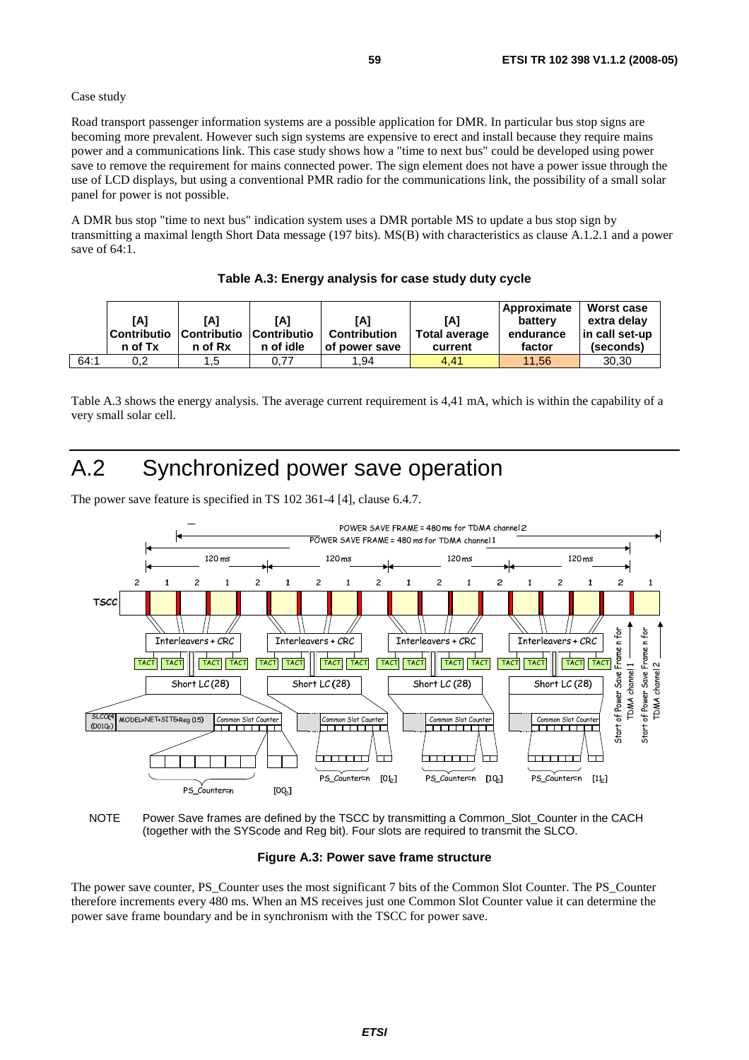Case study

Road transport passenger information systems are a possible application for DMR. In particular bus stop signs are becoming more prevalent. However such sign systems are expensive to erect and install because they require mains power and a communications link. This case study shows how a "time to next bus" could be developed using power save to remove the requirement for mains connected power. The sign element does not have a power issue through the use of LCD displays, but using a conventional PMR radio for the communications link, the possibility of a small solar panel for power is not possible.

A DMR bus stop "time to next bus" indication system uses a DMR portable MS to update a bus stop sign by transmitting a maximal length Short Data message (197 bits). MS(B) with characteristics as clause A.1.2.1 and a power save of 64:1.

**Table A.3: Energy analysis for case study duty cycle**

| | [A] Contribution of Tx | [A] Contribution of Rx | [A] Contribution of idle | [A] Contribution of power save | [A] Total average current | Approximate battery endurance factor | Worst case extra delay in call set-up (seconds) |
|---|---|---|---|---|---|---|---|
| 64:1 | 0,2 | 1,5 | 0,77 | 1,94 | 4,41 | 11,56 | 30,30 |

Table A.3 shows the energy analysis. The average current requirement is 4,41 mA, which is within the capability of a very small solar cell.

# A.2 Synchronized power save operation

The power save feature is specified in TS 102 361-4 [4], clause 6.4.7.

NOTE Power Save frames are defined by the TSCC by transmitting a Common_Slot_Counter in the CACH (together with the SYScode and Reg bit). Four slots are required to transmit the SLCO.

**Figure A.3: Power save frame structure**

The power save counter, PS_Counter uses the most significant 7 bits of the Common Slot Counter. The PS_Counter therefore increments every 480 ms. When an MS receives just one Common Slot Counter value it can determine the power save frame boundary and be in synchronism with the TSCC for power save.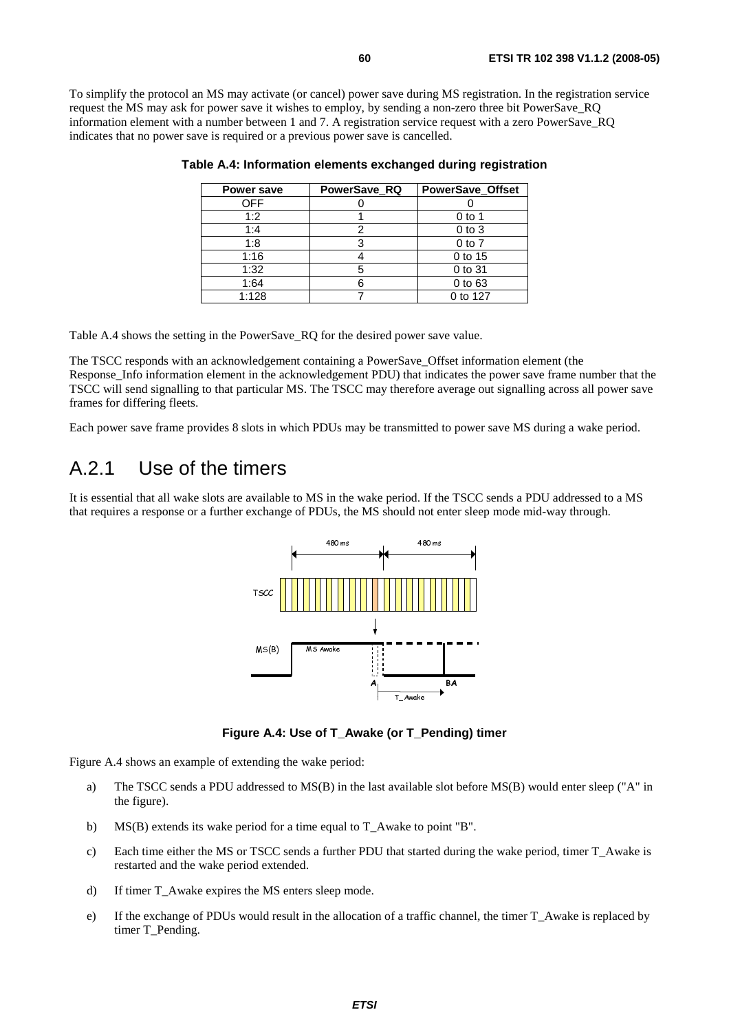To simplify the protocol an MS may activate (or cancel) power save during MS registration. In the registration service request the MS may ask for power save it wishes to employ, by sending a non-zero three bit PowerSave_RQ information element with a number between 1 and 7. A registration service request with a zero PowerSave_RQ indicates that no power save is required or a previous power save is cancelled.

**Table A.4: Information elements exchanged during registration**

| Power save | PowerSave_RQ | PowerSave_Offset |
|---|---|---|
| OFF | 0 | 0 |
| 1:2 | 1 | 0 to 1 |
| 1:4 | 2 | 0 to 3 |
| 1:8 | 3 | 0 to 7 |
| 1:16 | 4 | 0 to 15 |
| 1:32 | 5 | 0 to 31 |
| 1:64 | 6 | 0 to 63 |
| 1:128 | 7 | 0 to 127 |

Table A.4 shows the setting in the PowerSave_RQ for the desired power save value.

The TSCC responds with an acknowledgement containing a PowerSave_Offset information element (the Response_Info information element in the acknowledgement PDU) that indicates the power save frame number that the TSCC will send signalling to that particular MS. The TSCC may therefore average out signalling across all power save frames for differing fleets.

Each power save frame provides 8 slots in which PDUs may be transmitted to power save MS during a wake period.

## A.2.1 Use of the timers

It is essential that all wake slots are available to MS in the wake period. If the TSCC sends a PDU addressed to a MS that requires a response or a further exchange of PDUs, the MS should not enter sleep mode mid-way through.

**Figure A.4: Use of T_Awake (or T_Pending) timer**

Figure A.4 shows an example of extending the wake period:

a) The TSCC sends a PDU addressed to MS(B) in the last available slot before MS(B) would enter sleep ("A" in the figure).

b) MS(B) extends its wake period for a time equal to T_Awake to point "B".

c) Each time either the MS or TSCC sends a further PDU that started during the wake period, timer T_Awake is restarted and the wake period extended.

d) If timer T_Awake expires the MS enters sleep mode.

e) If the exchange of PDUs would result in the allocation of a traffic channel, the timer T_Awake is replaced by timer T_Pending.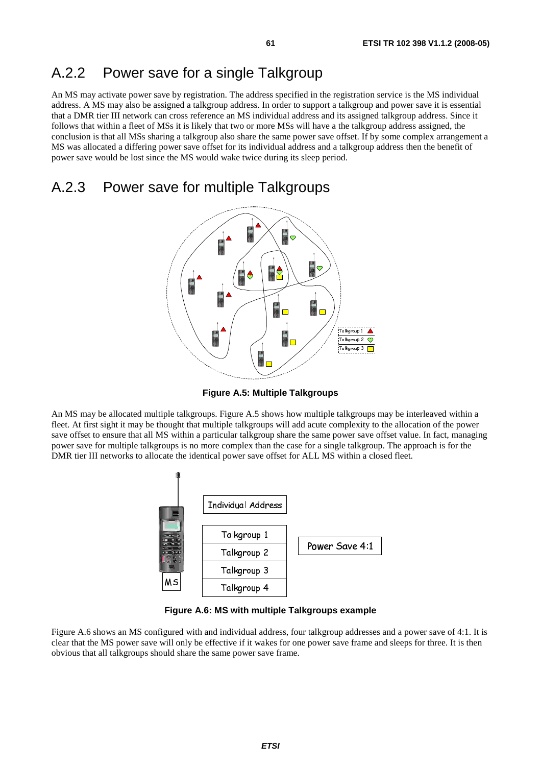## A.2.2 Power save for a single Talkgroup

An MS may activate power save by registration. The address specified in the registration service is the MS individual address. A MS may also be assigned a talkgroup address. In order to support a talkgroup and power save it is essential that a DMR tier III network can cross reference an MS individual address and its assigned talkgroup address. Since it follows that within a fleet of MSs it is likely that two or more MSs will have a the talkgroup address assigned, the conclusion is that all MSs sharing a talkgroup also share the same power save offset. If by some complex arrangement a MS was allocated a differing power save offset for its individual address and a talkgroup address then the benefit of power save would be lost since the MS would wake twice during its sleep period.

## A.2.3 Power save for multiple Talkgroups

**Figure A.5: Multiple Talkgroups**

An MS may be allocated multiple talkgroups. Figure A.5 shows how multiple talkgroups may be interleaved within a fleet. At first sight it may be thought that multiple talkgroups will add acute complexity to the allocation of the power save offset to ensure that all MS within a particular talkgroup share the same power save offset value. In fact, managing power save for multiple talkgroups is no more complex than the case for a single talkgroup. The approach is for the DMR tier III networks to allocate the identical power save offset for ALL MS within a closed fleet.

**Figure A.6: MS with multiple Talkgroups example**

Figure A.6 shows an MS configured with and individual address, four talkgroup addresses and a power save of 4:1. It is clear that the MS power save will only be effective if it wakes for one power save frame and sleeps for three. It is then obvious that all talkgroups should share the same power save frame.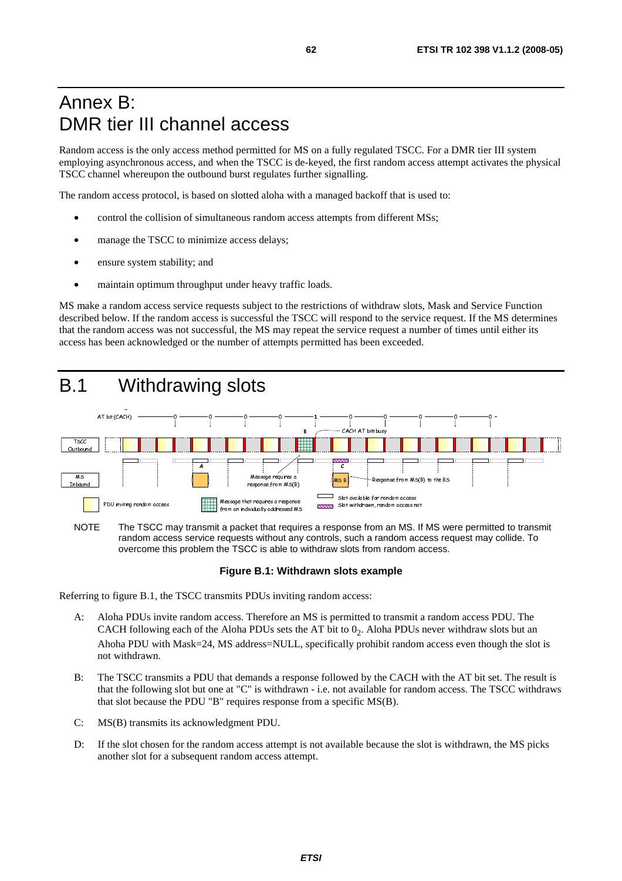# Annex B: DMR tier III channel access

Random access is the only access method permitted for MS on a fully regulated TSCC. For a DMR tier III system employing asynchronous access, and when the TSCC is de-keyed, the first random access attempt activates the physical TSCC channel whereupon the outbound burst regulates further signalling.

The random access protocol, is based on slotted aloha with a managed backoff that is used to:

- control the collision of simultaneous random access attempts from different MSs;
- manage the TSCC to minimize access delays;
- ensure system stability; and
- maintain optimum throughput under heavy traffic loads.

MS make a random access service requests subject to the restrictions of withdraw slots, Mask and Service Function described below. If the random access is successful the TSCC will respond to the service request. If the MS determines that the random access was not successful, the MS may repeat the service request a number of times until either its access has been acknowledged or the number of attempts permitted has been exceeded.

# B.1 Withdrawing slots

NOTE The TSCC may transmit a packet that requires a response from an MS. If MS were permitted to transmit random access service requests without any controls, such a random access request may collide. To overcome this problem the TSCC is able to withdraw slots from random access.

**Figure B.1: Withdrawn slots example**

Referring to figure B.1, the TSCC transmits PDUs inviting random access:

A: Aloha PDUs invite random access. Therefore an MS is permitted to transmit a random access PDU. The CACH following each of the Aloha PDUs sets the AT bit to $0_2$. Aloha PDUs never withdraw slots but an Ahoha PDU with Mask=24, MS address=NULL, specifically prohibit random access even though the slot is not withdrawn.

B: The TSCC transmits a PDU that demands a response followed by the CACH with the AT bit set. The result is that the following slot but one at "C" is withdrawn - i.e. not available for random access. The TSCC withdraws that slot because the PDU "B" requires response from a specific MS(B).

C: MS(B) transmits its acknowledgment PDU.

D: If the slot chosen for the random access attempt is not available because the slot is withdrawn, the MS picks another slot for a subsequent random access attempt.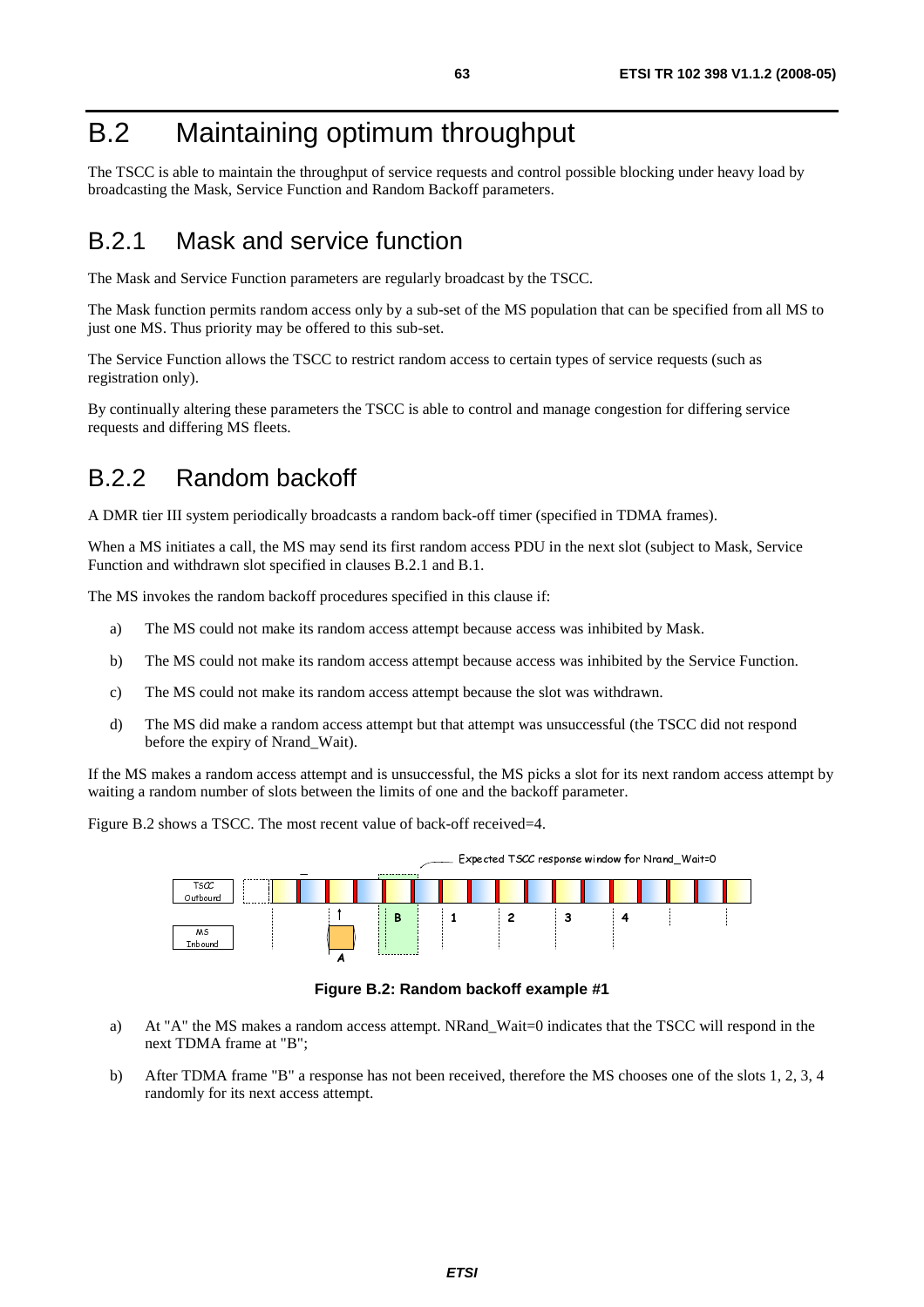# B.2 Maintaining optimum throughput

The TSCC is able to maintain the throughput of service requests and control possible blocking under heavy load by broadcasting the Mask, Service Function and Random Backoff parameters.

## B.2.1 Mask and service function

The Mask and Service Function parameters are regularly broadcast by the TSCC.

The Mask function permits random access only by a sub-set of the MS population that can be specified from all MS to just one MS. Thus priority may be offered to this sub-set.

The Service Function allows the TSCC to restrict random access to certain types of service requests (such as registration only).

By continually altering these parameters the TSCC is able to control and manage congestion for differing service requests and differing MS fleets.

## B.2.2 Random backoff

A DMR tier III system periodically broadcasts a random back-off timer (specified in TDMA frames).

When a MS initiates a call, the MS may send its first random access PDU in the next slot (subject to Mask, Service Function and withdrawn slot specified in clauses B.2.1 and B.1.

The MS invokes the random backoff procedures specified in this clause if:

a) The MS could not make its random access attempt because access was inhibited by Mask.

b) The MS could not make its random access attempt because access was inhibited by the Service Function.

c) The MS could not make its random access attempt because the slot was withdrawn.

d) The MS did make a random access attempt but that attempt was unsuccessful (the TSCC did not respond before the expiry of Nrand_Wait).

If the MS makes a random access attempt and is unsuccessful, the MS picks a slot for its next random access attempt by waiting a random number of slots between the limits of one and the backoff parameter.

Figure B.2 shows a TSCC. The most recent value of back-off received=4.

**Figure B.2: Random backoff example #1**

a) At "A" the MS makes a random access attempt. NRand_Wait=0 indicates that the TSCC will respond in the next TDMA frame at "B";

b) After TDMA frame "B" a response has not been received, therefore the MS chooses one of the slots 1, 2, 3, 4 randomly for its next access attempt.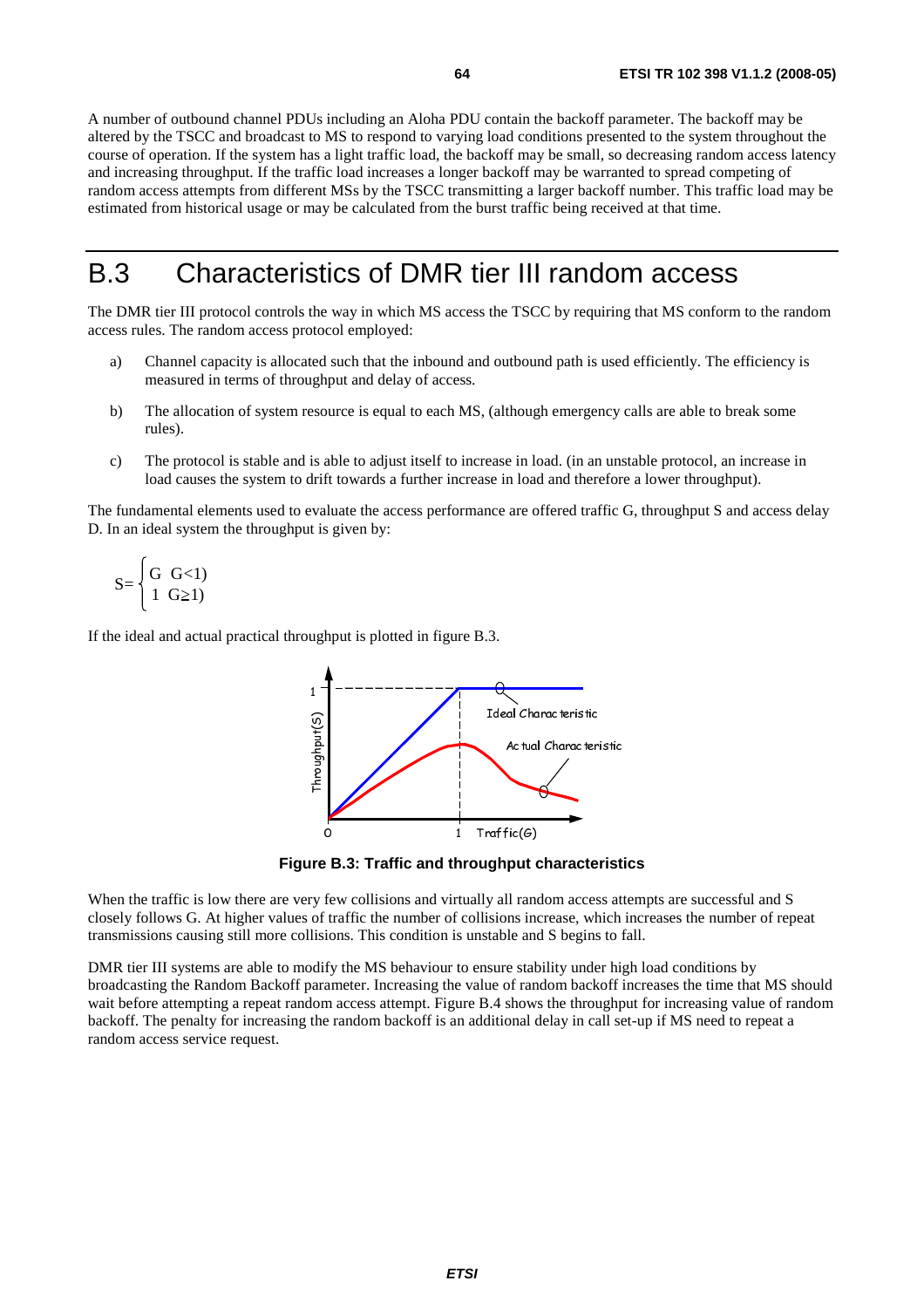A number of outbound channel PDUs including an Aloha PDU contain the backoff parameter. The backoff may be altered by the TSCC and broadcast to MS to respond to varying load conditions presented to the system throughout the course of operation. If the system has a light traffic load, the backoff may be small, so decreasing random access latency and increasing throughput. If the traffic load increases a longer backoff may be warranted to spread competing of random access attempts from different MSs by the TSCC transmitting a larger backoff number. This traffic load may be estimated from historical usage or may be calculated from the burst traffic being received at that time.

# B.3 Characteristics of DMR tier III random access

The DMR tier III protocol controls the way in which MS access the TSCC by requiring that MS conform to the random access rules. The random access protocol employed:

a) Channel capacity is allocated such that the inbound and outbound path is used efficiently. The efficiency is measured in terms of throughput and delay of access.

b) The allocation of system resource is equal to each MS, (although emergency calls are able to break some rules).

c) The protocol is stable and is able to adjust itself to increase in load. (in an unstable protocol, an increase in load causes the system to drift towards a further increase in load and therefore a lower throughput).

The fundamental elements used to evaluate the access performance are offered traffic G, throughput S and access delay D. In an ideal system the throughput is given by:

$$S = \begin{cases} G & G<1) \\ 1 & G\geq 1) \end{cases}$$

If the ideal and actual practical throughput is plotted in figure B.3.

**Figure B.3: Traffic and throughput characteristics**

When the traffic is low there are very few collisions and virtually all random access attempts are successful and S closely follows G. At higher values of traffic the number of collisions increase, which increases the number of repeat transmissions causing still more collisions. This condition is unstable and S begins to fall.

DMR tier III systems are able to modify the MS behaviour to ensure stability under high load conditions by broadcasting the Random Backoff parameter. Increasing the value of random backoff increases the time that MS should wait before attempting a repeat random access attempt. Figure B.4 shows the throughput for increasing value of random backoff. The penalty for increasing the random backoff is an additional delay in call set-up if MS need to repeat a random access service request.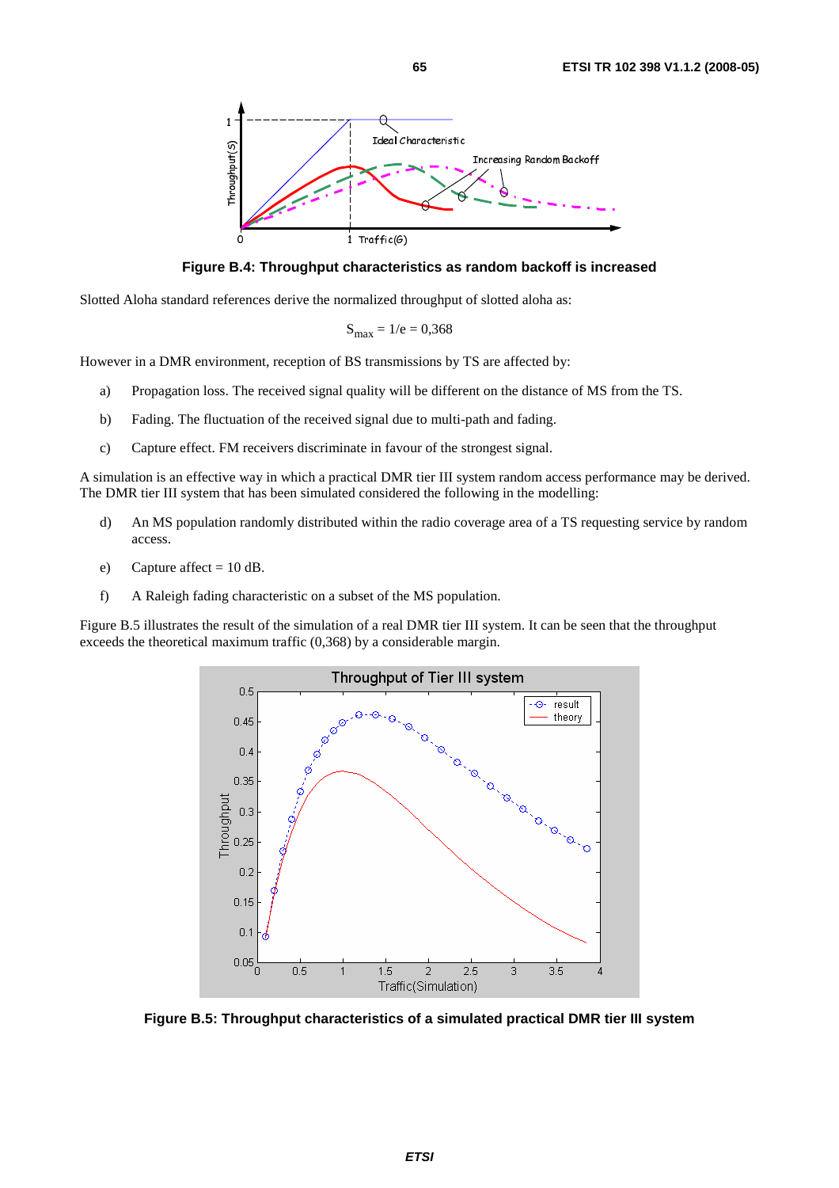**Figure B.4: Throughput characteristics as random backoff is increased**

Slotted Aloha standard references derive the normalized throughput of slotted aloha as:

$$S_{max} = 1/e = 0{,}368$$

However in a DMR environment, reception of BS transmissions by TS are affected by:

a) Propagation loss. The received signal quality will be different on the distance of MS from the TS.

b) Fading. The fluctuation of the received signal due to multi-path and fading.

c) Capture effect. FM receivers discriminate in favour of the strongest signal.

A simulation is an effective way in which a practical DMR tier III system random access performance may be derived. The DMR tier III system that has been simulated considered the following in the modelling:

d) An MS population randomly distributed within the radio coverage area of a TS requesting service by random access.

e) Capture affect = 10 dB.

f) A Raleigh fading characteristic on a subset of the MS population.

Figure B.5 illustrates the result of the simulation of a real DMR tier III system. It can be seen that the throughput exceeds the theoretical maximum traffic (0,368) by a considerable margin.

**Figure B.5: Throughput characteristics of a simulated practical DMR tier III system**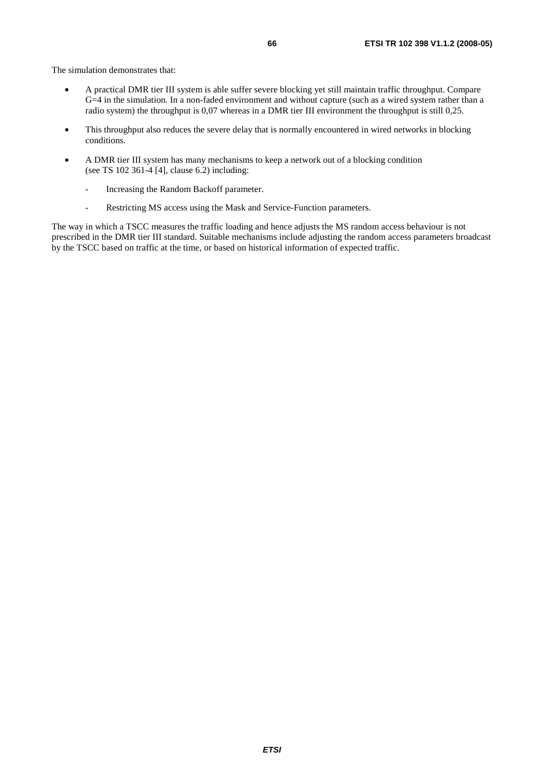The simulation demonstrates that:

- A practical DMR tier III system is able suffer severe blocking yet still maintain traffic throughput. Compare G=4 in the simulation. In a non-faded environment and without capture (such as a wired system rather than a radio system) the throughput is 0,07 whereas in a DMR tier III environment the throughput is still 0,25.
- This throughput also reduces the severe delay that is normally encountered in wired networks in blocking conditions.
- A DMR tier III system has many mechanisms to keep a network out of a blocking condition (see TS 102 361-4 [4], clause 6.2) including:
  - Increasing the Random Backoff parameter.
  - Restricting MS access using the Mask and Service-Function parameters.

The way in which a TSCC measures the traffic loading and hence adjusts the MS random access behaviour is not prescribed in the DMR tier III standard. Suitable mechanisms include adjusting the random access parameters broadcast by the TSCC based on traffic at the time, or based on historical information of expected traffic.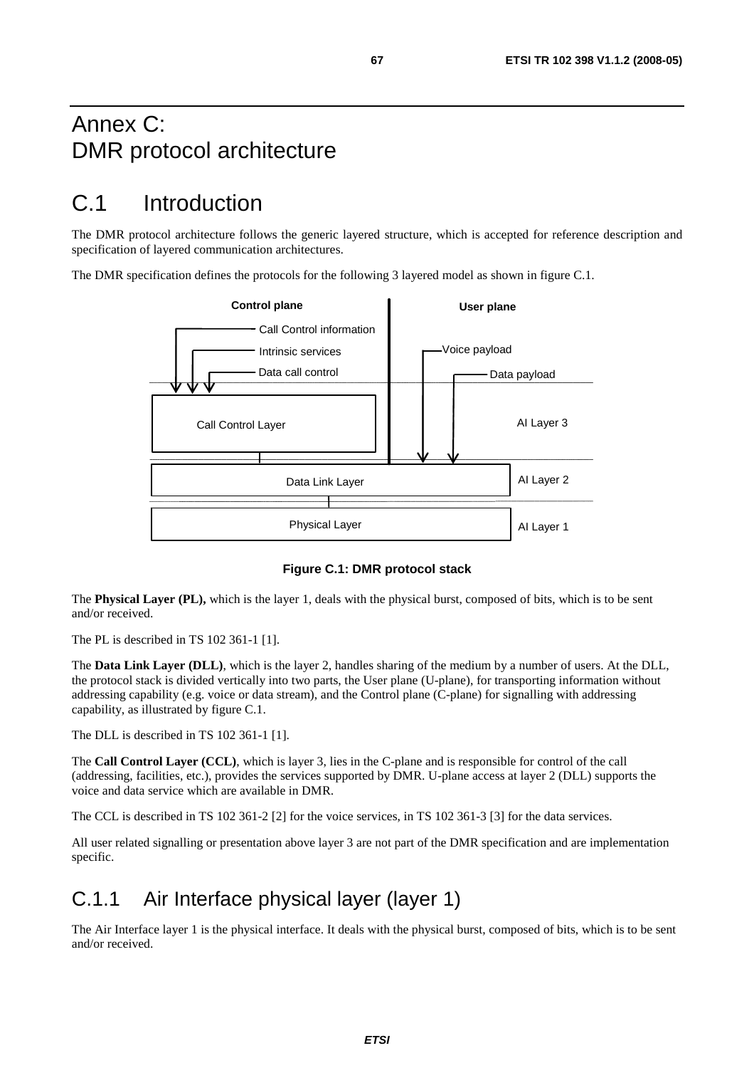# Annex C: DMR protocol architecture

## C.1 Introduction

The DMR protocol architecture follows the generic layered structure, which is accepted for reference description and specification of layered communication architectures.

The DMR specification defines the protocols for the following 3 layered model as shown in figure C.1.

**Figure C.1: DMR protocol stack**

The **Physical Layer (PL),** which is the layer 1, deals with the physical burst, composed of bits, which is to be sent and/or received.

The PL is described in TS 102 361-1 [1].

The **Data Link Layer (DLL)**, which is the layer 2, handles sharing of the medium by a number of users. At the DLL, the protocol stack is divided vertically into two parts, the User plane (U-plane), for transporting information without addressing capability (e.g. voice or data stream), and the Control plane (C-plane) for signalling with addressing capability, as illustrated by figure C.1.

The DLL is described in TS 102 361-1 [1].

The **Call Control Layer (CCL)**, which is layer 3, lies in the C-plane and is responsible for control of the call (addressing, facilities, etc.), provides the services supported by DMR. U-plane access at layer 2 (DLL) supports the voice and data service which are available in DMR.

The CCL is described in TS 102 361-2 [2] for the voice services, in TS 102 361-3 [3] for the data services.

All user related signalling or presentation above layer 3 are not part of the DMR specification and are implementation specific.

### C.1.1 Air Interface physical layer (layer 1)

The Air Interface layer 1 is the physical interface. It deals with the physical burst, composed of bits, which is to be sent and/or received.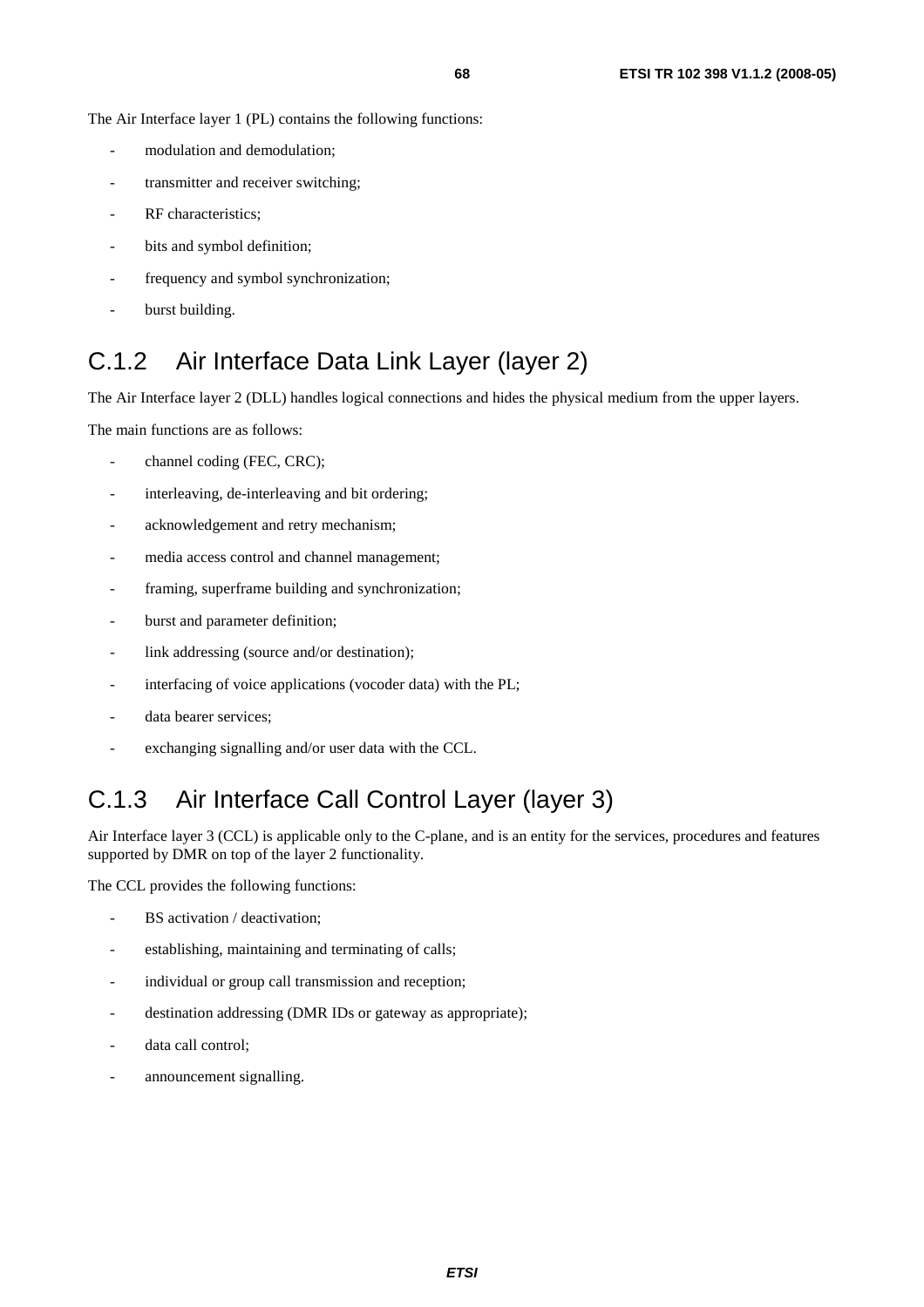The Air Interface layer 1 (PL) contains the following functions:

- modulation and demodulation;
- transmitter and receiver switching;
- RF characteristics;
- bits and symbol definition;
- frequency and symbol synchronization;
- burst building.

## C.1.2 Air Interface Data Link Layer (layer 2)

The Air Interface layer 2 (DLL) handles logical connections and hides the physical medium from the upper layers.

The main functions are as follows:

- channel coding (FEC, CRC);
- interleaving, de-interleaving and bit ordering;
- acknowledgement and retry mechanism;
- media access control and channel management;
- framing, superframe building and synchronization;
- burst and parameter definition;
- link addressing (source and/or destination);
- interfacing of voice applications (vocoder data) with the PL;
- data bearer services;
- exchanging signalling and/or user data with the CCL.

## C.1.3 Air Interface Call Control Layer (layer 3)

Air Interface layer 3 (CCL) is applicable only to the C-plane, and is an entity for the services, procedures and features supported by DMR on top of the layer 2 functionality.

The CCL provides the following functions:

- BS activation / deactivation;
- establishing, maintaining and terminating of calls;
- individual or group call transmission and reception;
- destination addressing (DMR IDs or gateway as appropriate);
- data call control;
- announcement signalling.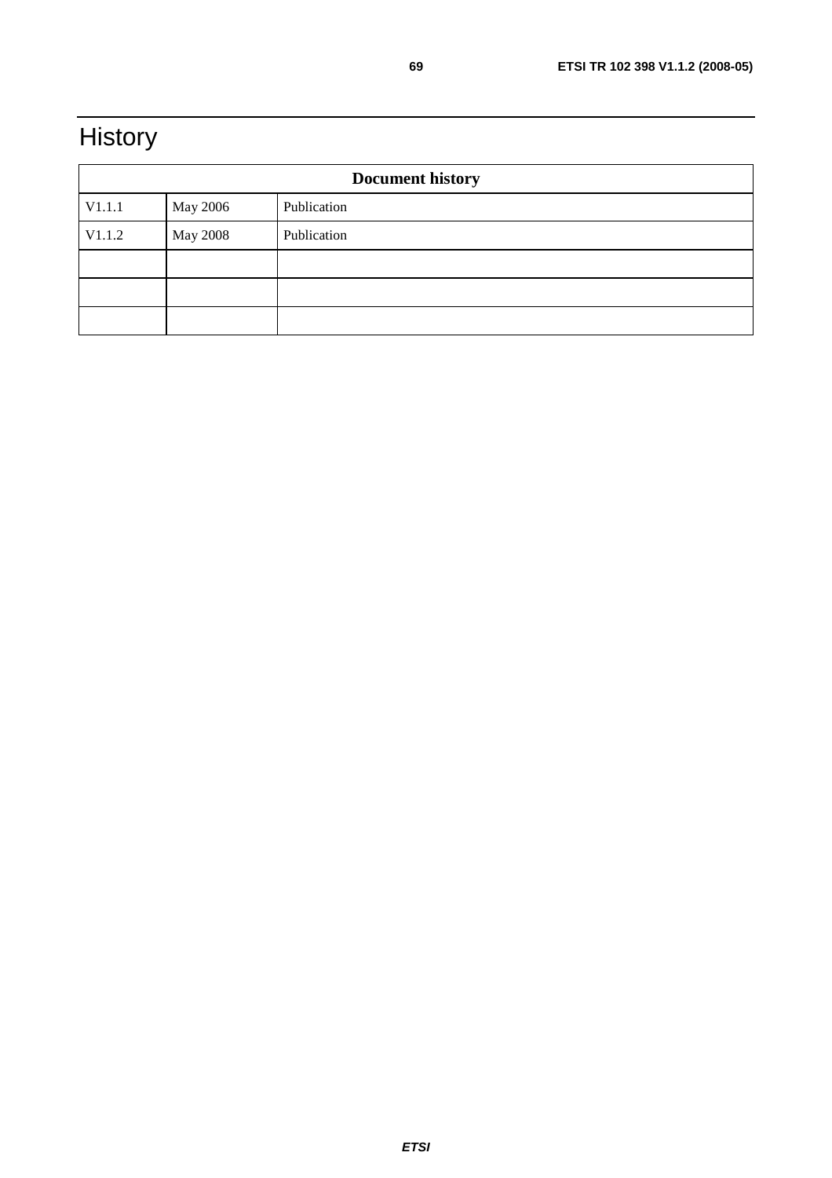# History

| Document history | | |
|---|---|---|
| V1.1.1 | May 2006 | Publication |
| V1.1.2 | May 2008 | Publication |
| | | |
| | | |
| | | |